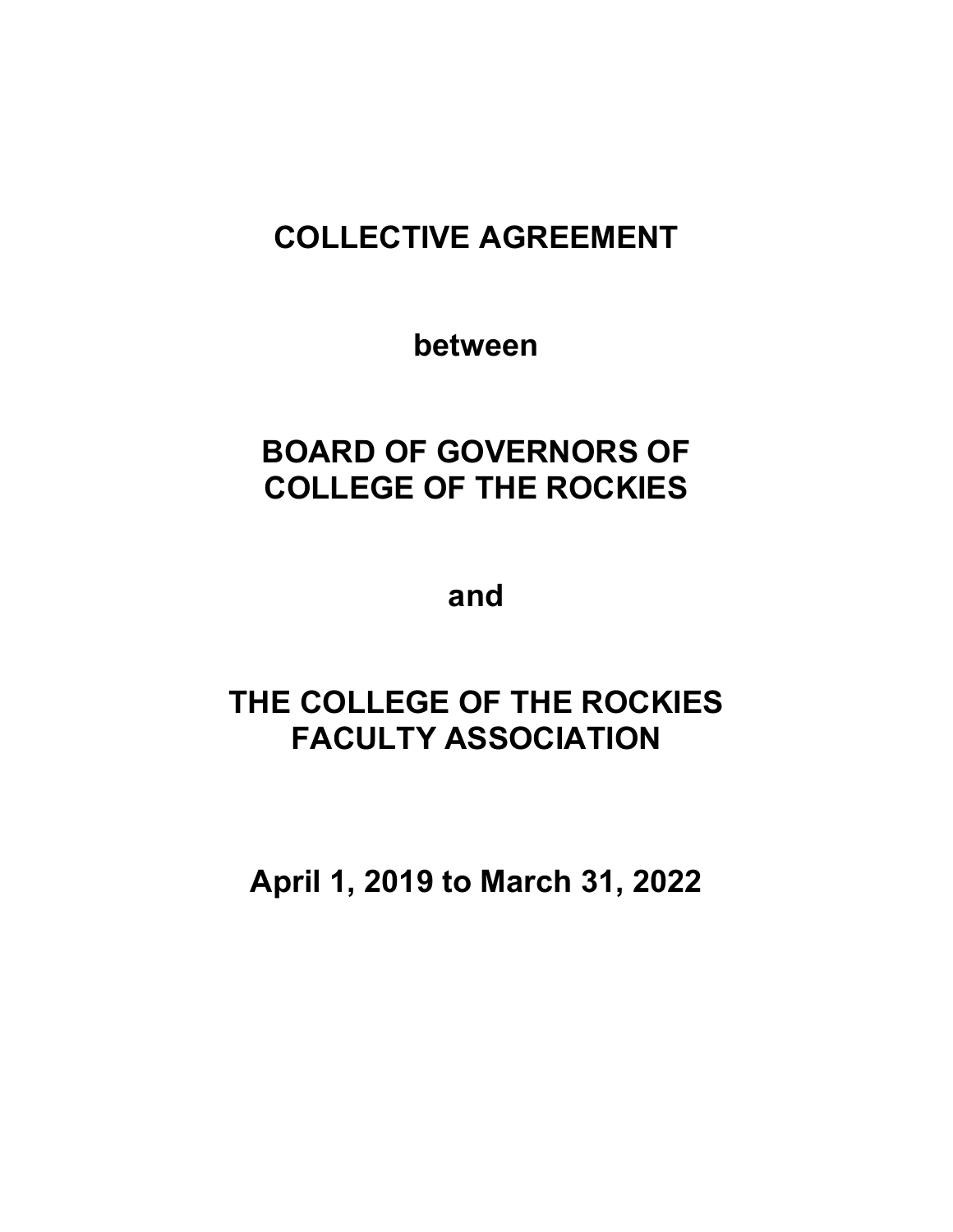# COLLECTIVE AGREEMENT

**between**

# BOARD OF GOVERNORS OF COLLEGE OF THE ROCKIES

**and**

# THE COLLEGE OF THE ROCKIES FACULTY ASSOCIATION

**April 1, 2019 to March 31, 2022**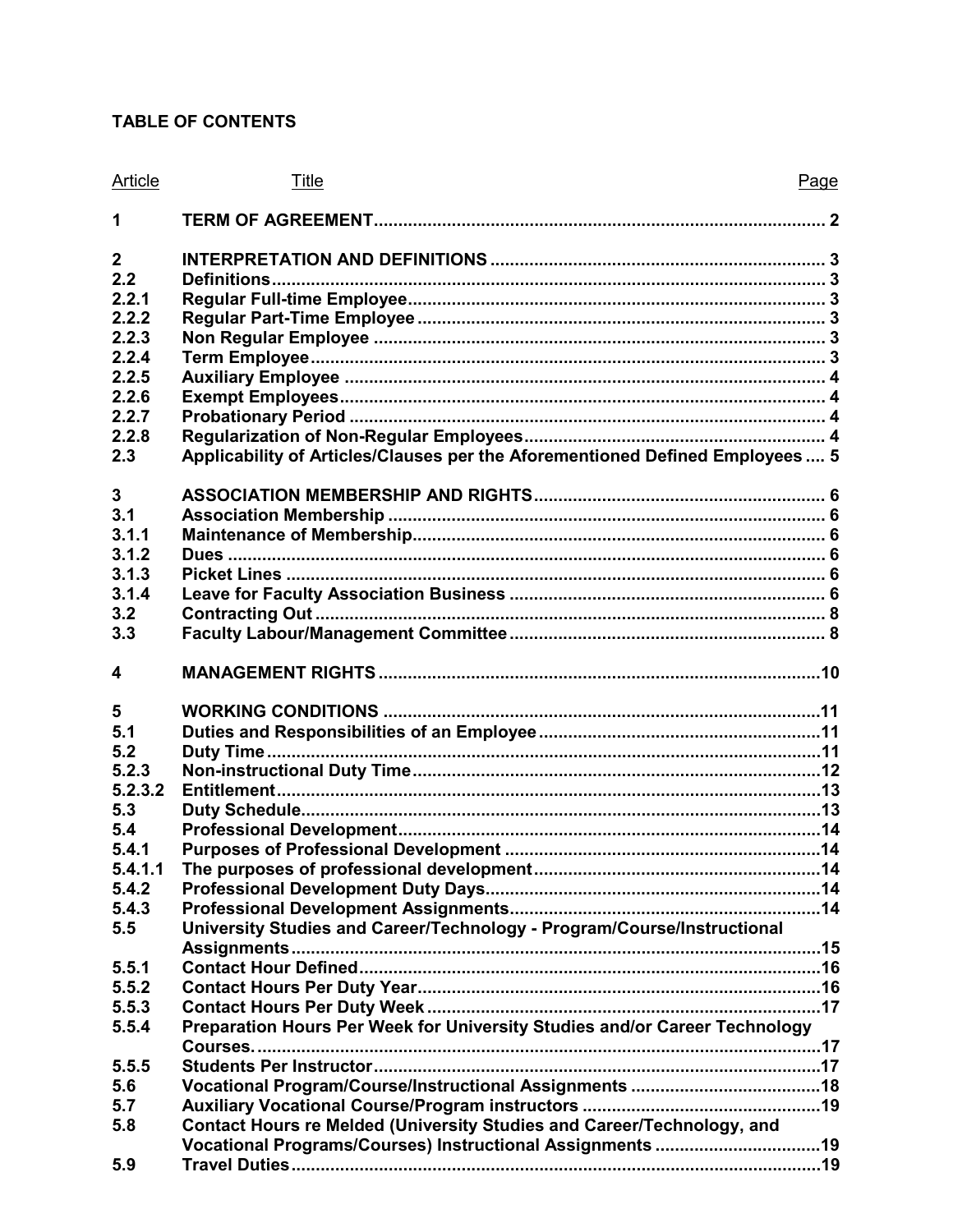## TABLE OF CONTENTS

| Article | Title | Page |
|---|---|---|
| **1** | **TERM OF AGREEMENT** | **2** |
| **2** | **INTERPRETATION AND DEFINITIONS** | **3** |
| **2.2** | **Definitions** | **3** |
| **2.2.1** | **Regular Full-time Employee** | **3** |
| **2.2.2** | **Regular Part-Time Employee** | **3** |
| **2.2.3** | **Non Regular Employee** | **3** |
| **2.2.4** | **Term Employee** | **3** |
| **2.2.5** | **Auxiliary Employee** | **4** |
| **2.2.6** | **Exempt Employees** | **4** |
| **2.2.7** | **Probationary Period** | **4** |
| **2.2.8** | **Regularization of Non-Regular Employees** | **4** |
| **2.3** | **Applicability of Articles/Clauses per the Aforementioned Defined Employees** | **5** |
| **3** | **ASSOCIATION MEMBERSHIP AND RIGHTS** | **6** |
| **3.1** | **Association Membership** | **6** |
| **3.1.1** | **Maintenance of Membership** | **6** |
| **3.1.2** | **Dues** | **6** |
| **3.1.3** | **Picket Lines** | **6** |
| **3.1.4** | **Leave for Faculty Association Business** | **6** |
| **3.2** | **Contracting Out** | **8** |
| **3.3** | **Faculty Labour/Management Committee** | **8** |
| **4** | **MANAGEMENT RIGHTS** | **10** |
| **5** | **WORKING CONDITIONS** | **11** |
| **5.1** | **Duties and Responsibilities of an Employee** | **11** |
| **5.2** | **Duty Time** | **11** |
| **5.2.3** | **Non-instructional Duty Time** | **12** |
| **5.2.3.2** | **Entitlement** | **13** |
| **5.3** | **Duty Schedule** | **13** |
| **5.4** | **Professional Development** | **14** |
| **5.4.1** | **Purposes of Professional Development** | **14** |
| **5.4.1.1** | **The purposes of professional development** | **14** |
| **5.4.2** | **Professional Development Duty Days** | **14** |
| **5.4.3** | **Professional Development Assignments** | **14** |
| **5.5** | **University Studies and Career/Technology - Program/Course/Instructional Assignments** | **15** |
| **5.5.1** | **Contact Hour Defined** | **16** |
| **5.5.2** | **Contact Hours Per Duty Year** | **16** |
| **5.5.3** | **Contact Hours Per Duty Week** | **17** |
| **5.5.4** | **Preparation Hours Per Week for University Studies and/or Career Technology Courses.** | **17** |
| **5.5.5** | **Students Per Instructor** | **17** |
| **5.6** | **Vocational Program/Course/Instructional Assignments** | **18** |
| **5.7** | **Auxiliary Vocational Course/Program instructors** | **19** |
| **5.8** | **Contact Hours re Melded (University Studies and Career/Technology, and Vocational Programs/Courses) Instructional Assignments** | **19** |
| **5.9** | **Travel Duties** | **19** |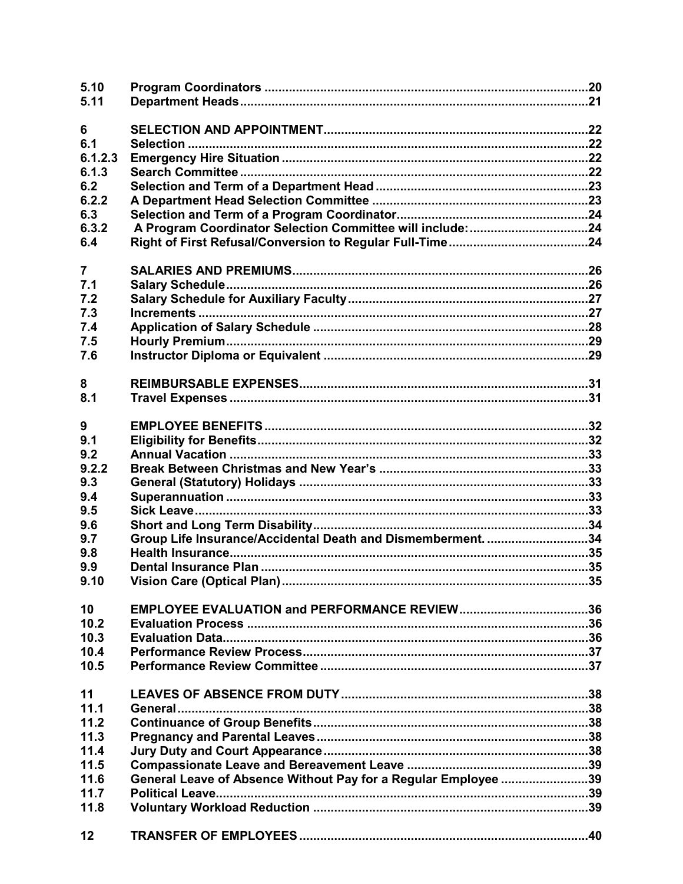| | | |
|---|---|---|
| 5.10 | Program Coordinators | 20 |
| 5.11 | Department Heads | 21 |
| 6 | SELECTION AND APPOINTMENT | 22 |
| 6.1 | Selection | 22 |
| 6.1.2.3 | Emergency Hire Situation | 22 |
| 6.1.3 | Search Committee | 22 |
| 6.2 | Selection and Term of a Department Head | 23 |
| 6.2.2 | A Department Head Selection Committee | 23 |
| 6.3 | Selection and Term of a Program Coordinator | 24 |
| 6.3.2 | A Program Coordinator Selection Committee will include: | 24 |
| 6.4 | Right of First Refusal/Conversion to Regular Full-Time | 24 |
| 7 | SALARIES AND PREMIUMS | 26 |
| 7.1 | Salary Schedule | 26 |
| 7.2 | Salary Schedule for Auxiliary Faculty | 27 |
| 7.3 | Increments | 27 |
| 7.4 | Application of Salary Schedule | 28 |
| 7.5 | Hourly Premium | 29 |
| 7.6 | Instructor Diploma or Equivalent | 29 |
| 8 | REIMBURSABLE EXPENSES | 31 |
| 8.1 | Travel Expenses | 31 |
| 9 | EMPLOYEE BENEFITS | 32 |
| 9.1 | Eligibility for Benefits | 32 |
| 9.2 | Annual Vacation | 33 |
| 9.2.2 | Break Between Christmas and New Year's | 33 |
| 9.3 | General (Statutory) Holidays | 33 |
| 9.4 | Superannuation | 33 |
| 9.5 | Sick Leave | 33 |
| 9.6 | Short and Long Term Disability | 34 |
| 9.7 | Group Life Insurance/Accidental Death and Dismemberment. | 34 |
| 9.8 | Health Insurance | 35 |
| 9.9 | Dental Insurance Plan | 35 |
| 9.10 | Vision Care (Optical Plan) | 35 |
| 10 | EMPLOYEE EVALUATION and PERFORMANCE REVIEW | 36 |
| 10.2 | Evaluation Process | 36 |
| 10.3 | Evaluation Data | 36 |
| 10.4 | Performance Review Process | 37 |
| 10.5 | Performance Review Committee | 37 |
| 11 | LEAVES OF ABSENCE FROM DUTY | 38 |
| 11.1 | General | 38 |
| 11.2 | Continuance of Group Benefits | 38 |
| 11.3 | Pregnancy and Parental Leaves | 38 |
| 11.4 | Jury Duty and Court Appearance | 38 |
| 11.5 | Compassionate Leave and Bereavement Leave | 39 |
| 11.6 | General Leave of Absence Without Pay for a Regular Employee | 39 |
| 11.7 | Political Leave | 39 |
| 11.8 | Voluntary Workload Reduction | 39 |
| 12 | TRANSFER OF EMPLOYEES | 40 |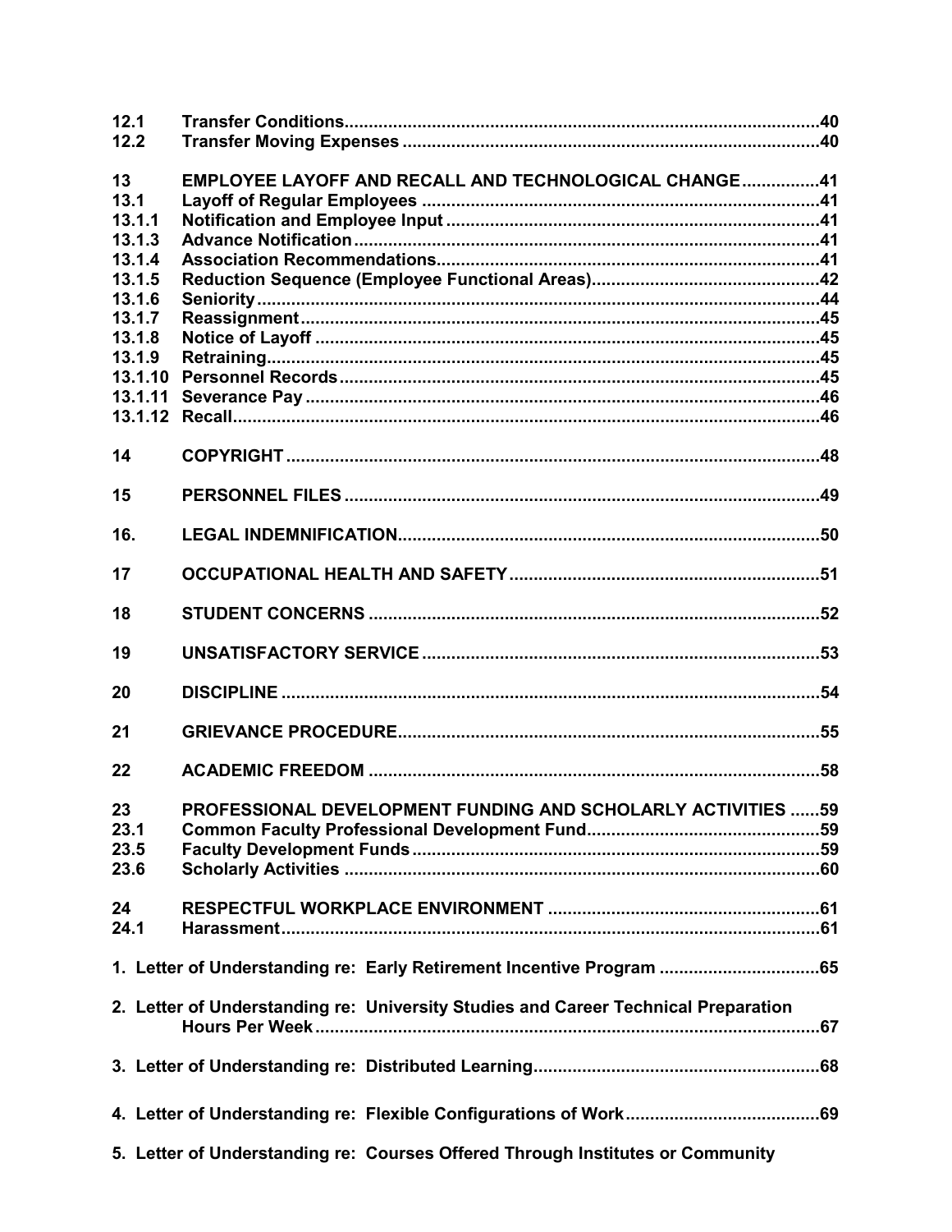| | | |
|---|---|---|
| **12.1** | **Transfer Conditions** | **40** |
| **12.2** | **Transfer Moving Expenses** | **40** |
| | | |
| **13** | **EMPLOYEE LAYOFF AND RECALL AND TECHNOLOGICAL CHANGE** | **41** |
| **13.1** | **Layoff of Regular Employees** | **41** |
| **13.1.1** | **Notification and Employee Input** | **41** |
| **13.1.3** | **Advance Notification** | **41** |
| **13.1.4** | **Association Recommendations** | **41** |
| **13.1.5** | **Reduction Sequence (Employee Functional Areas)** | **42** |
| **13.1.6** | **Seniority** | **44** |
| **13.1.7** | **Reassignment** | **45** |
| **13.1.8** | **Notice of Layoff** | **45** |
| **13.1.9** | **Retraining** | **45** |
| **13.1.10** | **Personnel Records** | **45** |
| **13.1.11** | **Severance Pay** | **46** |
| **13.1.12** | **Recall** | **46** |
| | | |
| **14** | **COPYRIGHT** | **48** |
| | | |
| **15** | **PERSONNEL FILES** | **49** |
| | | |
| **16.** | **LEGAL INDEMNIFICATION** | **50** |
| | | |
| **17** | **OCCUPATIONAL HEALTH AND SAFETY** | **51** |
| | | |
| **18** | **STUDENT CONCERNS** | **52** |
| | | |
| **19** | **UNSATISFACTORY SERVICE** | **53** |
| | | |
| **20** | **DISCIPLINE** | **54** |
| | | |
| **21** | **GRIEVANCE PROCEDURE** | **55** |
| | | |
| **22** | **ACADEMIC FREEDOM** | **58** |
| | | |
| **23** | **PROFESSIONAL DEVELOPMENT FUNDING AND SCHOLARLY ACTIVITIES** | **59** |
| **23.1** | **Common Faculty Professional Development Fund** | **59** |
| **23.5** | **Faculty Development Funds** | **59** |
| **23.6** | **Scholarly Activities** | **60** |
| | | |
| **24** | **RESPECTFUL WORKPLACE ENVIRONMENT** | **61** |
| **24.1** | **Harassment** | **61** |

**1. Letter of Understanding re: Early Retirement Incentive Program** ..... **65**

**2. Letter of Understanding re: University Studies and Career Technical Preparation Hours Per Week** ..... **67**

**3. Letter of Understanding re: Distributed Learning** ..... **68**

**4. Letter of Understanding re: Flexible Configurations of Work** ..... **69**

**5. Letter of Understanding re: Courses Offered Through Institutes or Community**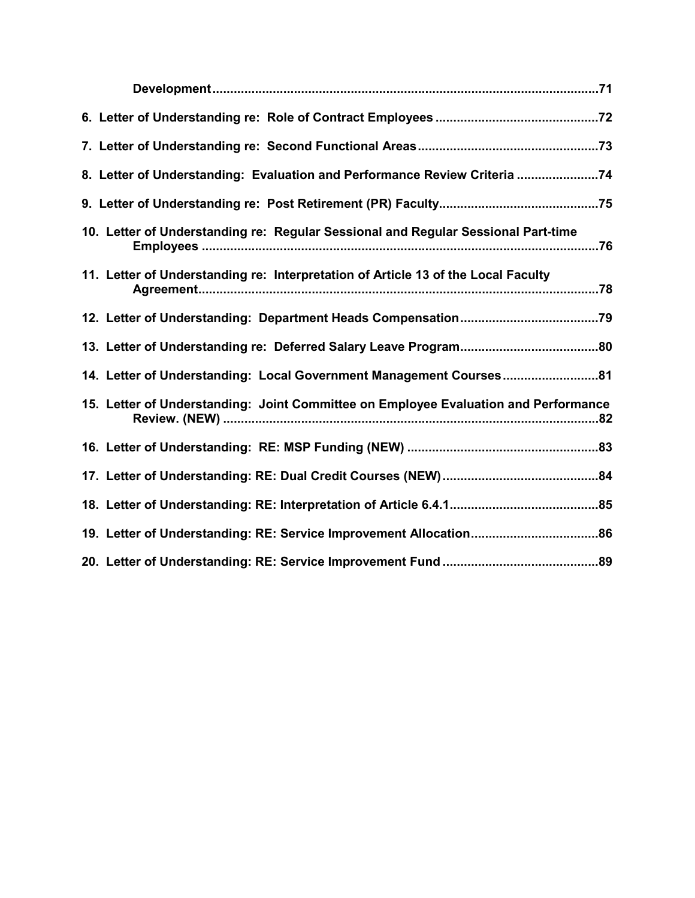**Development ......................................................................................................71**

**6. Letter of Understanding re: Role of Contract Employees .............................................72**

**7. Letter of Understanding re: Second Functional Areas...................................................73**

**8. Letter of Understanding: Evaluation and Performance Review Criteria .......................74**

**9. Letter of Understanding re: Post Retirement (PR) Faculty............................................75**

**10. Letter of Understanding re: Regular Sessional and Regular Sessional Part-time Employees ..................................................................................................................76**

**11. Letter of Understanding re: Interpretation of Article 13 of the Local Faculty Agreement...................................................................................................................78**

**12. Letter of Understanding: Department Heads Compensation.......................................79**

**13. Letter of Understanding re: Deferred Salary Leave Program.......................................80**

**14. Letter of Understanding: Local Government Management Courses...........................81**

**15. Letter of Understanding: Joint Committee on Employee Evaluation and Performance Review. (NEW) ...........................................................................................................82**

**16. Letter of Understanding: RE: MSP Funding (NEW) ......................................................83**

**17. Letter of Understanding: RE: Dual Credit Courses (NEW)............................................84**

**18. Letter of Understanding: RE: Interpretation of Article 6.4.1..........................................85**

**19. Letter of Understanding: RE: Service Improvement Allocation....................................86**

**20. Letter of Understanding: RE: Service Improvement Fund ............................................89**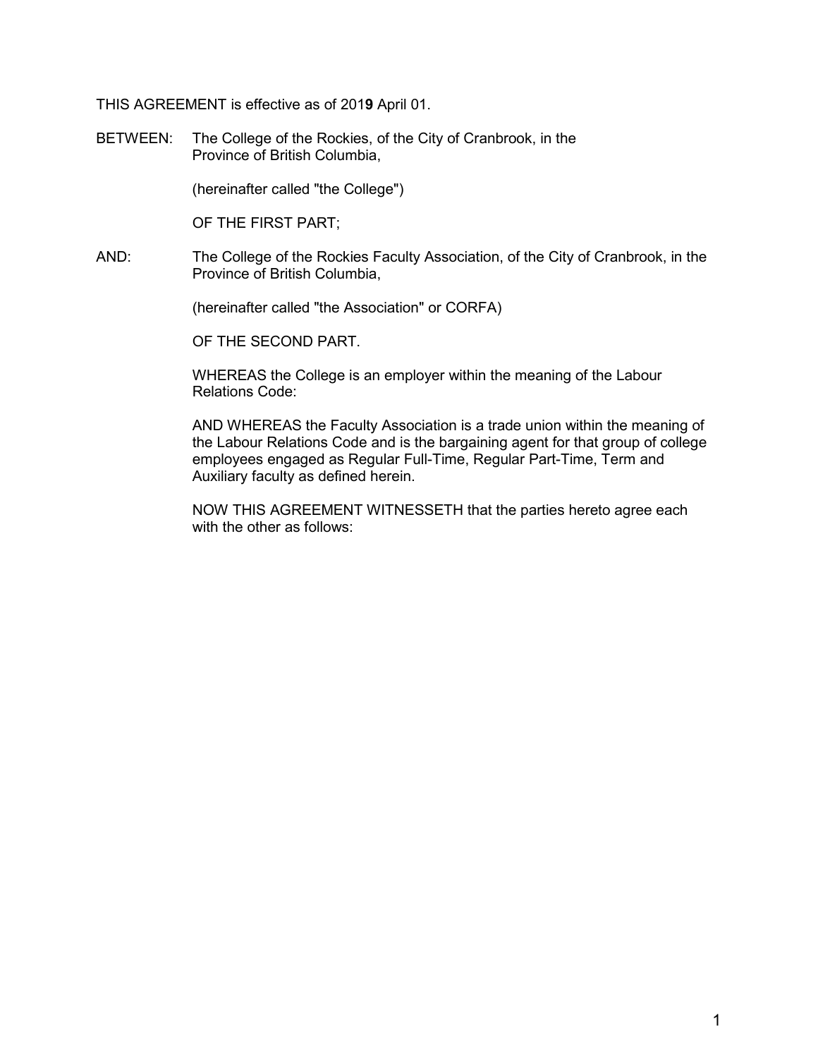THIS AGREEMENT is effective as of 201**9** April 01.

BETWEEN: The College of the Rockies, of the City of Cranbrook, in the Province of British Columbia,

(hereinafter called "the College")

OF THE FIRST PART;

AND: The College of the Rockies Faculty Association, of the City of Cranbrook, in the Province of British Columbia,

(hereinafter called "the Association" or CORFA)

OF THE SECOND PART.

WHEREAS the College is an employer within the meaning of the Labour Relations Code:

AND WHEREAS the Faculty Association is a trade union within the meaning of the Labour Relations Code and is the bargaining agent for that group of college employees engaged as Regular Full-Time, Regular Part-Time, Term and Auxiliary faculty as defined herein.

NOW THIS AGREEMENT WITNESSETH that the parties hereto agree each with the other as follows: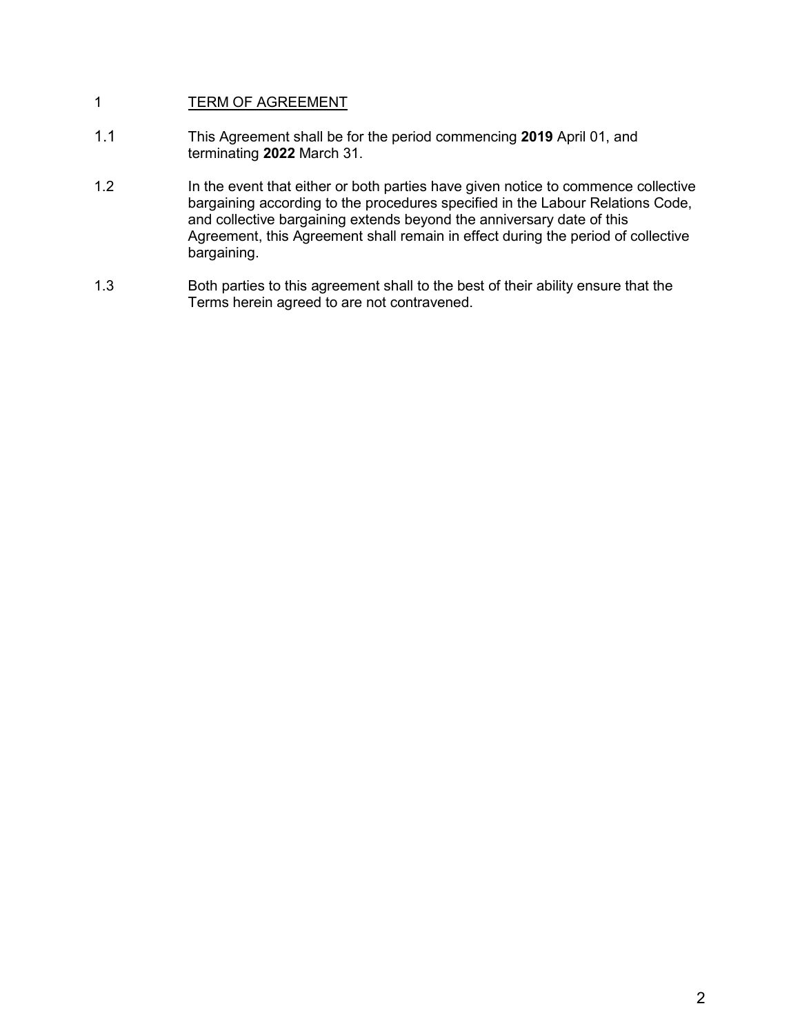## 1 TERM OF AGREEMENT

1.1 This Agreement shall be for the period commencing **2019** April 01, and terminating **2022** March 31.

1.2 In the event that either or both parties have given notice to commence collective bargaining according to the procedures specified in the Labour Relations Code, and collective bargaining extends beyond the anniversary date of this Agreement, this Agreement shall remain in effect during the period of collective bargaining.

1.3 Both parties to this agreement shall to the best of their ability ensure that the Terms herein agreed to are not contravened.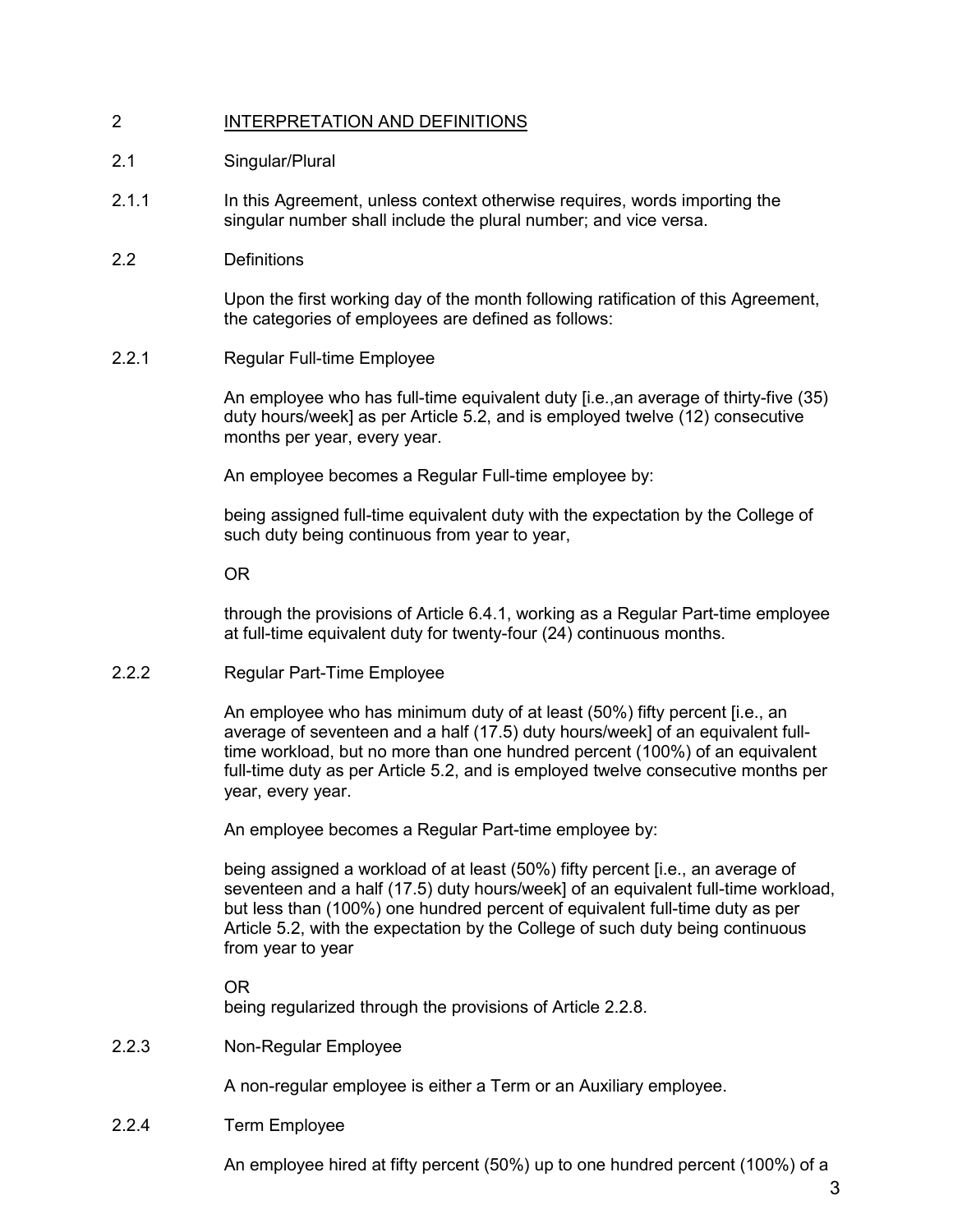## 2 INTERPRETATION AND DEFINITIONS

### 2.1 Singular/Plural

2.1.1 In this Agreement, unless context otherwise requires, words importing the singular number shall include the plural number; and vice versa.

### 2.2 Definitions

Upon the first working day of the month following ratification of this Agreement, the categories of employees are defined as follows:

#### 2.2.1 Regular Full-time Employee

An employee who has full-time equivalent duty [i.e.,an average of thirty-five (35) duty hours/week] as per Article 5.2, and is employed twelve (12) consecutive months per year, every year.

An employee becomes a Regular Full-time employee by:

being assigned full-time equivalent duty with the expectation by the College of such duty being continuous from year to year,

OR

through the provisions of Article 6.4.1, working as a Regular Part-time employee at full-time equivalent duty for twenty-four (24) continuous months.

#### 2.2.2 Regular Part-Time Employee

An employee who has minimum duty of at least (50%) fifty percent [i.e., an average of seventeen and a half (17.5) duty hours/week] of an equivalent full-time workload, but no more than one hundred percent (100%) of an equivalent full-time duty as per Article 5.2, and is employed twelve consecutive months per year, every year.

An employee becomes a Regular Part-time employee by:

being assigned a workload of at least (50%) fifty percent [i.e., an average of seventeen and a half (17.5) duty hours/week] of an equivalent full-time workload, but less than (100%) one hundred percent of equivalent full-time duty as per Article 5.2, with the expectation by the College of such duty being continuous from year to year

OR

being regularized through the provisions of Article 2.2.8.

#### 2.2.3 Non-Regular Employee

A non-regular employee is either a Term or an Auxiliary employee.

#### 2.2.4 Term Employee

An employee hired at fifty percent (50%) up to one hundred percent (100%) of a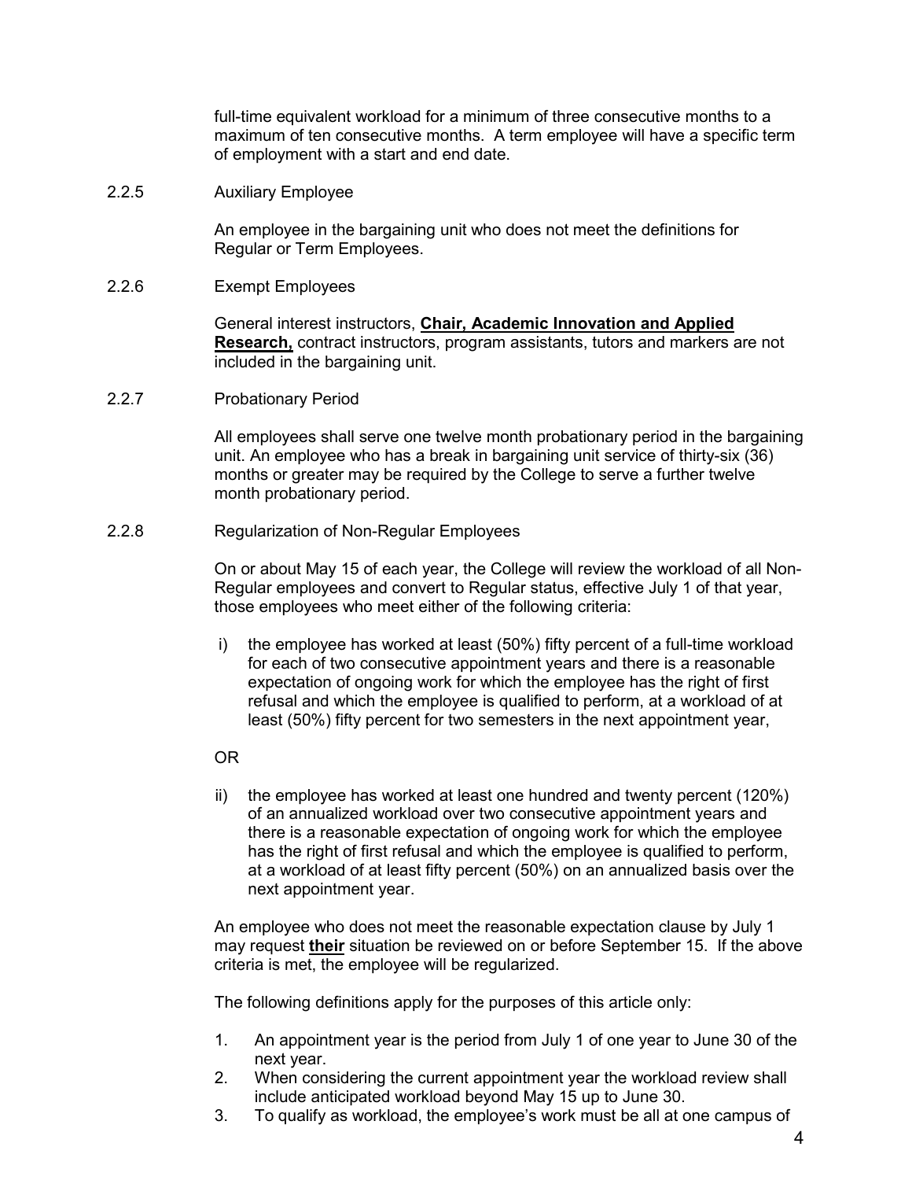full-time equivalent workload for a minimum of three consecutive months to a maximum of ten consecutive months. A term employee will have a specific term of employment with a start and end date.

2.2.5 Auxiliary Employee

An employee in the bargaining unit who does not meet the definitions for Regular or Term Employees.

2.2.6 Exempt Employees

General interest instructors, **Chair, Academic Innovation and Applied Research,** contract instructors, program assistants, tutors and markers are not included in the bargaining unit.

2.2.7 Probationary Period

All employees shall serve one twelve month probationary period in the bargaining unit. An employee who has a break in bargaining unit service of thirty-six (36) months or greater may be required by the College to serve a further twelve month probationary period.

2.2.8 Regularization of Non-Regular Employees

On or about May 15 of each year, the College will review the workload of all Non-Regular employees and convert to Regular status, effective July 1 of that year, those employees who meet either of the following criteria:

i) the employee has worked at least (50%) fifty percent of a full-time workload for each of two consecutive appointment years and there is a reasonable expectation of ongoing work for which the employee has the right of first refusal and which the employee is qualified to perform, at a workload of at least (50%) fifty percent for two semesters in the next appointment year,

OR

ii) the employee has worked at least one hundred and twenty percent (120%) of an annualized workload over two consecutive appointment years and there is a reasonable expectation of ongoing work for which the employee has the right of first refusal and which the employee is qualified to perform, at a workload of at least fifty percent (50%) on an annualized basis over the next appointment year.

An employee who does not meet the reasonable expectation clause by July 1 may request **their** situation be reviewed on or before September 15. If the above criteria is met, the employee will be regularized.

The following definitions apply for the purposes of this article only:

1. An appointment year is the period from July 1 of one year to June 30 of the next year.
2. When considering the current appointment year the workload review shall include anticipated workload beyond May 15 up to June 30.
3. To qualify as workload, the employee's work must be all at one campus of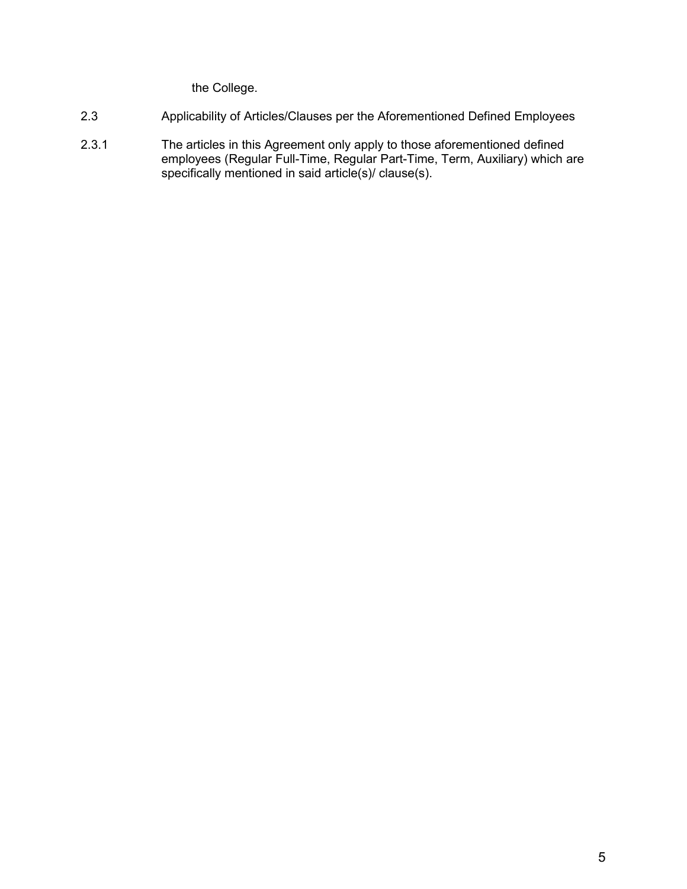the College.

2.3 Applicability of Articles/Clauses per the Aforementioned Defined Employees

2.3.1 The articles in this Agreement only apply to those aforementioned defined employees (Regular Full-Time, Regular Part-Time, Term, Auxiliary) which are specifically mentioned in said article(s)/ clause(s).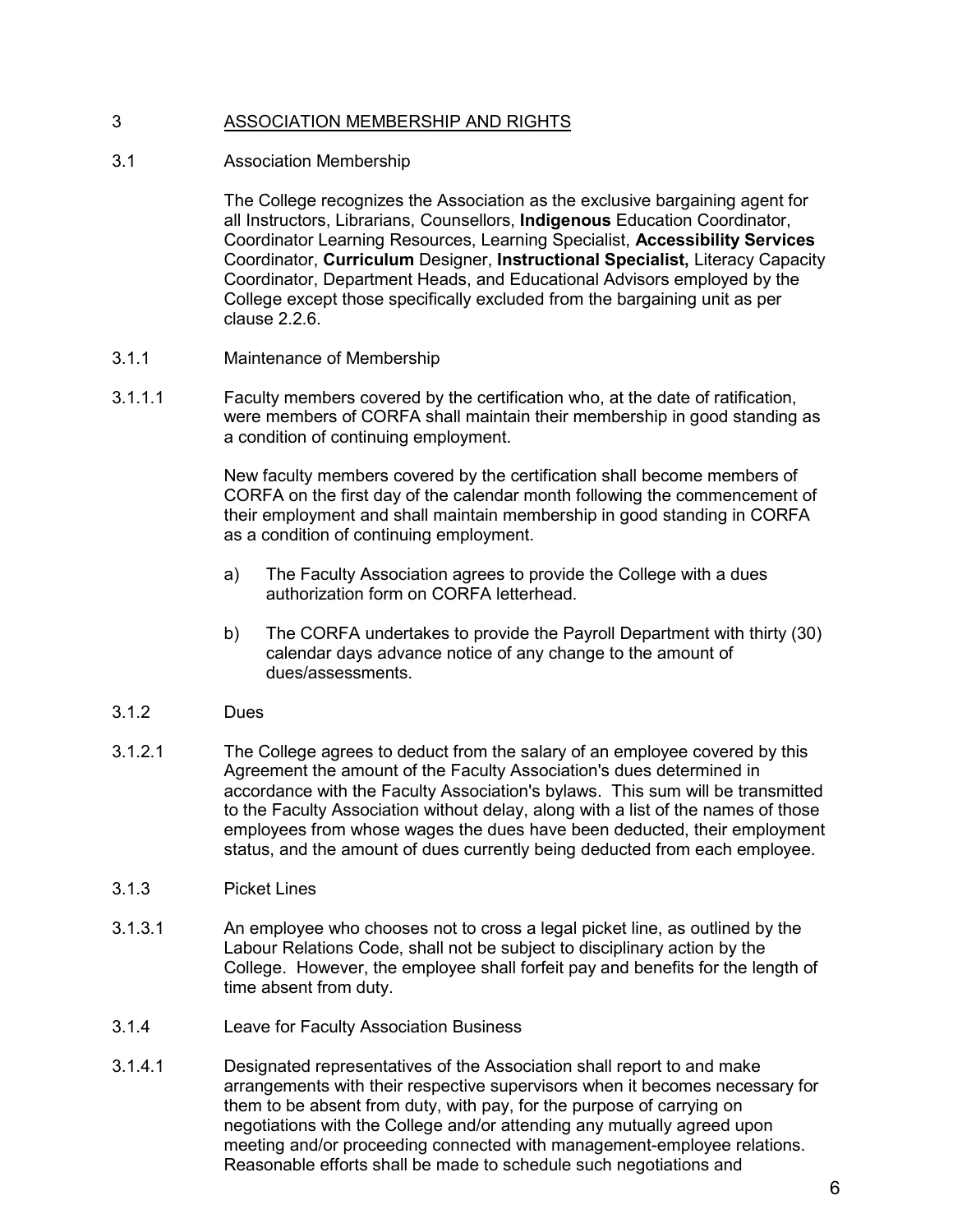## 3 ASSOCIATION MEMBERSHIP AND RIGHTS

### 3.1 Association Membership

The College recognizes the Association as the exclusive bargaining agent for all Instructors, Librarians, Counsellors, **Indigenous** Education Coordinator, Coordinator Learning Resources, Learning Specialist, **Accessibility Services** Coordinator, **Curriculum** Designer, **Instructional Specialist,** Literacy Capacity Coordinator, Department Heads, and Educational Advisors employed by the College except those specifically excluded from the bargaining unit as per clause 2.2.6.

#### 3.1.1 Maintenance of Membership

3.1.1.1 Faculty members covered by the certification who, at the date of ratification, were members of CORFA shall maintain their membership in good standing as a condition of continuing employment.

New faculty members covered by the certification shall become members of CORFA on the first day of the calendar month following the commencement of their employment and shall maintain membership in good standing in CORFA as a condition of continuing employment.

a) The Faculty Association agrees to provide the College with a dues authorization form on CORFA letterhead.

b) The CORFA undertakes to provide the Payroll Department with thirty (30) calendar days advance notice of any change to the amount of dues/assessments.

#### 3.1.2 Dues

3.1.2.1 The College agrees to deduct from the salary of an employee covered by this Agreement the amount of the Faculty Association's dues determined in accordance with the Faculty Association's bylaws. This sum will be transmitted to the Faculty Association without delay, along with a list of the names of those employees from whose wages the dues have been deducted, their employment status, and the amount of dues currently being deducted from each employee.

#### 3.1.3 Picket Lines

3.1.3.1 An employee who chooses not to cross a legal picket line, as outlined by the Labour Relations Code, shall not be subject to disciplinary action by the College. However, the employee shall forfeit pay and benefits for the length of time absent from duty.

#### 3.1.4 Leave for Faculty Association Business

3.1.4.1 Designated representatives of the Association shall report to and make arrangements with their respective supervisors when it becomes necessary for them to be absent from duty, with pay, for the purpose of carrying on negotiations with the College and/or attending any mutually agreed upon meeting and/or proceeding connected with management-employee relations. Reasonable efforts shall be made to schedule such negotiations and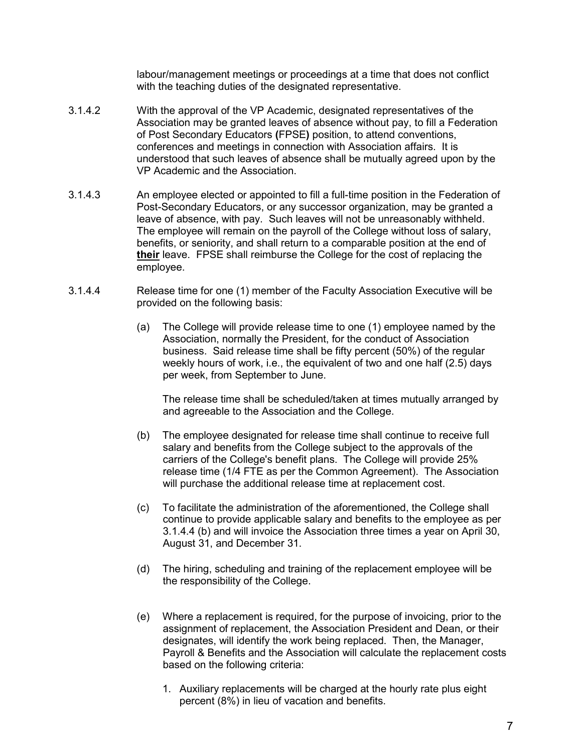labour/management meetings or proceedings at a time that does not conflict with the teaching duties of the designated representative.

3.1.4.2 With the approval of the VP Academic, designated representatives of the Association may be granted leaves of absence without pay, to fill a Federation of Post Secondary Educators **(**FPSE**)** position, to attend conventions, conferences and meetings in connection with Association affairs. It is understood that such leaves of absence shall be mutually agreed upon by the VP Academic and the Association.

3.1.4.3 An employee elected or appointed to fill a full-time position in the Federation of Post-Secondary Educators, or any successor organization, may be granted a leave of absence, with pay. Such leaves will not be unreasonably withheld. The employee will remain on the payroll of the College without loss of salary, benefits, or seniority, and shall return to a comparable position at the end of **<u>their</u>** leave. FPSE shall reimburse the College for the cost of replacing the employee.

3.1.4.4 Release time for one (1) member of the Faculty Association Executive will be provided on the following basis:

(a) The College will provide release time to one (1) employee named by the Association, normally the President, for the conduct of Association business. Said release time shall be fifty percent (50%) of the regular weekly hours of work, i.e., the equivalent of two and one half (2.5) days per week, from September to June.

The release time shall be scheduled/taken at times mutually arranged by and agreeable to the Association and the College.

(b) The employee designated for release time shall continue to receive full salary and benefits from the College subject to the approvals of the carriers of the College's benefit plans. The College will provide 25% release time (1/4 FTE as per the Common Agreement). The Association will purchase the additional release time at replacement cost.

(c) To facilitate the administration of the aforementioned, the College shall continue to provide applicable salary and benefits to the employee as per 3.1.4.4 (b) and will invoice the Association three times a year on April 30, August 31, and December 31.

(d) The hiring, scheduling and training of the replacement employee will be the responsibility of the College.

(e) Where a replacement is required, for the purpose of invoicing, prior to the assignment of replacement, the Association President and Dean, or their designates, will identify the work being replaced. Then, the Manager, Payroll & Benefits and the Association will calculate the replacement costs based on the following criteria:

1. Auxiliary replacements will be charged at the hourly rate plus eight percent (8%) in lieu of vacation and benefits.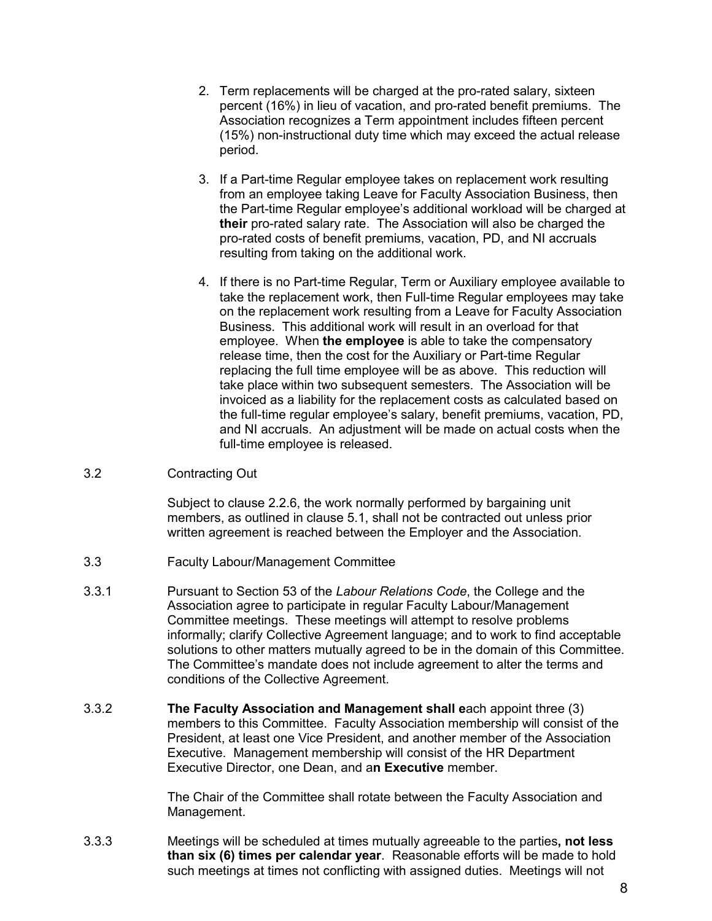2. Term replacements will be charged at the pro-rated salary, sixteen percent (16%) in lieu of vacation, and pro-rated benefit premiums. The Association recognizes a Term appointment includes fifteen percent (15%) non-instructional duty time which may exceed the actual release period.

3. If a Part-time Regular employee takes on replacement work resulting from an employee taking Leave for Faculty Association Business, then the Part-time Regular employee's additional workload will be charged at **their** pro-rated salary rate. The Association will also be charged the pro-rated costs of benefit premiums, vacation, PD, and NI accruals resulting from taking on the additional work.

4. If there is no Part-time Regular, Term or Auxiliary employee available to take the replacement work, then Full-time Regular employees may take on the replacement work resulting from a Leave for Faculty Association Business. This additional work will result in an overload for that employee. When **the employee** is able to take the compensatory release time, then the cost for the Auxiliary or Part-time Regular replacing the full time employee will be as above. This reduction will take place within two subsequent semesters. The Association will be invoiced as a liability for the replacement costs as calculated based on the full-time regular employee's salary, benefit premiums, vacation, PD, and NI accruals. An adjustment will be made on actual costs when the full-time employee is released.

3.2 Contracting Out

Subject to clause 2.2.6, the work normally performed by bargaining unit members, as outlined in clause 5.1, shall not be contracted out unless prior written agreement is reached between the Employer and the Association.

3.3 Faculty Labour/Management Committee

3.3.1 Pursuant to Section 53 of the *Labour Relations Code*, the College and the Association agree to participate in regular Faculty Labour/Management Committee meetings. These meetings will attempt to resolve problems informally; clarify Collective Agreement language; and to work to find acceptable solutions to other matters mutually agreed to be in the domain of this Committee. The Committee's mandate does not include agreement to alter the terms and conditions of the Collective Agreement.

3.3.2 **The Faculty Association and Management shall e**ach appoint three (3) members to this Committee. Faculty Association membership will consist of the President, at least one Vice President, and another member of the Association Executive. Management membership will consist of the HR Department Executive Director, one Dean, and a**n Executive** member.

The Chair of the Committee shall rotate between the Faculty Association and Management.

3.3.3 Meetings will be scheduled at times mutually agreeable to the parties**, not less than six (6) times per calendar year**. Reasonable efforts will be made to hold such meetings at times not conflicting with assigned duties. Meetings will not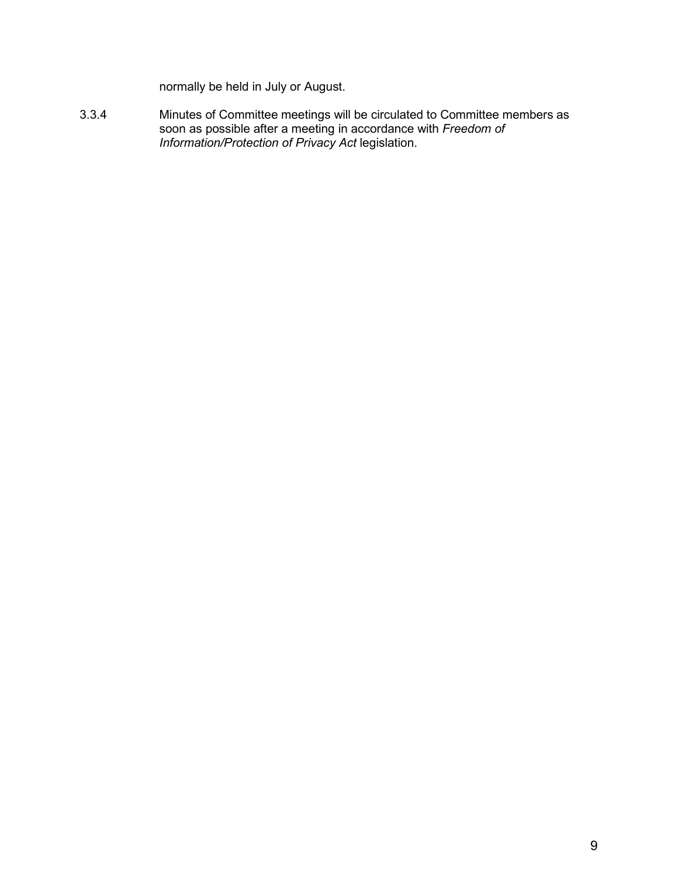normally be held in July or August.

3.3.4 Minutes of Committee meetings will be circulated to Committee members as soon as possible after a meeting in accordance with *Freedom of Information/Protection of Privacy Act* legislation.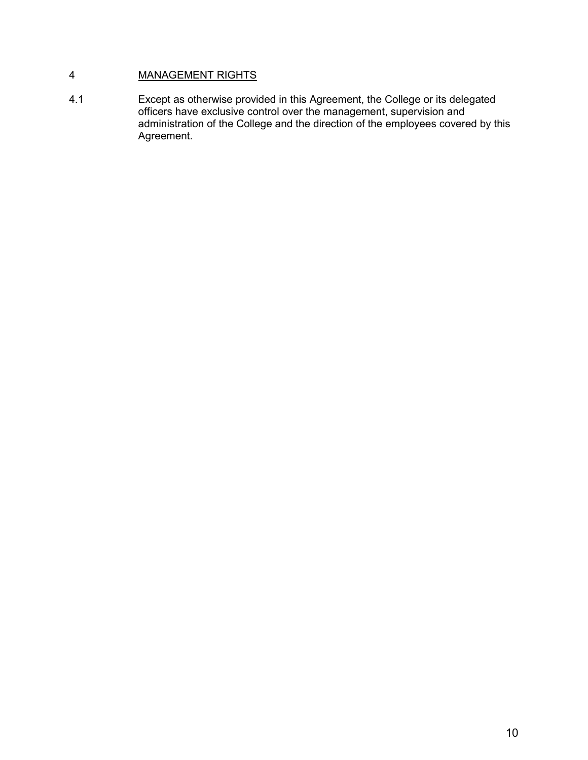## 4 MANAGEMENT RIGHTS

4.1 Except as otherwise provided in this Agreement, the College or its delegated officers have exclusive control over the management, supervision and administration of the College and the direction of the employees covered by this Agreement.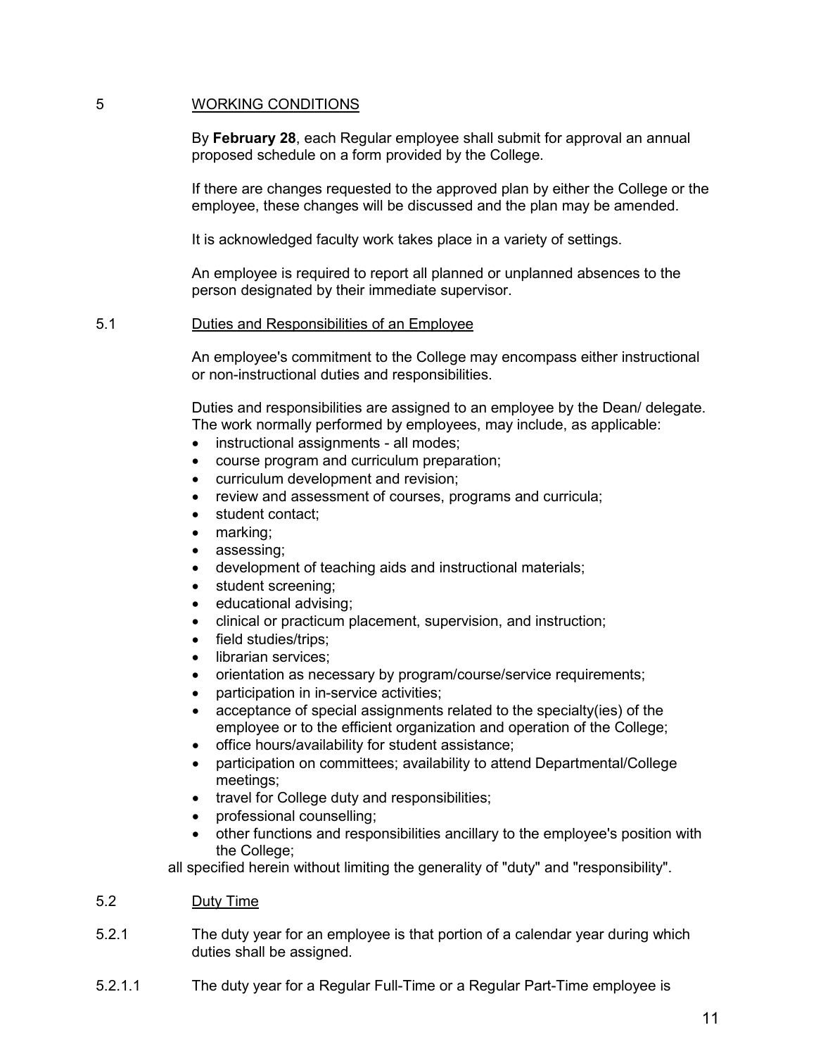## 5 WORKING CONDITIONS

By **February 28**, each Regular employee shall submit for approval an annual proposed schedule on a form provided by the College.

If there are changes requested to the approved plan by either the College or the employee, these changes will be discussed and the plan may be amended.

It is acknowledged faculty work takes place in a variety of settings.

An employee is required to report all planned or unplanned absences to the person designated by their immediate supervisor.

### 5.1 Duties and Responsibilities of an Employee

An employee's commitment to the College may encompass either instructional or non-instructional duties and responsibilities.

Duties and responsibilities are assigned to an employee by the Dean/ delegate. The work normally performed by employees, may include, as applicable:

- instructional assignments - all modes;
- course program and curriculum preparation;
- curriculum development and revision;
- review and assessment of courses, programs and curricula;
- student contact;
- marking;
- assessing;
- development of teaching aids and instructional materials;
- student screening;
- educational advising;
- clinical or practicum placement, supervision, and instruction;
- field studies/trips;
- librarian services;
- orientation as necessary by program/course/service requirements;
- participation in in-service activities;
- acceptance of special assignments related to the specialty(ies) of the employee or to the efficient organization and operation of the College;
- office hours/availability for student assistance;
- participation on committees; availability to attend Departmental/College meetings;
- travel for College duty and responsibilities;
- professional counselling;
- other functions and responsibilities ancillary to the employee's position with the College;

all specified herein without limiting the generality of "duty" and "responsibility".

### 5.2 Duty Time

5.2.1 The duty year for an employee is that portion of a calendar year during which duties shall be assigned.

5.2.1.1 The duty year for a Regular Full-Time or a Regular Part-Time employee is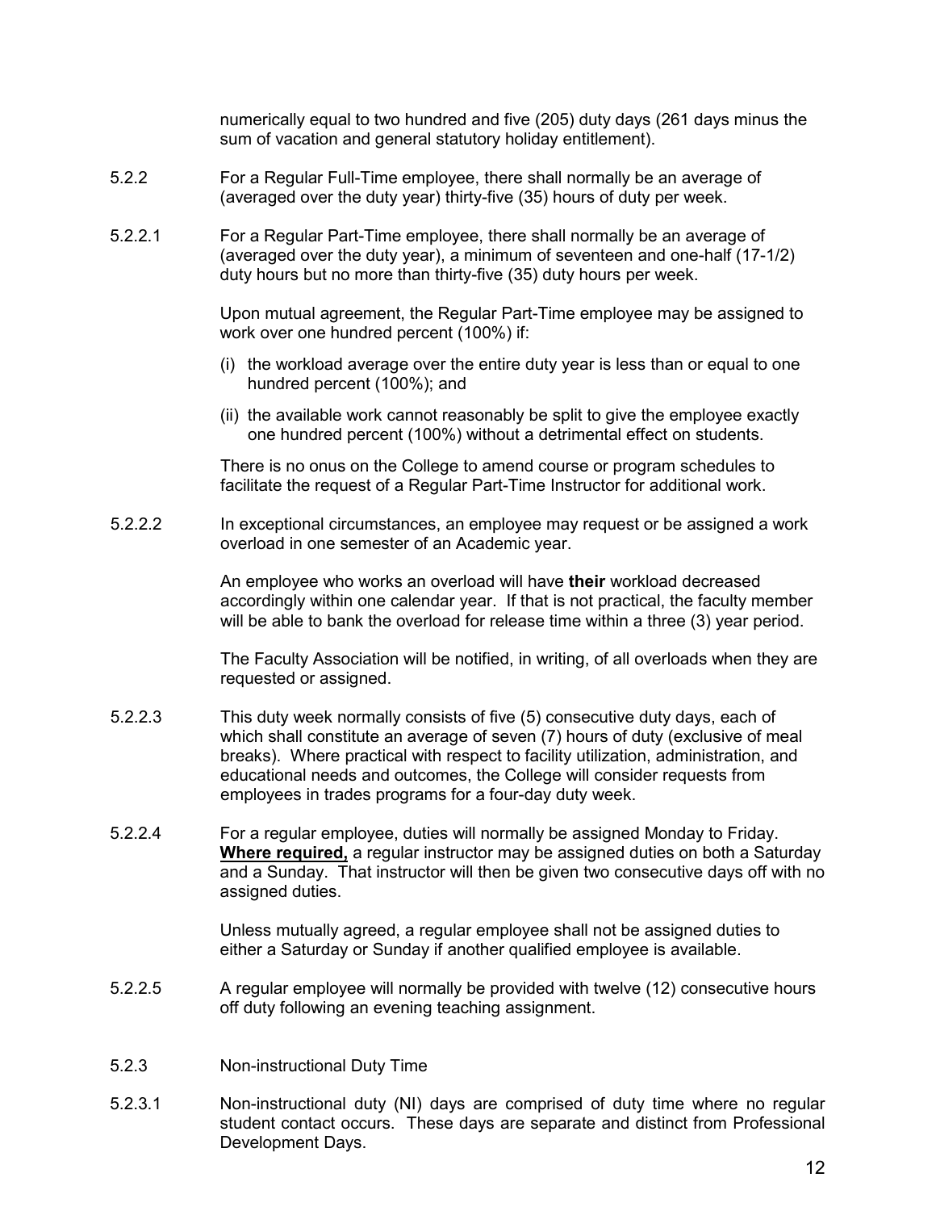numerically equal to two hundred and five (205) duty days (261 days minus the sum of vacation and general statutory holiday entitlement).

5.2.2 For a Regular Full-Time employee, there shall normally be an average of (averaged over the duty year) thirty-five (35) hours of duty per week.

5.2.2.1 For a Regular Part-Time employee, there shall normally be an average of (averaged over the duty year), a minimum of seventeen and one-half (17-1/2) duty hours but no more than thirty-five (35) duty hours per week.

Upon mutual agreement, the Regular Part-Time employee may be assigned to work over one hundred percent (100%) if:

(i) the workload average over the entire duty year is less than or equal to one hundred percent (100%); and

(ii) the available work cannot reasonably be split to give the employee exactly one hundred percent (100%) without a detrimental effect on students.

There is no onus on the College to amend course or program schedules to facilitate the request of a Regular Part-Time Instructor for additional work.

5.2.2.2 In exceptional circumstances, an employee may request or be assigned a work overload in one semester of an Academic year.

An employee who works an overload will have **their** workload decreased accordingly within one calendar year. If that is not practical, the faculty member will be able to bank the overload for release time within a three (3) year period.

The Faculty Association will be notified, in writing, of all overloads when they are requested or assigned.

5.2.2.3 This duty week normally consists of five (5) consecutive duty days, each of which shall constitute an average of seven (7) hours of duty (exclusive of meal breaks). Where practical with respect to facility utilization, administration, and educational needs and outcomes, the College will consider requests from employees in trades programs for a four-day duty week.

5.2.2.4 For a regular employee, duties will normally be assigned Monday to Friday. **Where required,** a regular instructor may be assigned duties on both a Saturday and a Sunday. That instructor will then be given two consecutive days off with no assigned duties.

Unless mutually agreed, a regular employee shall not be assigned duties to either a Saturday or Sunday if another qualified employee is available.

5.2.2.5 A regular employee will normally be provided with twelve (12) consecutive hours off duty following an evening teaching assignment.

5.2.3 Non-instructional Duty Time

5.2.3.1 Non-instructional duty (NI) days are comprised of duty time where no regular student contact occurs. These days are separate and distinct from Professional Development Days.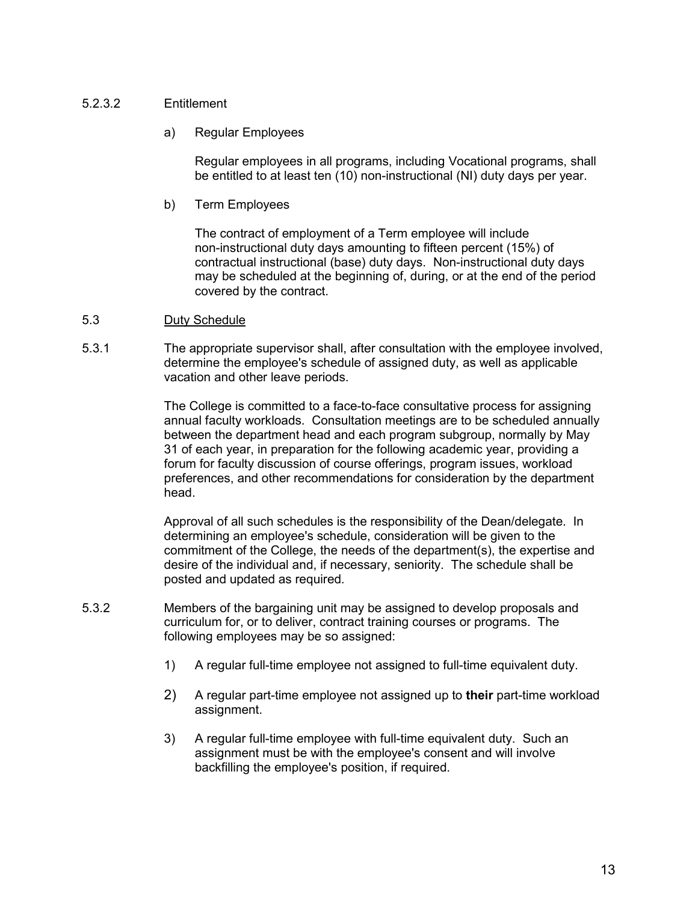5.2.3.2 Entitlement

a) Regular Employees

Regular employees in all programs, including Vocational programs, shall be entitled to at least ten (10) non-instructional (NI) duty days per year.

b) Term Employees

The contract of employment of a Term employee will include non-instructional duty days amounting to fifteen percent (15%) of contractual instructional (base) duty days. Non-instructional duty days may be scheduled at the beginning of, during, or at the end of the period covered by the contract.

5.3 Duty Schedule

5.3.1 The appropriate supervisor shall, after consultation with the employee involved, determine the employee's schedule of assigned duty, as well as applicable vacation and other leave periods.

The College is committed to a face-to-face consultative process for assigning annual faculty workloads. Consultation meetings are to be scheduled annually between the department head and each program subgroup, normally by May 31 of each year, in preparation for the following academic year, providing a forum for faculty discussion of course offerings, program issues, workload preferences, and other recommendations for consideration by the department head.

Approval of all such schedules is the responsibility of the Dean/delegate. In determining an employee's schedule, consideration will be given to the commitment of the College, the needs of the department(s), the expertise and desire of the individual and, if necessary, seniority. The schedule shall be posted and updated as required.

5.3.2 Members of the bargaining unit may be assigned to develop proposals and curriculum for, or to deliver, contract training courses or programs. The following employees may be so assigned:

1) A regular full-time employee not assigned to full-time equivalent duty.

2) A regular part-time employee not assigned up to **their** part-time workload assignment.

3) A regular full-time employee with full-time equivalent duty. Such an assignment must be with the employee's consent and will involve backfilling the employee's position, if required.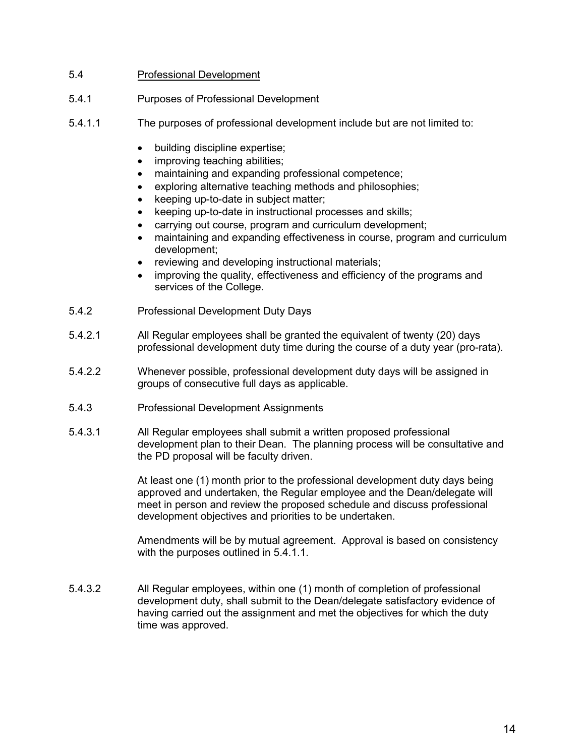5.4 Professional Development

5.4.1 Purposes of Professional Development

5.4.1.1 The purposes of professional development include but are not limited to:

- building discipline expertise;
- improving teaching abilities;
- maintaining and expanding professional competence;
- exploring alternative teaching methods and philosophies;
- keeping up-to-date in subject matter;
- keeping up-to-date in instructional processes and skills;
- carrying out course, program and curriculum development;
- maintaining and expanding effectiveness in course, program and curriculum development;
- reviewing and developing instructional materials;
- improving the quality, effectiveness and efficiency of the programs and services of the College.

5.4.2 Professional Development Duty Days

5.4.2.1 All Regular employees shall be granted the equivalent of twenty (20) days professional development duty time during the course of a duty year (pro-rata).

5.4.2.2 Whenever possible, professional development duty days will be assigned in groups of consecutive full days as applicable.

5.4.3 Professional Development Assignments

5.4.3.1 All Regular employees shall submit a written proposed professional development plan to their Dean. The planning process will be consultative and the PD proposal will be faculty driven.

At least one (1) month prior to the professional development duty days being approved and undertaken, the Regular employee and the Dean/delegate will meet in person and review the proposed schedule and discuss professional development objectives and priorities to be undertaken.

Amendments will be by mutual agreement. Approval is based on consistency with the purposes outlined in 5.4.1.1.

5.4.3.2 All Regular employees, within one (1) month of completion of professional development duty, shall submit to the Dean/delegate satisfactory evidence of having carried out the assignment and met the objectives for which the duty time was approved.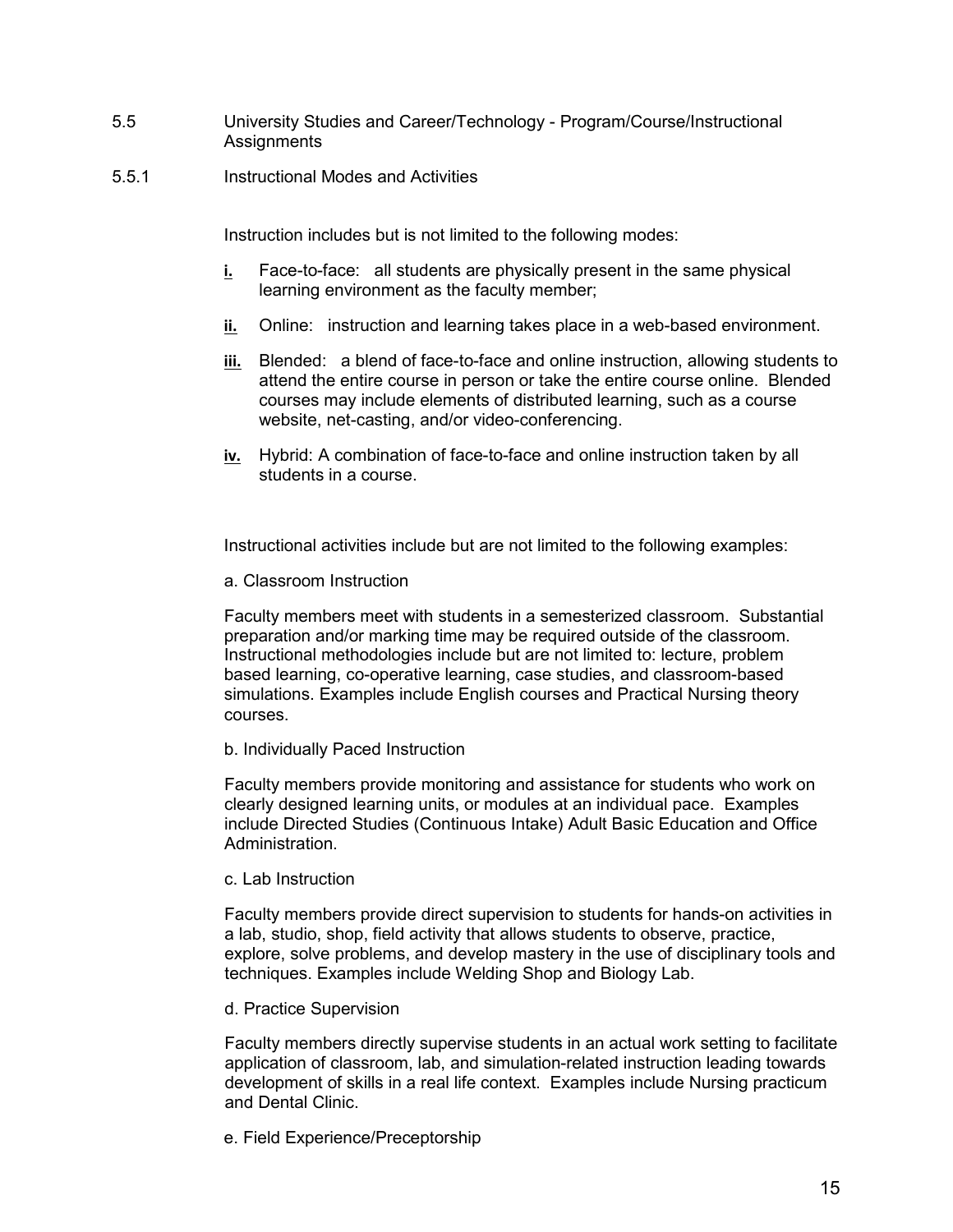## 5.5 University Studies and Career/Technology - Program/Course/Instructional Assignments

### 5.5.1 Instructional Modes and Activities

Instruction includes but is not limited to the following modes:

- **i.** Face-to-face: all students are physically present in the same physical learning environment as the faculty member;
- **ii.** Online: instruction and learning takes place in a web-based environment.
- **iii.** Blended: a blend of face-to-face and online instruction, allowing students to attend the entire course in person or take the entire course online. Blended courses may include elements of distributed learning, such as a course website, net-casting, and/or video-conferencing.
- **iv.** Hybrid: A combination of face-to-face and online instruction taken by all students in a course.

Instructional activities include but are not limited to the following examples:

a. Classroom Instruction

Faculty members meet with students in a semesterized classroom. Substantial preparation and/or marking time may be required outside of the classroom. Instructional methodologies include but are not limited to: lecture, problem based learning, co-operative learning, case studies, and classroom-based simulations. Examples include English courses and Practical Nursing theory courses.

b. Individually Paced Instruction

Faculty members provide monitoring and assistance for students who work on clearly designed learning units, or modules at an individual pace. Examples include Directed Studies (Continuous Intake) Adult Basic Education and Office Administration.

c. Lab Instruction

Faculty members provide direct supervision to students for hands-on activities in a lab, studio, shop, field activity that allows students to observe, practice, explore, solve problems, and develop mastery in the use of disciplinary tools and techniques. Examples include Welding Shop and Biology Lab.

d. Practice Supervision

Faculty members directly supervise students in an actual work setting to facilitate application of classroom, lab, and simulation-related instruction leading towards development of skills in a real life context. Examples include Nursing practicum and Dental Clinic.

e. Field Experience/Preceptorship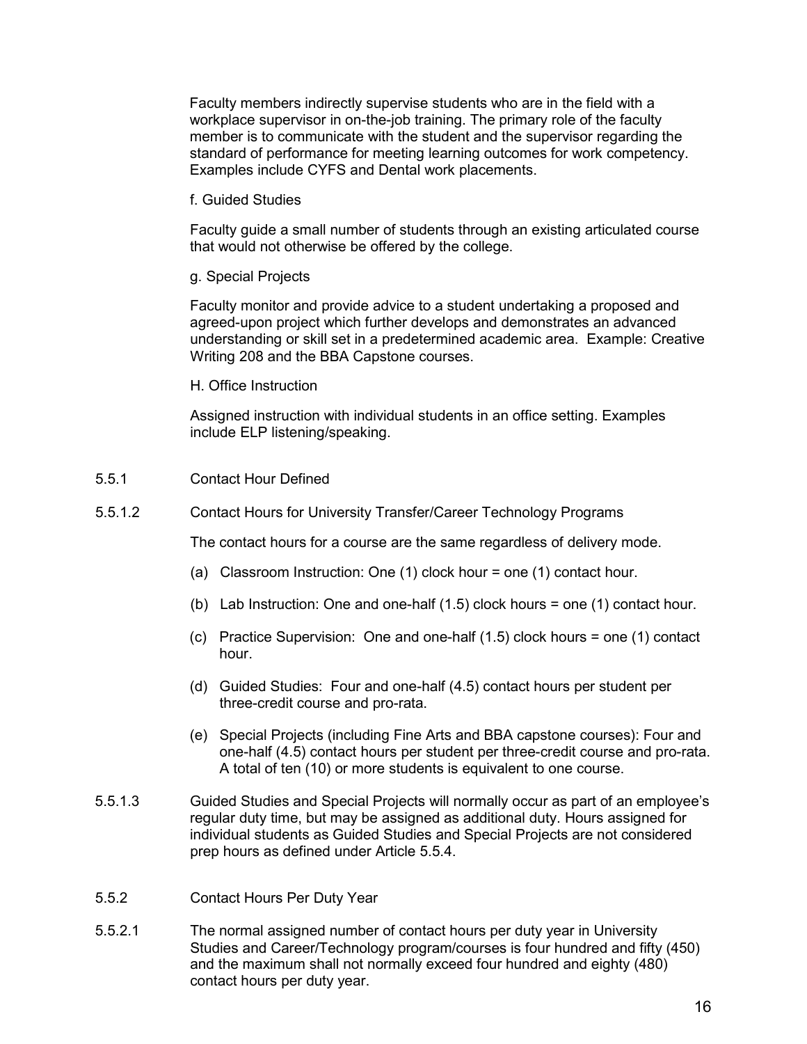Faculty members indirectly supervise students who are in the field with a workplace supervisor in on-the-job training. The primary role of the faculty member is to communicate with the student and the supervisor regarding the standard of performance for meeting learning outcomes for work competency. Examples include CYFS and Dental work placements.

f. Guided Studies

Faculty guide a small number of students through an existing articulated course that would not otherwise be offered by the college.

g. Special Projects

Faculty monitor and provide advice to a student undertaking a proposed and agreed-upon project which further develops and demonstrates an advanced understanding or skill set in a predetermined academic area. Example: Creative Writing 208 and the BBA Capstone courses.

H. Office Instruction

Assigned instruction with individual students in an office setting. Examples include ELP listening/speaking.

5.5.1 Contact Hour Defined

5.5.1.2 Contact Hours for University Transfer/Career Technology Programs

The contact hours for a course are the same regardless of delivery mode.

(a) Classroom Instruction: One (1) clock hour = one (1) contact hour.

(b) Lab Instruction: One and one-half (1.5) clock hours = one (1) contact hour.

(c) Practice Supervision: One and one-half (1.5) clock hours = one (1) contact hour.

(d) Guided Studies: Four and one-half (4.5) contact hours per student per three-credit course and pro-rata.

(e) Special Projects (including Fine Arts and BBA capstone courses): Four and one-half (4.5) contact hours per student per three-credit course and pro-rata. A total of ten (10) or more students is equivalent to one course.

5.5.1.3 Guided Studies and Special Projects will normally occur as part of an employee's regular duty time, but may be assigned as additional duty. Hours assigned for individual students as Guided Studies and Special Projects are not considered prep hours as defined under Article 5.5.4.

5.5.2 Contact Hours Per Duty Year

5.5.2.1 The normal assigned number of contact hours per duty year in University Studies and Career/Technology program/courses is four hundred and fifty (450) and the maximum shall not normally exceed four hundred and eighty (480) contact hours per duty year.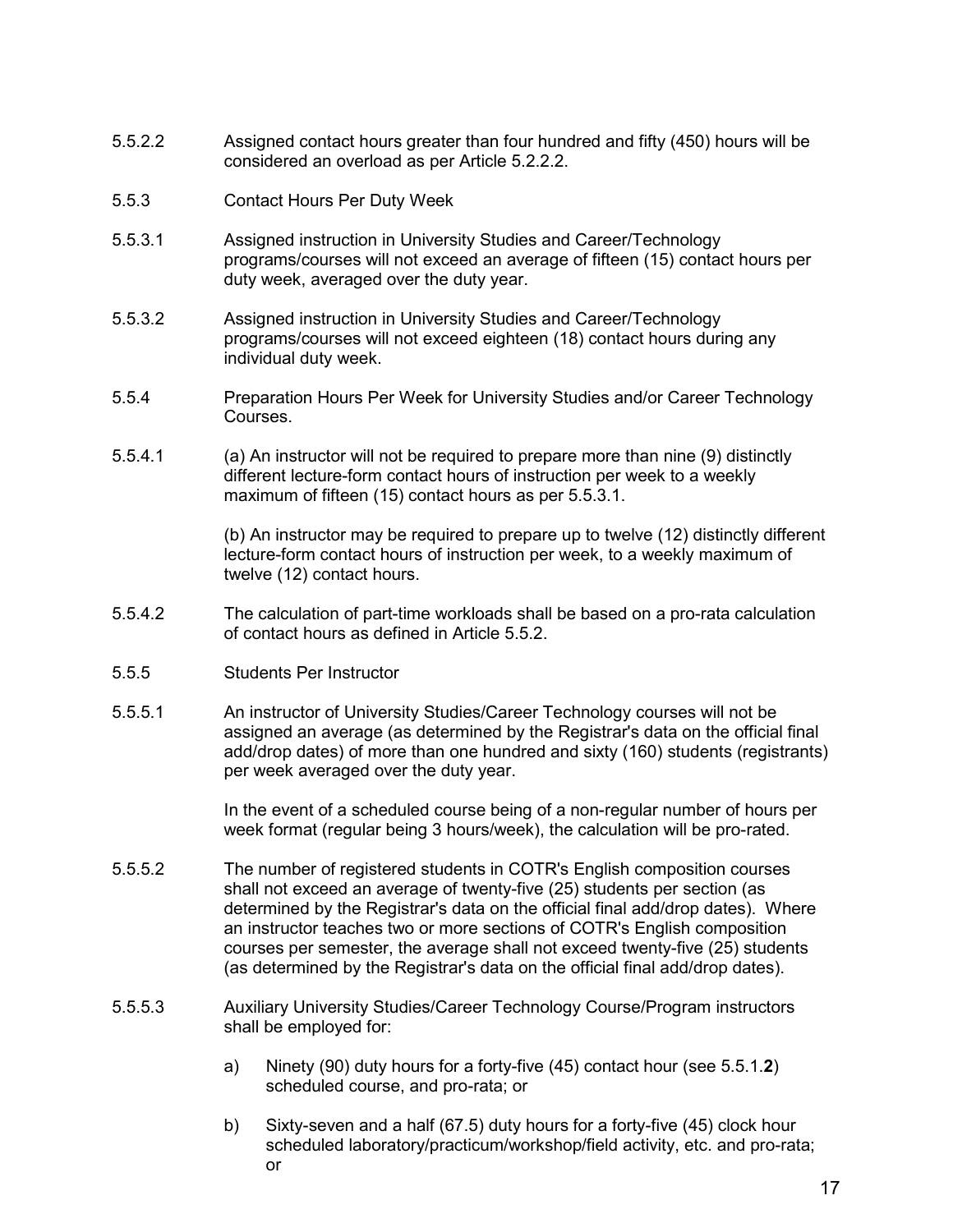5.5.2.2 Assigned contact hours greater than four hundred and fifty (450) hours will be considered an overload as per Article 5.2.2.2.

5.5.3 Contact Hours Per Duty Week

5.5.3.1 Assigned instruction in University Studies and Career/Technology programs/courses will not exceed an average of fifteen (15) contact hours per duty week, averaged over the duty year.

5.5.3.2 Assigned instruction in University Studies and Career/Technology programs/courses will not exceed eighteen (18) contact hours during any individual duty week.

5.5.4 Preparation Hours Per Week for University Studies and/or Career Technology Courses.

5.5.4.1 (a) An instructor will not be required to prepare more than nine (9) distinctly different lecture-form contact hours of instruction per week to a weekly maximum of fifteen (15) contact hours as per 5.5.3.1.

(b) An instructor may be required to prepare up to twelve (12) distinctly different lecture-form contact hours of instruction per week, to a weekly maximum of twelve (12) contact hours.

5.5.4.2 The calculation of part-time workloads shall be based on a pro-rata calculation of contact hours as defined in Article 5.5.2.

5.5.5 Students Per Instructor

5.5.5.1 An instructor of University Studies/Career Technology courses will not be assigned an average (as determined by the Registrar's data on the official final add/drop dates) of more than one hundred and sixty (160) students (registrants) per week averaged over the duty year.

In the event of a scheduled course being of a non-regular number of hours per week format (regular being 3 hours/week), the calculation will be pro-rated.

5.5.5.2 The number of registered students in COTR's English composition courses shall not exceed an average of twenty-five (25) students per section (as determined by the Registrar's data on the official final add/drop dates). Where an instructor teaches two or more sections of COTR's English composition courses per semester, the average shall not exceed twenty-five (25) students (as determined by the Registrar's data on the official final add/drop dates).

5.5.5.3 Auxiliary University Studies/Career Technology Course/Program instructors shall be employed for:

a) Ninety (90) duty hours for a forty-five (45) contact hour (see 5.5.1.**2**) scheduled course, and pro-rata; or

b) Sixty-seven and a half (67.5) duty hours for a forty-five (45) clock hour scheduled laboratory/practicum/workshop/field activity, etc. and pro-rata; or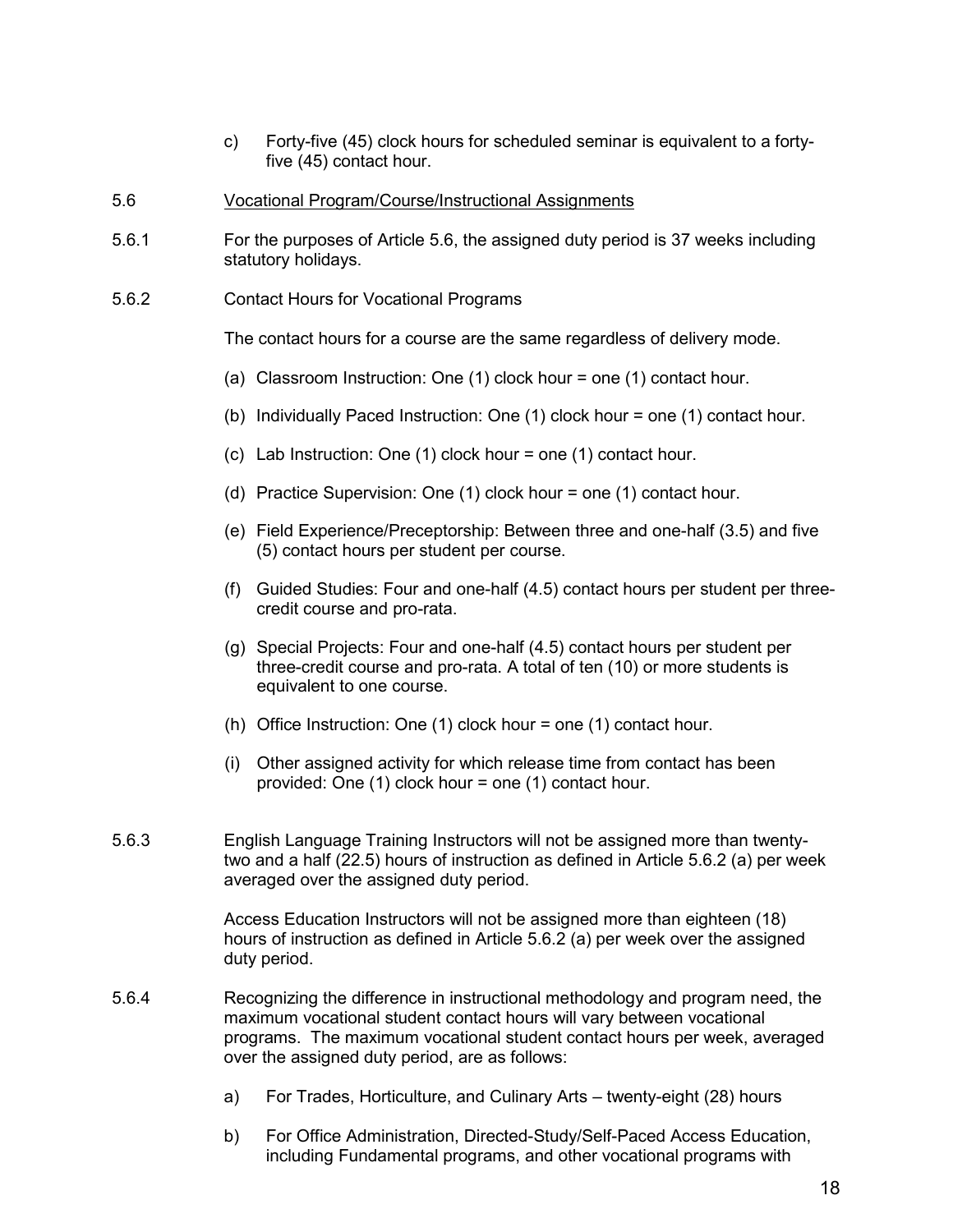c) Forty-five (45) clock hours for scheduled seminar is equivalent to a forty-five (45) contact hour.

5.6 Vocational Program/Course/Instructional Assignments

5.6.1 For the purposes of Article 5.6, the assigned duty period is 37 weeks including statutory holidays.

5.6.2 Contact Hours for Vocational Programs

The contact hours for a course are the same regardless of delivery mode.

(a) Classroom Instruction: One (1) clock hour = one (1) contact hour.

(b) Individually Paced Instruction: One (1) clock hour = one (1) contact hour.

(c) Lab Instruction: One (1) clock hour = one (1) contact hour.

(d) Practice Supervision: One (1) clock hour = one (1) contact hour.

(e) Field Experience/Preceptorship: Between three and one-half (3.5) and five (5) contact hours per student per course.

(f) Guided Studies: Four and one-half (4.5) contact hours per student per three-credit course and pro-rata.

(g) Special Projects: Four and one-half (4.5) contact hours per student per three-credit course and pro-rata. A total of ten (10) or more students is equivalent to one course.

(h) Office Instruction: One (1) clock hour = one (1) contact hour.

(i) Other assigned activity for which release time from contact has been provided: One (1) clock hour = one (1) contact hour.

5.6.3 English Language Training Instructors will not be assigned more than twenty-two and a half (22.5) hours of instruction as defined in Article 5.6.2 (a) per week averaged over the assigned duty period.

Access Education Instructors will not be assigned more than eighteen (18) hours of instruction as defined in Article 5.6.2 (a) per week over the assigned duty period.

5.6.4 Recognizing the difference in instructional methodology and program need, the maximum vocational student contact hours will vary between vocational programs. The maximum vocational student contact hours per week, averaged over the assigned duty period, are as follows:

a) For Trades, Horticulture, and Culinary Arts – twenty-eight (28) hours

b) For Office Administration, Directed-Study/Self-Paced Access Education, including Fundamental programs, and other vocational programs with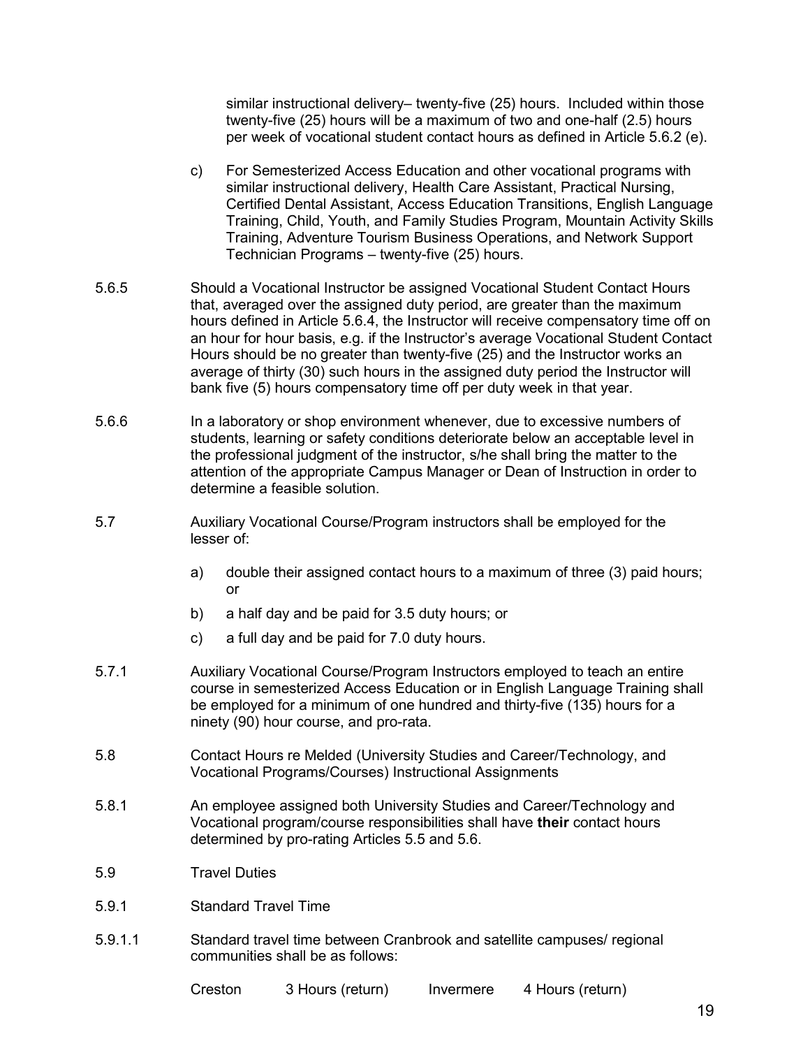similar instructional delivery– twenty-five (25) hours. Included within those twenty-five (25) hours will be a maximum of two and one-half (2.5) hours per week of vocational student contact hours as defined in Article 5.6.2 (e).

c) For Semesterized Access Education and other vocational programs with similar instructional delivery, Health Care Assistant, Practical Nursing, Certified Dental Assistant, Access Education Transitions, English Language Training, Child, Youth, and Family Studies Program, Mountain Activity Skills Training, Adventure Tourism Business Operations, and Network Support Technician Programs – twenty-five (25) hours.

5.6.5 Should a Vocational Instructor be assigned Vocational Student Contact Hours that, averaged over the assigned duty period, are greater than the maximum hours defined in Article 5.6.4, the Instructor will receive compensatory time off on an hour for hour basis, e.g. if the Instructor's average Vocational Student Contact Hours should be no greater than twenty-five (25) and the Instructor works an average of thirty (30) such hours in the assigned duty period the Instructor will bank five (5) hours compensatory time off per duty week in that year.

5.6.6 In a laboratory or shop environment whenever, due to excessive numbers of students, learning or safety conditions deteriorate below an acceptable level in the professional judgment of the instructor, s/he shall bring the matter to the attention of the appropriate Campus Manager or Dean of Instruction in order to determine a feasible solution.

5.7 Auxiliary Vocational Course/Program instructors shall be employed for the lesser of:

a) double their assigned contact hours to a maximum of three (3) paid hours; or

b) a half day and be paid for 3.5 duty hours; or

c) a full day and be paid for 7.0 duty hours.

5.7.1 Auxiliary Vocational Course/Program Instructors employed to teach an entire course in semesterized Access Education or in English Language Training shall be employed for a minimum of one hundred and thirty-five (135) hours for a ninety (90) hour course, and pro-rata.

5.8 Contact Hours re Melded (University Studies and Career/Technology, and Vocational Programs/Courses) Instructional Assignments

5.8.1 An employee assigned both University Studies and Career/Technology and Vocational program/course responsibilities shall have **their** contact hours determined by pro-rating Articles 5.5 and 5.6.

5.9 Travel Duties

5.9.1 Standard Travel Time

5.9.1.1 Standard travel time between Cranbrook and satellite campuses/ regional communities shall be as follows:

| | | | |
|---|---|---|---|
| Creston | 3 Hours (return) | Invermere | 4 Hours (return) |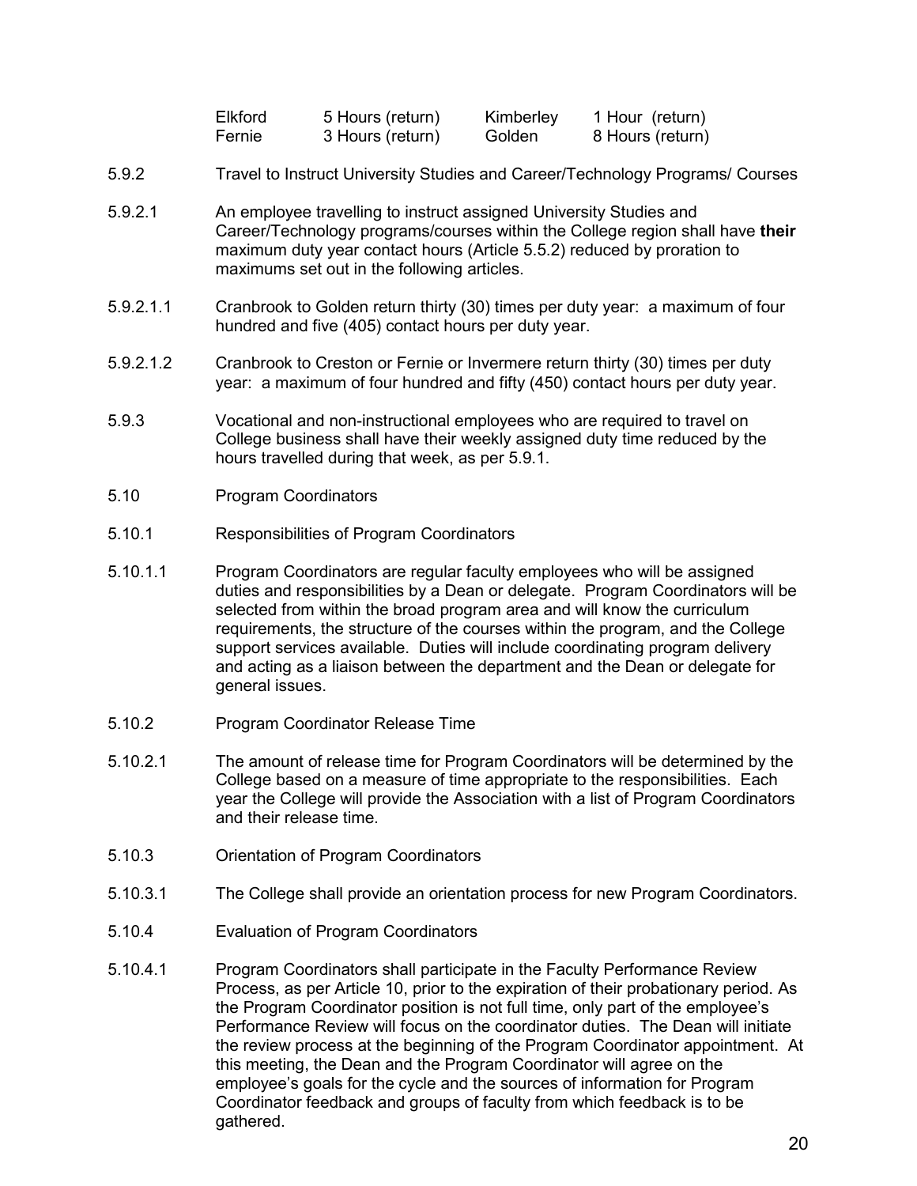| | | | |
|---|---|---|---|
| Elkford | 5 Hours (return) | Kimberley | 1 Hour (return) |
| Fernie | 3 Hours (return) | Golden | 8 Hours (return) |

5.9.2 Travel to Instruct University Studies and Career/Technology Programs/ Courses

5.9.2.1 An employee travelling to instruct assigned University Studies and Career/Technology programs/courses within the College region shall have **their** maximum duty year contact hours (Article 5.5.2) reduced by proration to maximums set out in the following articles.

5.9.2.1.1 Cranbrook to Golden return thirty (30) times per duty year: a maximum of four hundred and five (405) contact hours per duty year.

5.9.2.1.2 Cranbrook to Creston or Fernie or Invermere return thirty (30) times per duty year: a maximum of four hundred and fifty (450) contact hours per duty year.

5.9.3 Vocational and non-instructional employees who are required to travel on College business shall have their weekly assigned duty time reduced by the hours travelled during that week, as per 5.9.1.

5.10 Program Coordinators

5.10.1 Responsibilities of Program Coordinators

5.10.1.1 Program Coordinators are regular faculty employees who will be assigned duties and responsibilities by a Dean or delegate. Program Coordinators will be selected from within the broad program area and will know the curriculum requirements, the structure of the courses within the program, and the College support services available. Duties will include coordinating program delivery and acting as a liaison between the department and the Dean or delegate for general issues.

5.10.2 Program Coordinator Release Time

5.10.2.1 The amount of release time for Program Coordinators will be determined by the College based on a measure of time appropriate to the responsibilities. Each year the College will provide the Association with a list of Program Coordinators and their release time.

5.10.3 Orientation of Program Coordinators

5.10.3.1 The College shall provide an orientation process for new Program Coordinators.

5.10.4 Evaluation of Program Coordinators

5.10.4.1 Program Coordinators shall participate in the Faculty Performance Review Process, as per Article 10, prior to the expiration of their probationary period. As the Program Coordinator position is not full time, only part of the employee's Performance Review will focus on the coordinator duties. The Dean will initiate the review process at the beginning of the Program Coordinator appointment. At this meeting, the Dean and the Program Coordinator will agree on the employee's goals for the cycle and the sources of information for Program Coordinator feedback and groups of faculty from which feedback is to be gathered.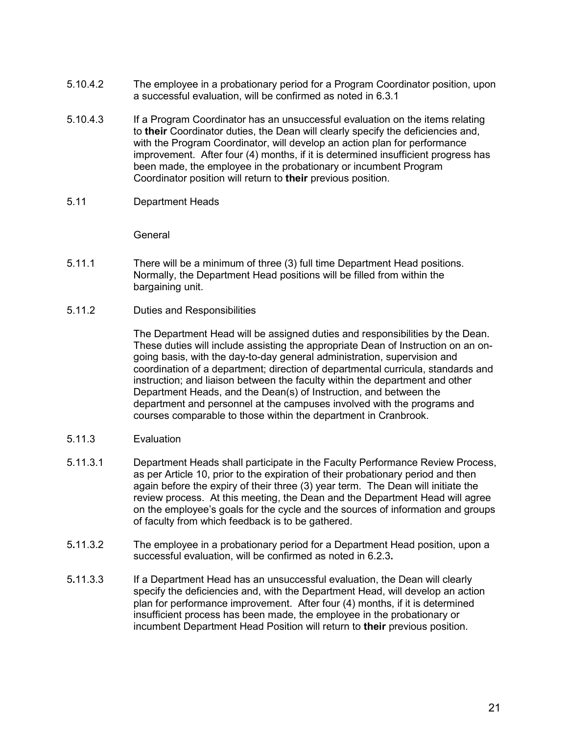5.10.4.2 The employee in a probationary period for a Program Coordinator position, upon a successful evaluation, will be confirmed as noted in 6.3.1

5.10.4.3 If a Program Coordinator has an unsuccessful evaluation on the items relating to **their** Coordinator duties, the Dean will clearly specify the deficiencies and, with the Program Coordinator, will develop an action plan for performance improvement. After four (4) months, if it is determined insufficient progress has been made, the employee in the probationary or incumbent Program Coordinator position will return to **their** previous position.

5.11 Department Heads

General

5.11.1 There will be a minimum of three (3) full time Department Head positions. Normally, the Department Head positions will be filled from within the bargaining unit.

5.11.2 Duties and Responsibilities

The Department Head will be assigned duties and responsibilities by the Dean. These duties will include assisting the appropriate Dean of Instruction on an on-going basis, with the day-to-day general administration, supervision and coordination of a department; direction of departmental curricula, standards and instruction; and liaison between the faculty within the department and other Department Heads, and the Dean(s) of Instruction, and between the department and personnel at the campuses involved with the programs and courses comparable to those within the department in Cranbrook.

5.11.3 Evaluation

5.11.3.1 Department Heads shall participate in the Faculty Performance Review Process, as per Article 10, prior to the expiration of their probationary period and then again before the expiry of their three (3) year term. The Dean will initiate the review process. At this meeting, the Dean and the Department Head will agree on the employee's goals for the cycle and the sources of information and groups of faculty from which feedback is to be gathered.

5.11.3.2 The employee in a probationary period for a Department Head position, upon a successful evaluation, will be confirmed as noted in 6.2.3.

5.11.3.3 If a Department Head has an unsuccessful evaluation, the Dean will clearly specify the deficiencies and, with the Department Head, will develop an action plan for performance improvement. After four (4) months, if it is determined insufficient process has been made, the employee in the probationary or incumbent Department Head Position will return to **their** previous position.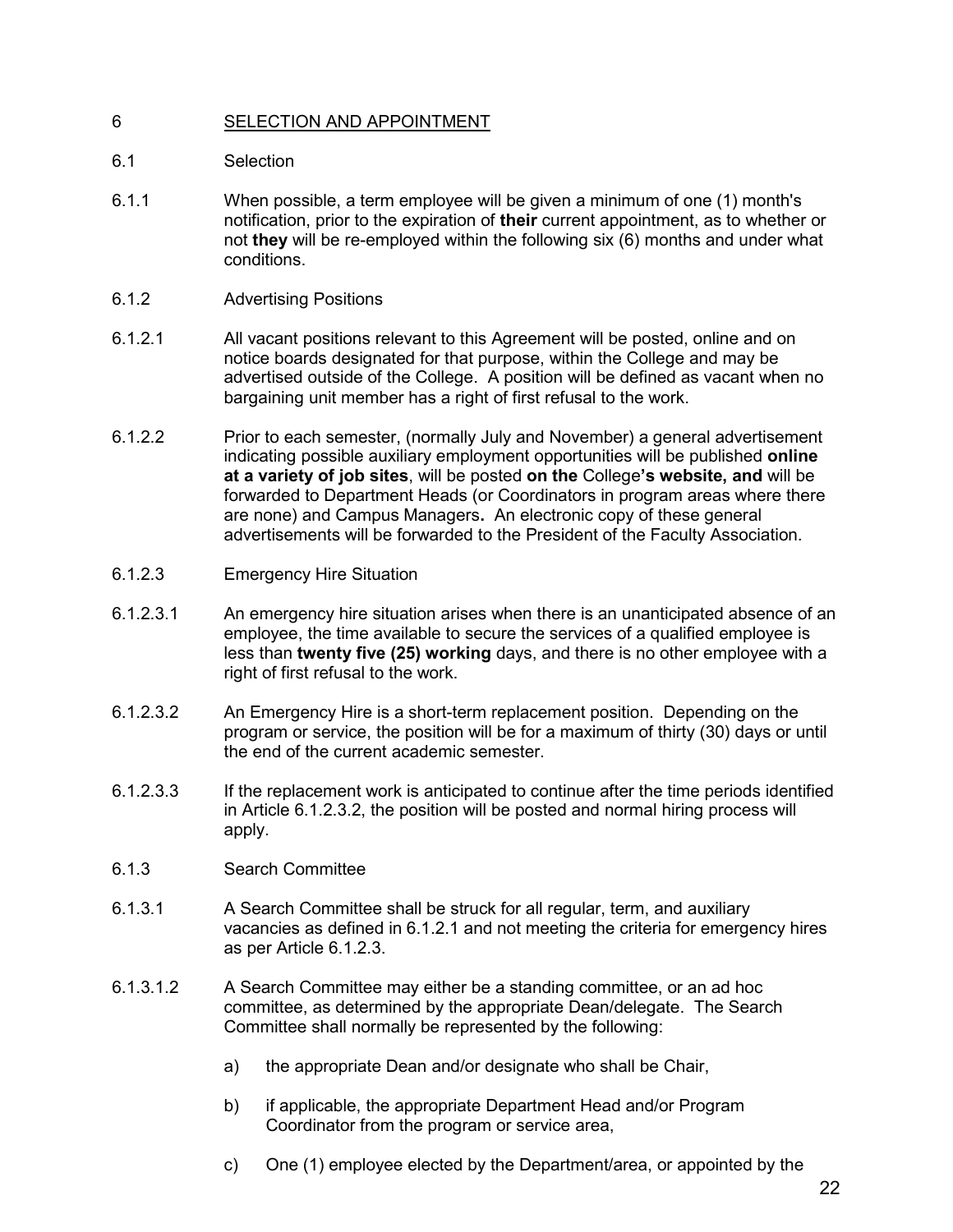## 6 SELECTION AND APPOINTMENT

6.1 Selection

6.1.1 When possible, a term employee will be given a minimum of one (1) month's notification, prior to the expiration of **their** current appointment, as to whether or not **they** will be re-employed within the following six (6) months and under what conditions.

6.1.2 Advertising Positions

6.1.2.1 All vacant positions relevant to this Agreement will be posted, online and on notice boards designated for that purpose, within the College and may be advertised outside of the College. A position will be defined as vacant when no bargaining unit member has a right of first refusal to the work.

6.1.2.2 Prior to each semester, (normally July and November) a general advertisement indicating possible auxiliary employment opportunities will be published **online at a variety of job sites**, will be posted **on the** College**'s website, and** will be forwarded to Department Heads (or Coordinators in program areas where there are none) and Campus Managers**.** An electronic copy of these general advertisements will be forwarded to the President of the Faculty Association.

6.1.2.3 Emergency Hire Situation

6.1.2.3.1 An emergency hire situation arises when there is an unanticipated absence of an employee, the time available to secure the services of a qualified employee is less than **twenty five (25) working** days, and there is no other employee with a right of first refusal to the work.

6.1.2.3.2 An Emergency Hire is a short-term replacement position. Depending on the program or service, the position will be for a maximum of thirty (30) days or until the end of the current academic semester.

6.1.2.3.3 If the replacement work is anticipated to continue after the time periods identified in Article 6.1.2.3.2, the position will be posted and normal hiring process will apply.

6.1.3 Search Committee

6.1.3.1 A Search Committee shall be struck for all regular, term, and auxiliary vacancies as defined in 6.1.2.1 and not meeting the criteria for emergency hires as per Article 6.1.2.3.

6.1.3.1.2 A Search Committee may either be a standing committee, or an ad hoc committee, as determined by the appropriate Dean/delegate. The Search Committee shall normally be represented by the following:

a) the appropriate Dean and/or designate who shall be Chair,

b) if applicable, the appropriate Department Head and/or Program Coordinator from the program or service area,

c) One (1) employee elected by the Department/area, or appointed by the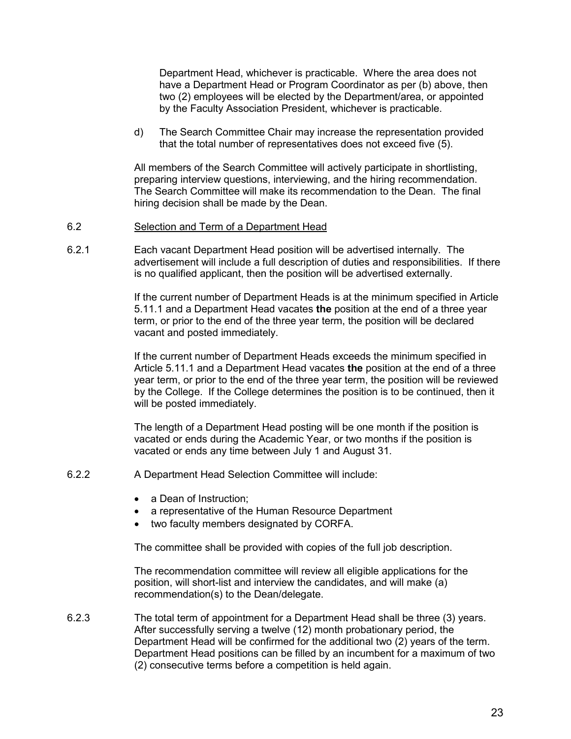Department Head, whichever is practicable. Where the area does not have a Department Head or Program Coordinator as per (b) above, then two (2) employees will be elected by the Department/area, or appointed by the Faculty Association President, whichever is practicable.

d) The Search Committee Chair may increase the representation provided that the total number of representatives does not exceed five (5).

All members of the Search Committee will actively participate in shortlisting, preparing interview questions, interviewing, and the hiring recommendation. The Search Committee will make its recommendation to the Dean. The final hiring decision shall be made by the Dean.

6.2 <u>Selection and Term of a Department Head</u>

6.2.1 Each vacant Department Head position will be advertised internally. The advertisement will include a full description of duties and responsibilities. If there is no qualified applicant, then the position will be advertised externally.

If the current number of Department Heads is at the minimum specified in Article 5.11.1 and a Department Head vacates **the** position at the end of a three year term, or prior to the end of the three year term, the position will be declared vacant and posted immediately.

If the current number of Department Heads exceeds the minimum specified in Article 5.11.1 and a Department Head vacates **the** position at the end of a three year term, or prior to the end of the three year term, the position will be reviewed by the College. If the College determines the position is to be continued, then it will be posted immediately.

The length of a Department Head posting will be one month if the position is vacated or ends during the Academic Year, or two months if the position is vacated or ends any time between July 1 and August 31.

6.2.2 A Department Head Selection Committee will include:

- a Dean of Instruction;
- a representative of the Human Resource Department
- two faculty members designated by CORFA.

The committee shall be provided with copies of the full job description.

The recommendation committee will review all eligible applications for the position, will short-list and interview the candidates, and will make (a) recommendation(s) to the Dean/delegate.

6.2.3 The total term of appointment for a Department Head shall be three (3) years. After successfully serving a twelve (12) month probationary period, the Department Head will be confirmed for the additional two (2) years of the term. Department Head positions can be filled by an incumbent for a maximum of two (2) consecutive terms before a competition is held again.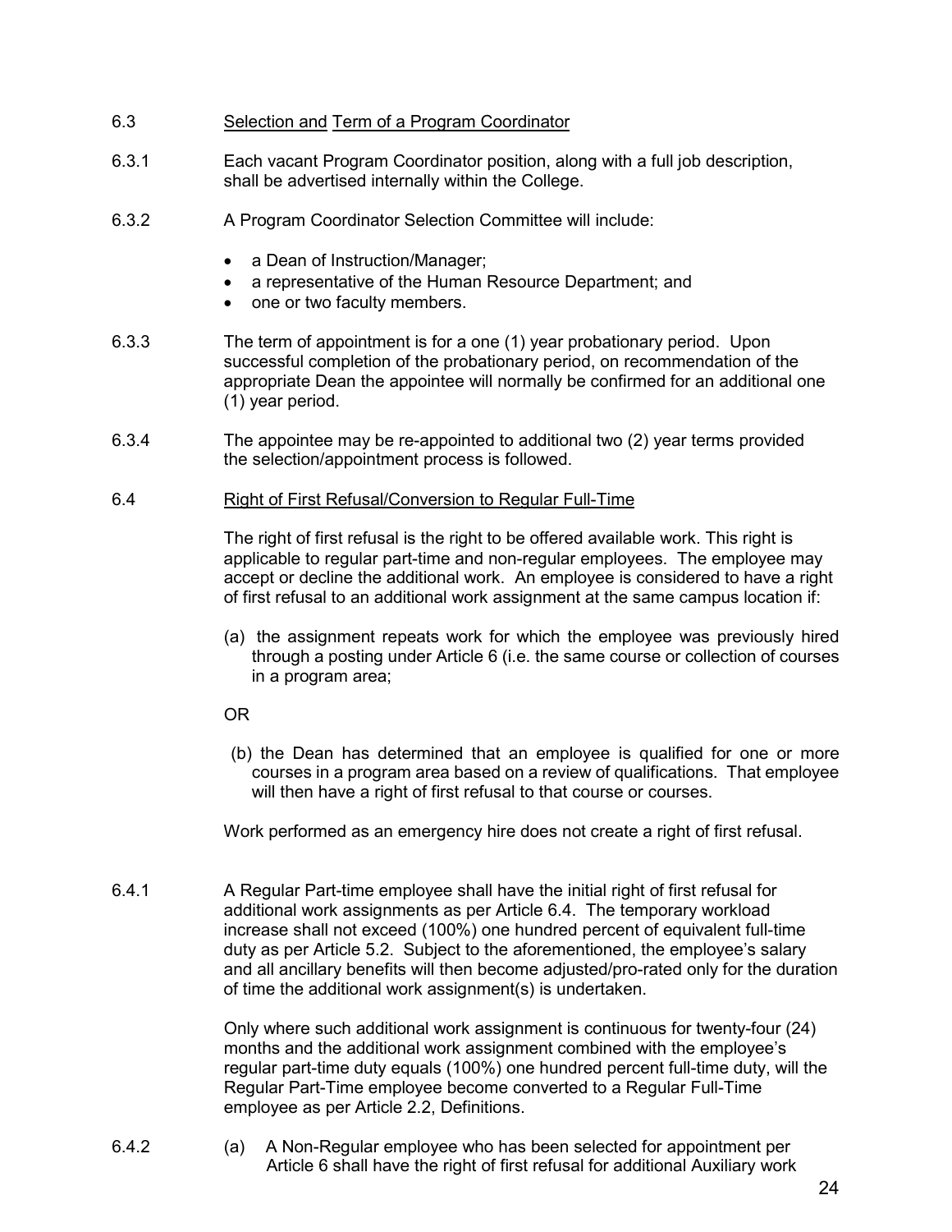6.3 Selection and Term of a Program Coordinator

6.3.1 Each vacant Program Coordinator position, along with a full job description, shall be advertised internally within the College.

6.3.2 A Program Coordinator Selection Committee will include:

- a Dean of Instruction/Manager;
- a representative of the Human Resource Department; and
- one or two faculty members.

6.3.3 The term of appointment is for a one (1) year probationary period. Upon successful completion of the probationary period, on recommendation of the appropriate Dean the appointee will normally be confirmed for an additional one (1) year period.

6.3.4 The appointee may be re-appointed to additional two (2) year terms provided the selection/appointment process is followed.

6.4 Right of First Refusal/Conversion to Regular Full-Time

The right of first refusal is the right to be offered available work. This right is applicable to regular part-time and non-regular employees. The employee may accept or decline the additional work. An employee is considered to have a right of first refusal to an additional work assignment at the same campus location if:

(a) the assignment repeats work for which the employee was previously hired through a posting under Article 6 (i.e. the same course or collection of courses in a program area;

OR

(b) the Dean has determined that an employee is qualified for one or more courses in a program area based on a review of qualifications. That employee will then have a right of first refusal to that course or courses.

Work performed as an emergency hire does not create a right of first refusal.

6.4.1 A Regular Part-time employee shall have the initial right of first refusal for additional work assignments as per Article 6.4. The temporary workload increase shall not exceed (100%) one hundred percent of equivalent full-time duty as per Article 5.2. Subject to the aforementioned, the employee's salary and all ancillary benefits will then become adjusted/pro-rated only for the duration of time the additional work assignment(s) is undertaken.

Only where such additional work assignment is continuous for twenty-four (24) months and the additional work assignment combined with the employee's regular part-time duty equals (100%) one hundred percent full-time duty, will the Regular Part-Time employee become converted to a Regular Full-Time employee as per Article 2.2, Definitions.

6.4.2 (a) A Non-Regular employee who has been selected for appointment per Article 6 shall have the right of first refusal for additional Auxiliary work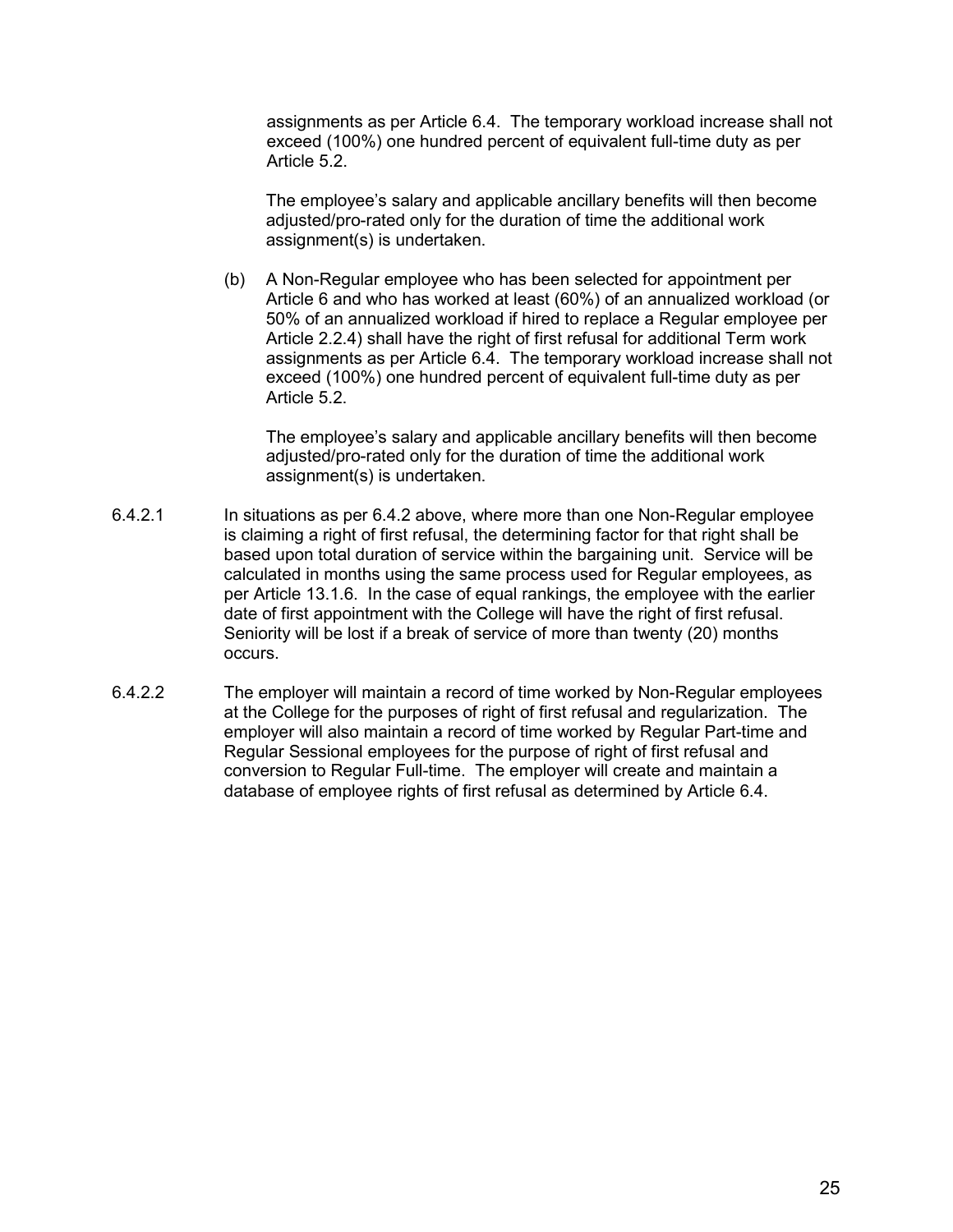assignments as per Article 6.4. The temporary workload increase shall not exceed (100%) one hundred percent of equivalent full-time duty as per Article 5.2.

The employee's salary and applicable ancillary benefits will then become adjusted/pro-rated only for the duration of time the additional work assignment(s) is undertaken.

(b) A Non-Regular employee who has been selected for appointment per Article 6 and who has worked at least (60%) of an annualized workload (or 50% of an annualized workload if hired to replace a Regular employee per Article 2.2.4) shall have the right of first refusal for additional Term work assignments as per Article 6.4. The temporary workload increase shall not exceed (100%) one hundred percent of equivalent full-time duty as per Article 5.2.

The employee's salary and applicable ancillary benefits will then become adjusted/pro-rated only for the duration of time the additional work assignment(s) is undertaken.

6.4.2.1 In situations as per 6.4.2 above, where more than one Non-Regular employee is claiming a right of first refusal, the determining factor for that right shall be based upon total duration of service within the bargaining unit. Service will be calculated in months using the same process used for Regular employees, as per Article 13.1.6. In the case of equal rankings, the employee with the earlier date of first appointment with the College will have the right of first refusal. Seniority will be lost if a break of service of more than twenty (20) months occurs.

6.4.2.2 The employer will maintain a record of time worked by Non-Regular employees at the College for the purposes of right of first refusal and regularization. The employer will also maintain a record of time worked by Regular Part-time and Regular Sessional employees for the purpose of right of first refusal and conversion to Regular Full-time. The employer will create and maintain a database of employee rights of first refusal as determined by Article 6.4.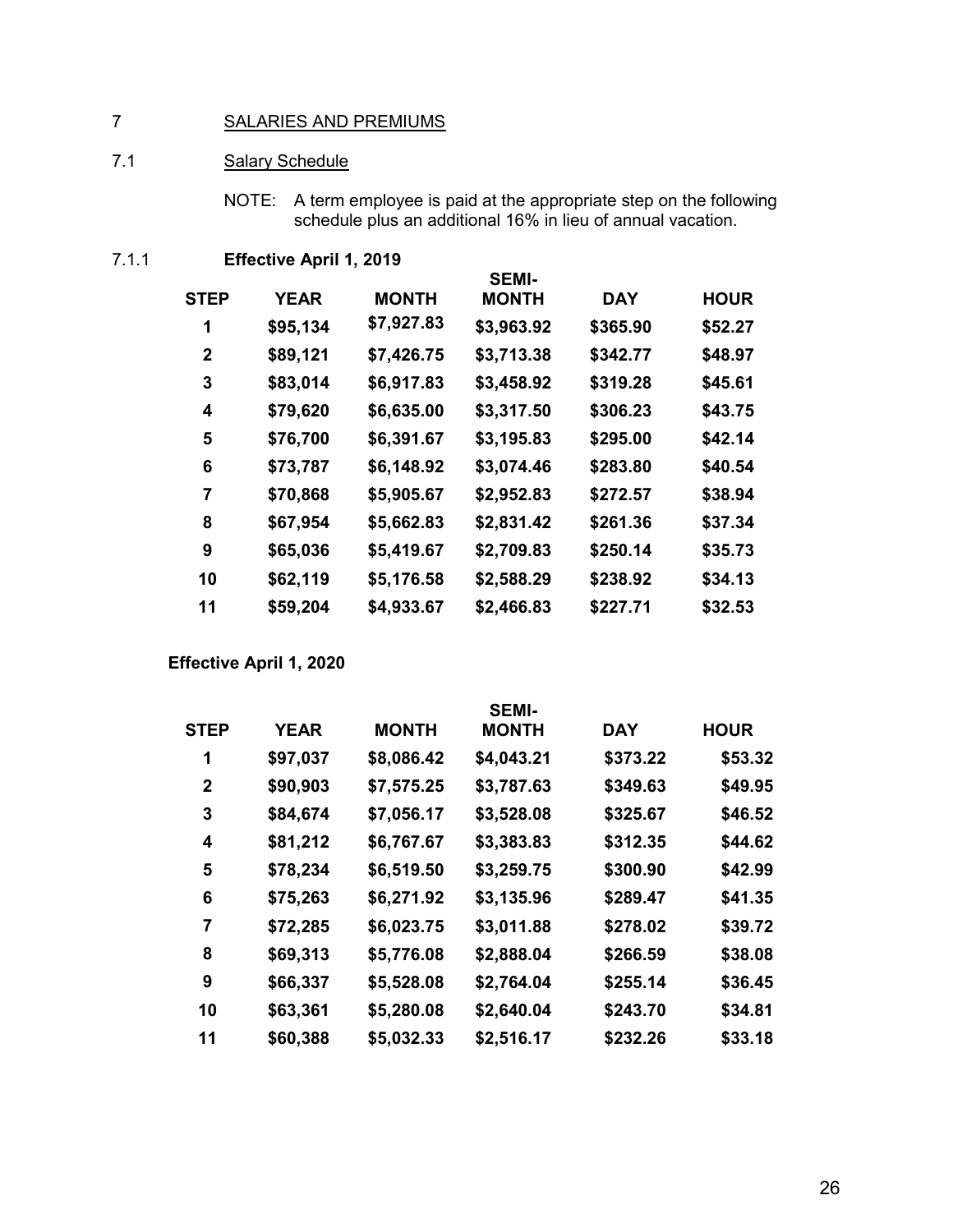# 7 SALARIES AND PREMIUMS

## 7.1 Salary Schedule

NOTE: A term employee is paid at the appropriate step on the following schedule plus an additional 16% in lieu of annual vacation.

### 7.1.1 Effective April 1, 2019

| STEP | YEAR | MONTH | SEMI-MONTH | DAY | HOUR |
|---|---|---|---|---|---|
| 1 | $95,134 | $7,927.83 | $3,963.92 | $365.90 | $52.27 |
| 2 | $89,121 | $7,426.75 | $3,713.38 | $342.77 | $48.97 |
| 3 | $83,014 | $6,917.83 | $3,458.92 | $319.28 | $45.61 |
| 4 | $79,620 | $6,635.00 | $3,317.50 | $306.23 | $43.75 |
| 5 | $76,700 | $6,391.67 | $3,195.83 | $295.00 | $42.14 |
| 6 | $73,787 | $6,148.92 | $3,074.46 | $283.80 | $40.54 |
| 7 | $70,868 | $5,905.67 | $2,952.83 | $272.57 | $38.94 |
| 8 | $67,954 | $5,662.83 | $2,831.42 | $261.36 | $37.34 |
| 9 | $65,036 | $5,419.67 | $2,709.83 | $250.14 | $35.73 |
| 10 | $62,119 | $5,176.58 | $2,588.29 | $238.92 | $34.13 |
| 11 | $59,204 | $4,933.67 | $2,466.83 | $227.71 | $32.53 |

**Effective April 1, 2020**

| STEP | YEAR | MONTH | SEMI-MONTH | DAY | HOUR |
|---|---|---|---|---|---|
| 1 | $97,037 | $8,086.42 | $4,043.21 | $373.22 | $53.32 |
| 2 | $90,903 | $7,575.25 | $3,787.63 | $349.63 | $49.95 |
| 3 | $84,674 | $7,056.17 | $3,528.08 | $325.67 | $46.52 |
| 4 | $81,212 | $6,767.67 | $3,383.83 | $312.35 | $44.62 |
| 5 | $78,234 | $6,519.50 | $3,259.75 | $300.90 | $42.99 |
| 6 | $75,263 | $6,271.92 | $3,135.96 | $289.47 | $41.35 |
| 7 | $72,285 | $6,023.75 | $3,011.88 | $278.02 | $39.72 |
| 8 | $69,313 | $5,776.08 | $2,888.04 | $266.59 | $38.08 |
| 9 | $66,337 | $5,528.08 | $2,764.04 | $255.14 | $36.45 |
| 10 | $63,361 | $5,280.08 | $2,640.04 | $243.70 | $34.81 |
| 11 | $60,388 | $5,032.33 | $2,516.17 | $232.26 | $33.18 |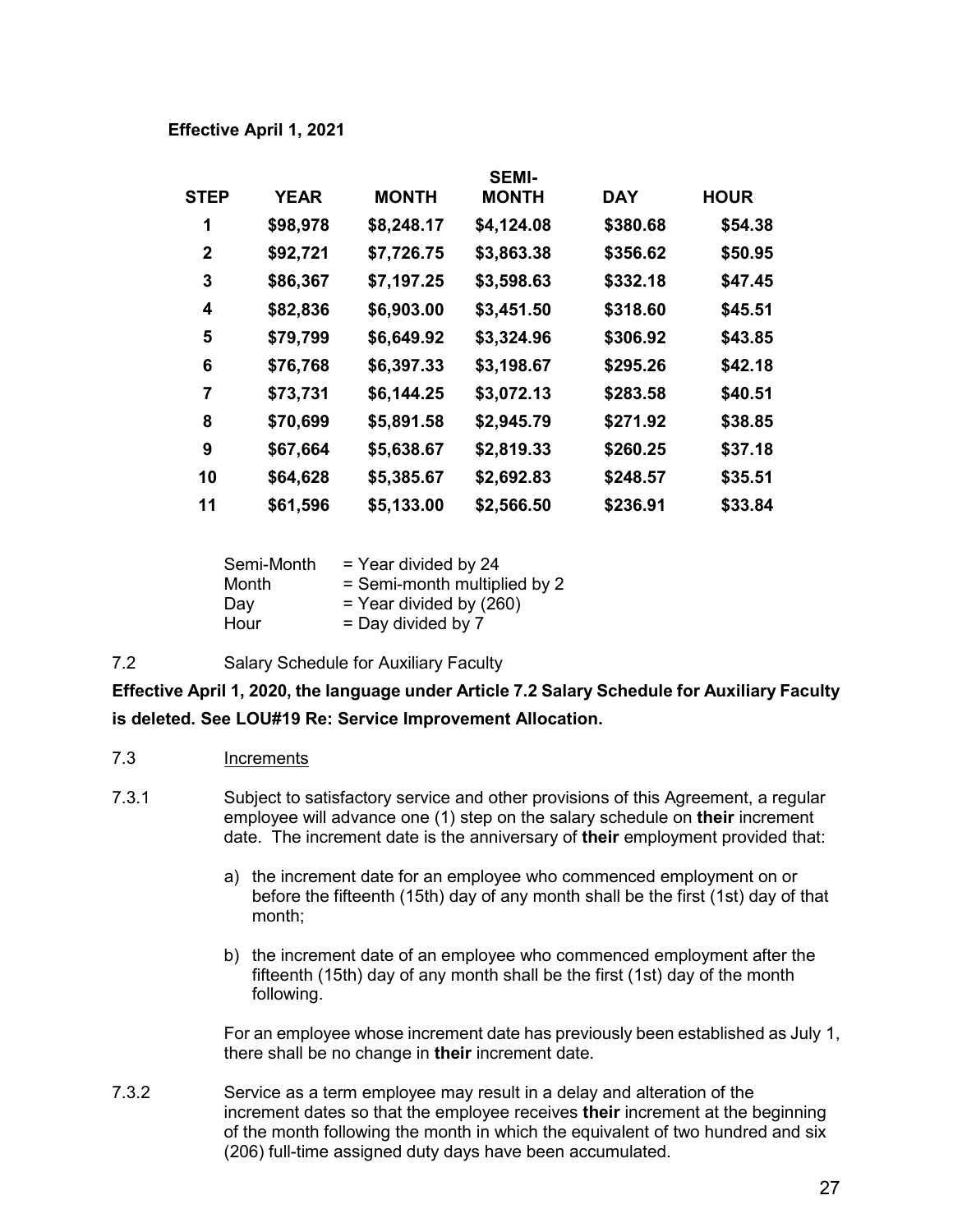**Effective April 1, 2021**

| STEP | YEAR | MONTH | SEMI-MONTH | DAY | HOUR |
|---|---|---|---|---|---|
| 1 | $98,978 | $8,248.17 | $4,124.08 | $380.68 | $54.38 |
| 2 | $92,721 | $7,726.75 | $3,863.38 | $356.62 | $50.95 |
| 3 | $86,367 | $7,197.25 | $3,598.63 | $332.18 | $47.45 |
| 4 | $82,836 | $6,903.00 | $3,451.50 | $318.60 | $45.51 |
| 5 | $79,799 | $6,649.92 | $3,324.96 | $306.92 | $43.85 |
| 6 | $76,768 | $6,397.33 | $3,198.67 | $295.26 | $42.18 |
| 7 | $73,731 | $6,144.25 | $3,072.13 | $283.58 | $40.51 |
| 8 | $70,699 | $5,891.58 | $2,945.79 | $271.92 | $38.85 |
| 9 | $67,664 | $5,638.67 | $2,819.33 | $260.25 | $37.18 |
| 10 | $64,628 | $5,385.67 | $2,692.83 | $248.57 | $35.51 |
| 11 | $61,596 | $5,133.00 | $2,566.50 | $236.91 | $33.84 |

Semi-Month = Year divided by 24
Month = Semi-month multiplied by 2
Day = Year divided by (260)
Hour = Day divided by 7

7.2 Salary Schedule for Auxiliary Faculty

**Effective April 1, 2020, the language under Article 7.2 Salary Schedule for Auxiliary Faculty is deleted. See LOU#19 Re: Service Improvement Allocation.**

7.3 Increments

7.3.1 Subject to satisfactory service and other provisions of this Agreement, a regular employee will advance one (1) step on the salary schedule on **their** increment date. The increment date is the anniversary of **their** employment provided that:

a) the increment date for an employee who commenced employment on or before the fifteenth (15th) day of any month shall be the first (1st) day of that month;

b) the increment date of an employee who commenced employment after the fifteenth (15th) day of any month shall be the first (1st) day of the month following.

For an employee whose increment date has previously been established as July 1, there shall be no change in **their** increment date.

7.3.2 Service as a term employee may result in a delay and alteration of the increment dates so that the employee receives **their** increment at the beginning of the month following the month in which the equivalent of two hundred and six (206) full-time assigned duty days have been accumulated.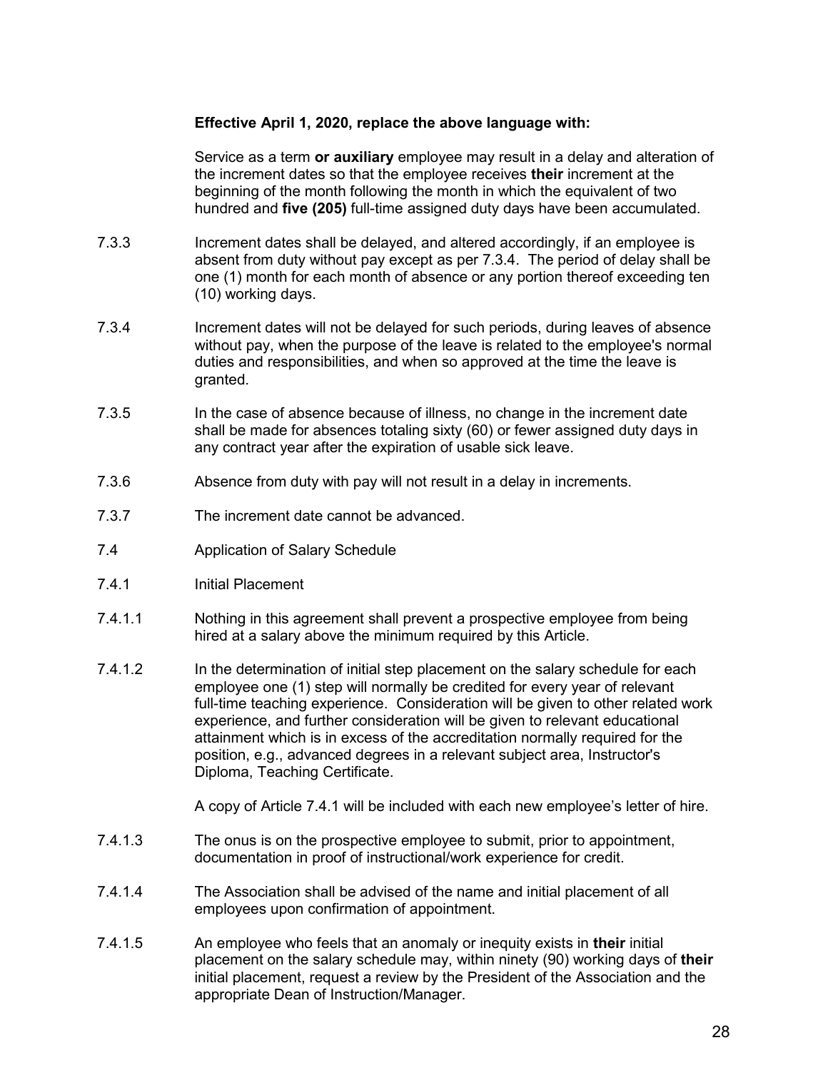**Effective April 1, 2020, replace the above language with:**

Service as a term **or auxiliary** employee may result in a delay and alteration of the increment dates so that the employee receives **their** increment at the beginning of the month following the month in which the equivalent of two hundred and **five (205)** full-time assigned duty days have been accumulated.

7.3.3 Increment dates shall be delayed, and altered accordingly, if an employee is absent from duty without pay except as per 7.3.4. The period of delay shall be one (1) month for each month of absence or any portion thereof exceeding ten (10) working days.

7.3.4 Increment dates will not be delayed for such periods, during leaves of absence without pay, when the purpose of the leave is related to the employee's normal duties and responsibilities, and when so approved at the time the leave is granted.

7.3.5 In the case of absence because of illness, no change in the increment date shall be made for absences totaling sixty (60) or fewer assigned duty days in any contract year after the expiration of usable sick leave.

7.3.6 Absence from duty with pay will not result in a delay in increments.

7.3.7 The increment date cannot be advanced.

7.4 Application of Salary Schedule

7.4.1 Initial Placement

7.4.1.1 Nothing in this agreement shall prevent a prospective employee from being hired at a salary above the minimum required by this Article.

7.4.1.2 In the determination of initial step placement on the salary schedule for each employee one (1) step will normally be credited for every year of relevant full-time teaching experience. Consideration will be given to other related work experience, and further consideration will be given to relevant educational attainment which is in excess of the accreditation normally required for the position, e.g., advanced degrees in a relevant subject area, Instructor's Diploma, Teaching Certificate.

A copy of Article 7.4.1 will be included with each new employee's letter of hire.

7.4.1.3 The onus is on the prospective employee to submit, prior to appointment, documentation in proof of instructional/work experience for credit.

7.4.1.4 The Association shall be advised of the name and initial placement of all employees upon confirmation of appointment.

7.4.1.5 An employee who feels that an anomaly or inequity exists in **their** initial placement on the salary schedule may, within ninety (90) working days of **their** initial placement, request a review by the President of the Association and the appropriate Dean of Instruction/Manager.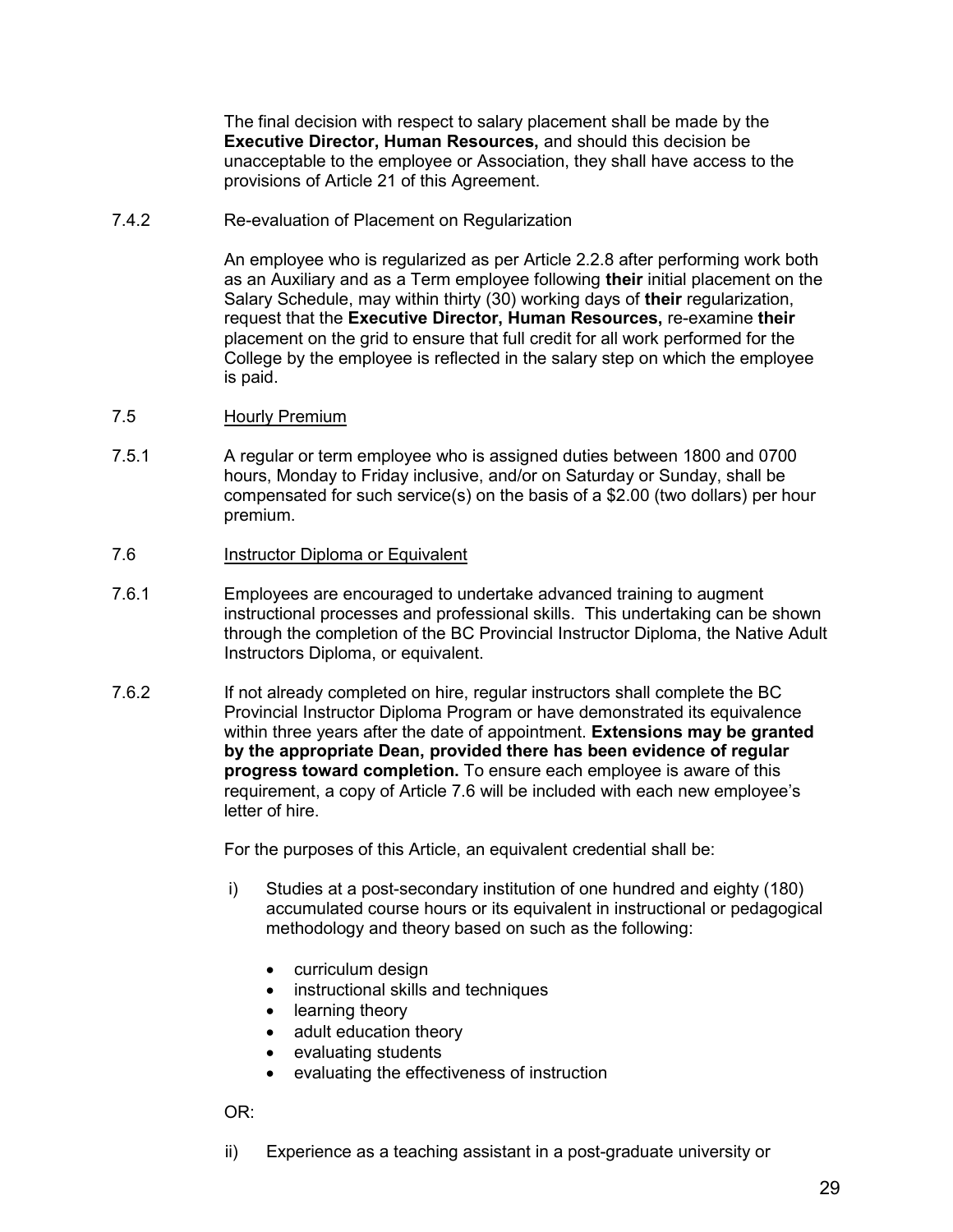The final decision with respect to salary placement shall be made by the **Executive Director, Human Resources,** and should this decision be unacceptable to the employee or Association, they shall have access to the provisions of Article 21 of this Agreement.

7.4.2 Re-evaluation of Placement on Regularization

An employee who is regularized as per Article 2.2.8 after performing work both as an Auxiliary and as a Term employee following **their** initial placement on the Salary Schedule, may within thirty (30) working days of **their** regularization, request that the **Executive Director, Human Resources,** re-examine **their** placement on the grid to ensure that full credit for all work performed for the College by the employee is reflected in the salary step on which the employee is paid.

## 7.5 Hourly Premium

7.5.1 A regular or term employee who is assigned duties between 1800 and 0700 hours, Monday to Friday inclusive, and/or on Saturday or Sunday, shall be compensated for such service(s) on the basis of a $2.00 (two dollars) per hour premium.

## 7.6 Instructor Diploma or Equivalent

7.6.1 Employees are encouraged to undertake advanced training to augment instructional processes and professional skills. This undertaking can be shown through the completion of the BC Provincial Instructor Diploma, the Native Adult Instructors Diploma, or equivalent.

7.6.2 If not already completed on hire, regular instructors shall complete the BC Provincial Instructor Diploma Program or have demonstrated its equivalence within three years after the date of appointment. **Extensions may be granted by the appropriate Dean, provided there has been evidence of regular progress toward completion.** To ensure each employee is aware of this requirement, a copy of Article 7.6 will be included with each new employee's letter of hire.

For the purposes of this Article, an equivalent credential shall be:

i) Studies at a post-secondary institution of one hundred and eighty (180) accumulated course hours or its equivalent in instructional or pedagogical methodology and theory based on such as the following:

- curriculum design
- instructional skills and techniques
- learning theory
- adult education theory
- evaluating students
- evaluating the effectiveness of instruction

OR:

ii) Experience as a teaching assistant in a post-graduate university or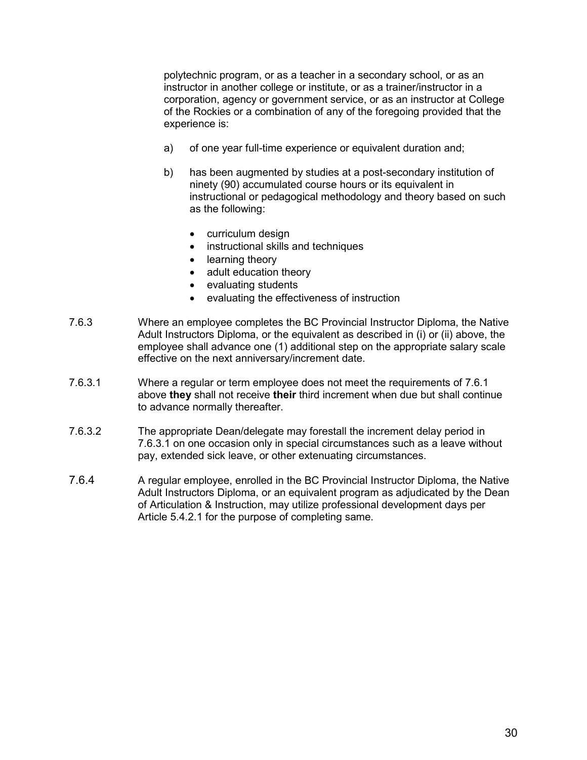polytechnic program, or as a teacher in a secondary school, or as an instructor in another college or institute, or as a trainer/instructor in a corporation, agency or government service, or as an instructor at College of the Rockies or a combination of any of the foregoing provided that the experience is:

a) of one year full-time experience or equivalent duration and;

b) has been augmented by studies at a post-secondary institution of ninety (90) accumulated course hours or its equivalent in instructional or pedagogical methodology and theory based on such as the following:

- curriculum design
- instructional skills and techniques
- learning theory
- adult education theory
- evaluating students
- evaluating the effectiveness of instruction

7.6.3 Where an employee completes the BC Provincial Instructor Diploma, the Native Adult Instructors Diploma, or the equivalent as described in (i) or (ii) above, the employee shall advance one (1) additional step on the appropriate salary scale effective on the next anniversary/increment date.

7.6.3.1 Where a regular or term employee does not meet the requirements of 7.6.1 above **they** shall not receive **their** third increment when due but shall continue to advance normally thereafter.

7.6.3.2 The appropriate Dean/delegate may forestall the increment delay period in 7.6.3.1 on one occasion only in special circumstances such as a leave without pay, extended sick leave, or other extenuating circumstances.

7.6.4 A regular employee, enrolled in the BC Provincial Instructor Diploma, the Native Adult Instructors Diploma, or an equivalent program as adjudicated by the Dean of Articulation & Instruction, may utilize professional development days per Article 5.4.2.1 for the purpose of completing same.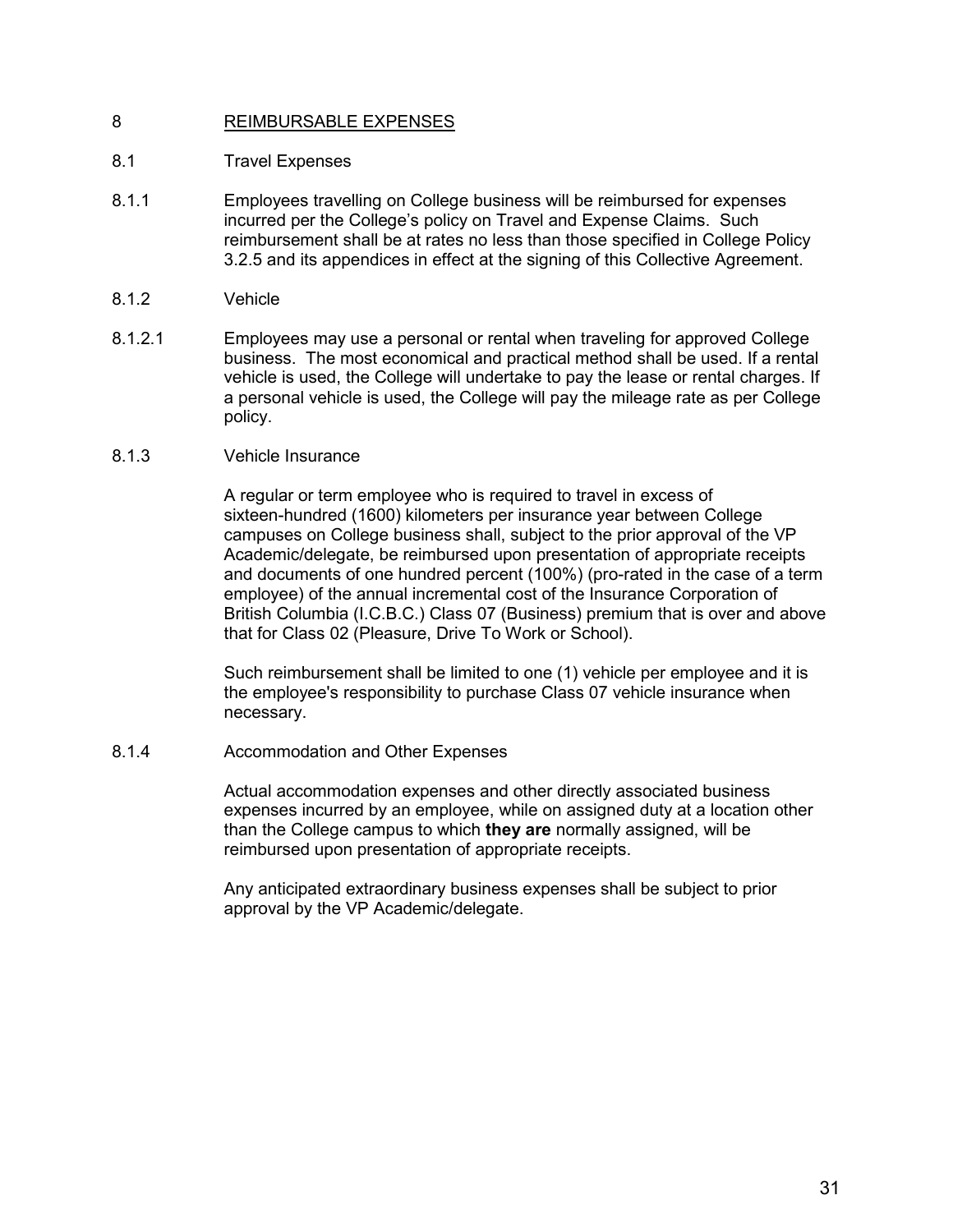# 8 REIMBURSABLE EXPENSES

## 8.1 Travel Expenses

8.1.1 Employees travelling on College business will be reimbursed for expenses incurred per the College's policy on Travel and Expense Claims. Such reimbursement shall be at rates no less than those specified in College Policy 3.2.5 and its appendices in effect at the signing of this Collective Agreement.

### 8.1.2 Vehicle

8.1.2.1 Employees may use a personal or rental when traveling for approved College business. The most economical and practical method shall be used. If a rental vehicle is used, the College will undertake to pay the lease or rental charges. If a personal vehicle is used, the College will pay the mileage rate as per College policy.

### 8.1.3 Vehicle Insurance

A regular or term employee who is required to travel in excess of sixteen-hundred (1600) kilometers per insurance year between College campuses on College business shall, subject to the prior approval of the VP Academic/delegate, be reimbursed upon presentation of appropriate receipts and documents of one hundred percent (100%) (pro-rated in the case of a term employee) of the annual incremental cost of the Insurance Corporation of British Columbia (I.C.B.C.) Class 07 (Business) premium that is over and above that for Class 02 (Pleasure, Drive To Work or School).

Such reimbursement shall be limited to one (1) vehicle per employee and it is the employee's responsibility to purchase Class 07 vehicle insurance when necessary.

### 8.1.4 Accommodation and Other Expenses

Actual accommodation expenses and other directly associated business expenses incurred by an employee, while on assigned duty at a location other than the College campus to which **they are** normally assigned, will be reimbursed upon presentation of appropriate receipts.

Any anticipated extraordinary business expenses shall be subject to prior approval by the VP Academic/delegate.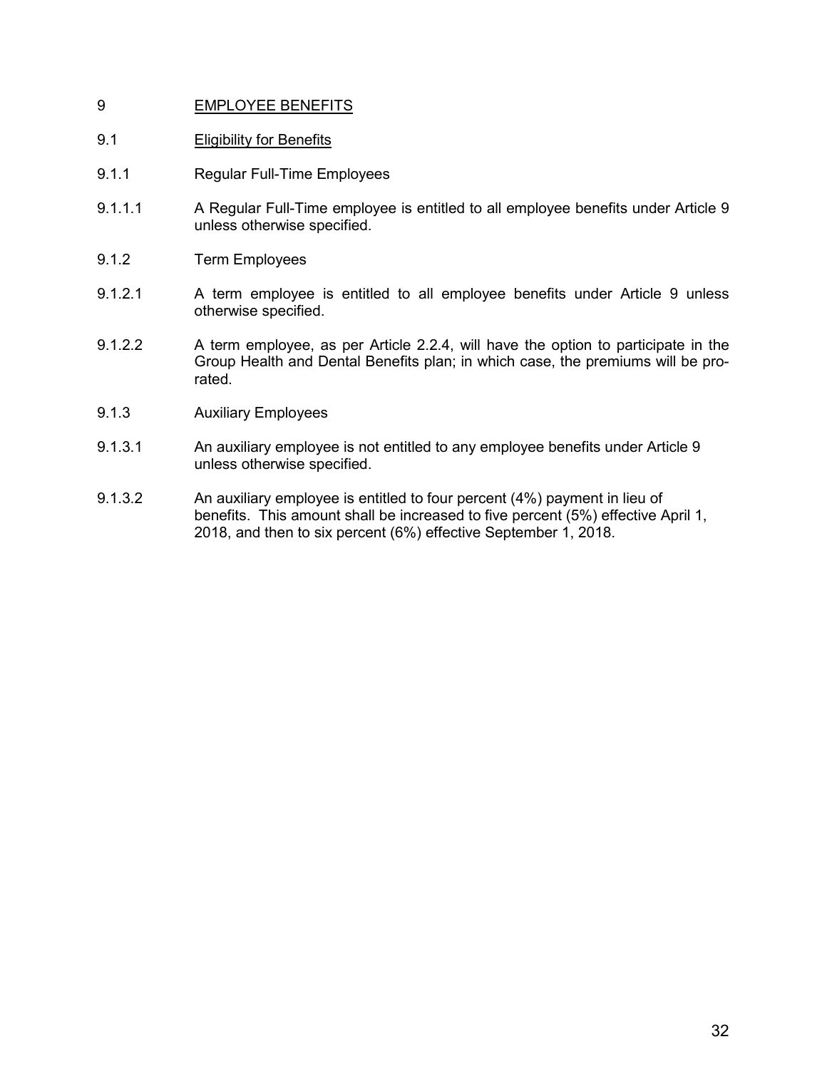# 9 EMPLOYEE BENEFITS

## 9.1 Eligibility for Benefits

### 9.1.1 Regular Full-Time Employees

9.1.1.1 A Regular Full-Time employee is entitled to all employee benefits under Article 9 unless otherwise specified.

### 9.1.2 Term Employees

9.1.2.1 A term employee is entitled to all employee benefits under Article 9 unless otherwise specified.

9.1.2.2 A term employee, as per Article 2.2.4, will have the option to participate in the Group Health and Dental Benefits plan; in which case, the premiums will be pro-rated.

### 9.1.3 Auxiliary Employees

9.1.3.1 An auxiliary employee is not entitled to any employee benefits under Article 9 unless otherwise specified.

9.1.3.2 An auxiliary employee is entitled to four percent (4%) payment in lieu of benefits. This amount shall be increased to five percent (5%) effective April 1, 2018, and then to six percent (6%) effective September 1, 2018.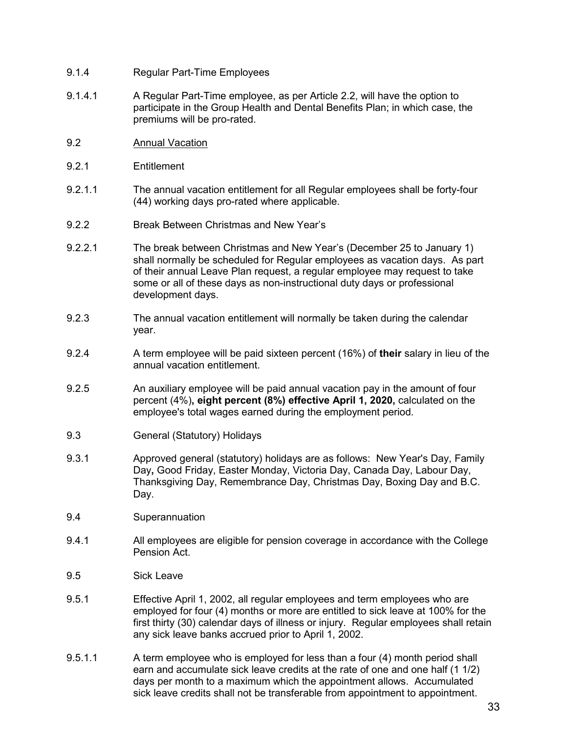9.1.4 Regular Part-Time Employees

9.1.4.1 A Regular Part-Time employee, as per Article 2.2, will have the option to participate in the Group Health and Dental Benefits Plan; in which case, the premiums will be pro-rated.

9.2 <u>Annual Vacation</u>

9.2.1 Entitlement

9.2.1.1 The annual vacation entitlement for all Regular employees shall be forty-four (44) working days pro-rated where applicable.

9.2.2 Break Between Christmas and New Year's

9.2.2.1 The break between Christmas and New Year's (December 25 to January 1) shall normally be scheduled for Regular employees as vacation days. As part of their annual Leave Plan request, a regular employee may request to take some or all of these days as non-instructional duty days or professional development days.

9.2.3 The annual vacation entitlement will normally be taken during the calendar year.

9.2.4 A term employee will be paid sixteen percent (16%) of **their** salary in lieu of the annual vacation entitlement.

9.2.5 An auxiliary employee will be paid annual vacation pay in the amount of four percent (4%)**, eight percent (8%) effective April 1, 2020,** calculated on the employee's total wages earned during the employment period.

9.3 General (Statutory) Holidays

9.3.1 Approved general (statutory) holidays are as follows: New Year's Day, Family Day**,** Good Friday, Easter Monday, Victoria Day, Canada Day, Labour Day, Thanksgiving Day, Remembrance Day, Christmas Day, Boxing Day and B.C. Day.

9.4 Superannuation

9.4.1 All employees are eligible for pension coverage in accordance with the College Pension Act.

9.5 Sick Leave

9.5.1 Effective April 1, 2002, all regular employees and term employees who are employed for four (4) months or more are entitled to sick leave at 100% for the first thirty (30) calendar days of illness or injury. Regular employees shall retain any sick leave banks accrued prior to April 1, 2002.

9.5.1.1 A term employee who is employed for less than a four (4) month period shall earn and accumulate sick leave credits at the rate of one and one half (1 1/2) days per month to a maximum which the appointment allows. Accumulated sick leave credits shall not be transferable from appointment to appointment.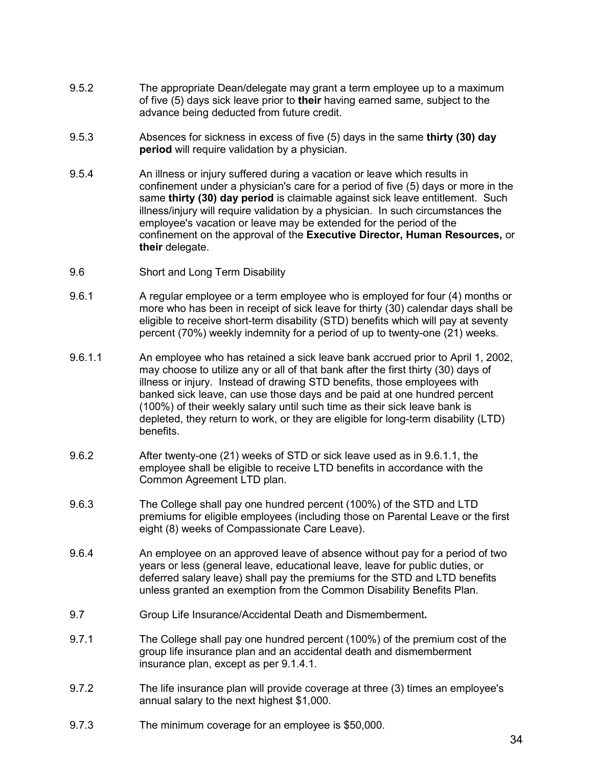9.5.2 The appropriate Dean/delegate may grant a term employee up to a maximum of five (5) days sick leave prior to **their** having earned same, subject to the advance being deducted from future credit.

9.5.3 Absences for sickness in excess of five (5) days in the same **thirty (30) day period** will require validation by a physician.

9.5.4 An illness or injury suffered during a vacation or leave which results in confinement under a physician's care for a period of five (5) days or more in the same **thirty (30) day period** is claimable against sick leave entitlement. Such illness/injury will require validation by a physician. In such circumstances the employee's vacation or leave may be extended for the period of the confinement on the approval of the **Executive Director, Human Resources,** or **their** delegate.

9.6 Short and Long Term Disability

9.6.1 A regular employee or a term employee who is employed for four (4) months or more who has been in receipt of sick leave for thirty (30) calendar days shall be eligible to receive short-term disability (STD) benefits which will pay at seventy percent (70%) weekly indemnity for a period of up to twenty-one (21) weeks.

9.6.1.1 An employee who has retained a sick leave bank accrued prior to April 1, 2002, may choose to utilize any or all of that bank after the first thirty (30) days of illness or injury. Instead of drawing STD benefits, those employees with banked sick leave, can use those days and be paid at one hundred percent (100%) of their weekly salary until such time as their sick leave bank is depleted, they return to work, or they are eligible for long-term disability (LTD) benefits.

9.6.2 After twenty-one (21) weeks of STD or sick leave used as in 9.6.1.1, the employee shall be eligible to receive LTD benefits in accordance with the Common Agreement LTD plan.

9.6.3 The College shall pay one hundred percent (100%) of the STD and LTD premiums for eligible employees (including those on Parental Leave or the first eight (8) weeks of Compassionate Care Leave).

9.6.4 An employee on an approved leave of absence without pay for a period of two years or less (general leave, educational leave, leave for public duties, or deferred salary leave) shall pay the premiums for the STD and LTD benefits unless granted an exemption from the Common Disability Benefits Plan.

9.7 Group Life Insurance/Accidental Death and Dismemberment**.**

9.7.1 The College shall pay one hundred percent (100%) of the premium cost of the group life insurance plan and an accidental death and dismemberment insurance plan, except as per 9.1.4.1.

9.7.2 The life insurance plan will provide coverage at three (3) times an employee's annual salary to the next highest $1,000.

9.7.3 The minimum coverage for an employee is $50,000.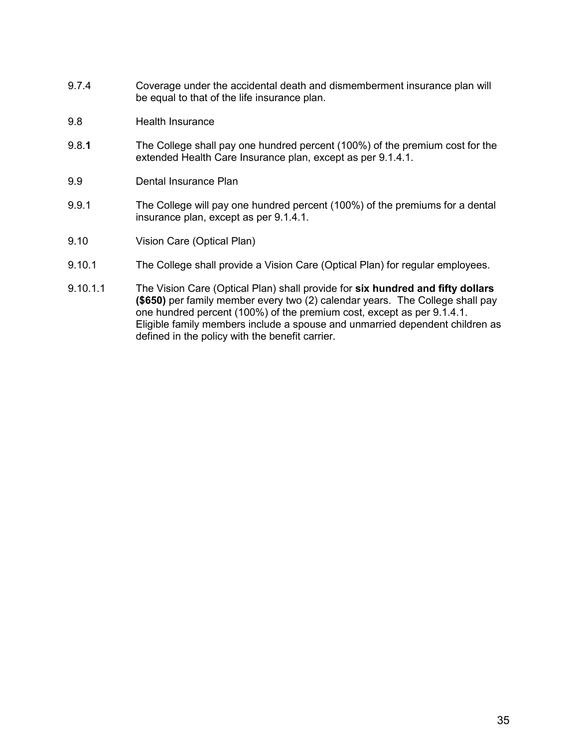9.7.4 Coverage under the accidental death and dismemberment insurance plan will be equal to that of the life insurance plan.

9.8 Health Insurance

9.8.**1** The College shall pay one hundred percent (100%) of the premium cost for the extended Health Care Insurance plan, except as per 9.1.4.1.

9.9 Dental Insurance Plan

9.9.1 The College will pay one hundred percent (100%) of the premiums for a dental insurance plan, except as per 9.1.4.1.

9.10 Vision Care (Optical Plan)

9.10.1 The College shall provide a Vision Care (Optical Plan) for regular employees.

9.10.1.1 The Vision Care (Optical Plan) shall provide for **six hundred and fifty dollars ($650)** per family member every two (2) calendar years. The College shall pay one hundred percent (100%) of the premium cost, except as per 9.1.4.1. Eligible family members include a spouse and unmarried dependent children as defined in the policy with the benefit carrier.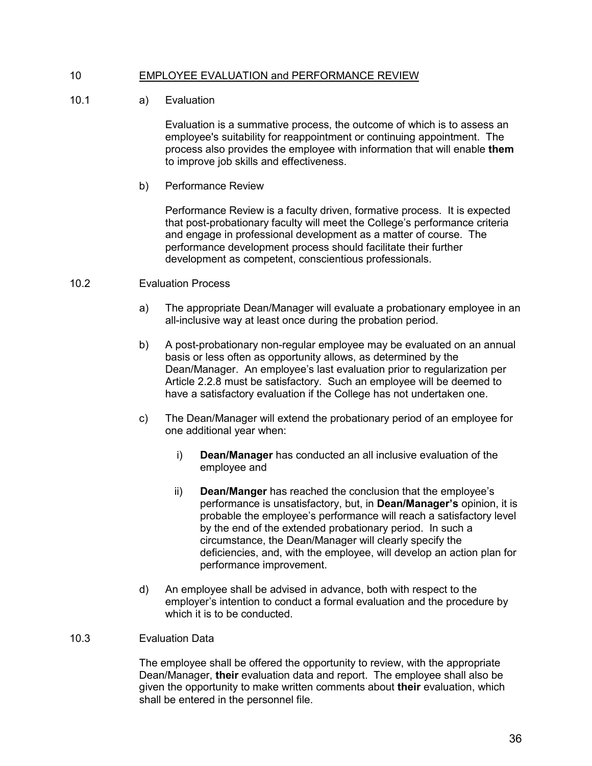## 10 EMPLOYEE EVALUATION and PERFORMANCE REVIEW

10.1 a) Evaluation

Evaluation is a summative process, the outcome of which is to assess an employee's suitability for reappointment or continuing appointment. The process also provides the employee with information that will enable **them** to improve job skills and effectiveness.

b) Performance Review

Performance Review is a faculty driven, formative process. It is expected that post-probationary faculty will meet the College's performance criteria and engage in professional development as a matter of course. The performance development process should facilitate their further development as competent, conscientious professionals.

10.2 Evaluation Process

a) The appropriate Dean/Manager will evaluate a probationary employee in an all-inclusive way at least once during the probation period.

b) A post-probationary non-regular employee may be evaluated on an annual basis or less often as opportunity allows, as determined by the Dean/Manager. An employee's last evaluation prior to regularization per Article 2.2.8 must be satisfactory. Such an employee will be deemed to have a satisfactory evaluation if the College has not undertaken one.

c) The Dean/Manager will extend the probationary period of an employee for one additional year when:

i) **Dean/Manager** has conducted an all inclusive evaluation of the employee and

ii) **Dean/Manger** has reached the conclusion that the employee's performance is unsatisfactory, but, in **Dean/Manager's** opinion, it is probable the employee's performance will reach a satisfactory level by the end of the extended probationary period. In such a circumstance, the Dean/Manager will clearly specify the deficiencies, and, with the employee, will develop an action plan for performance improvement.

d) An employee shall be advised in advance, both with respect to the employer's intention to conduct a formal evaluation and the procedure by which it is to be conducted.

10.3 Evaluation Data

The employee shall be offered the opportunity to review, with the appropriate Dean/Manager, **their** evaluation data and report. The employee shall also be given the opportunity to make written comments about **their** evaluation, which shall be entered in the personnel file.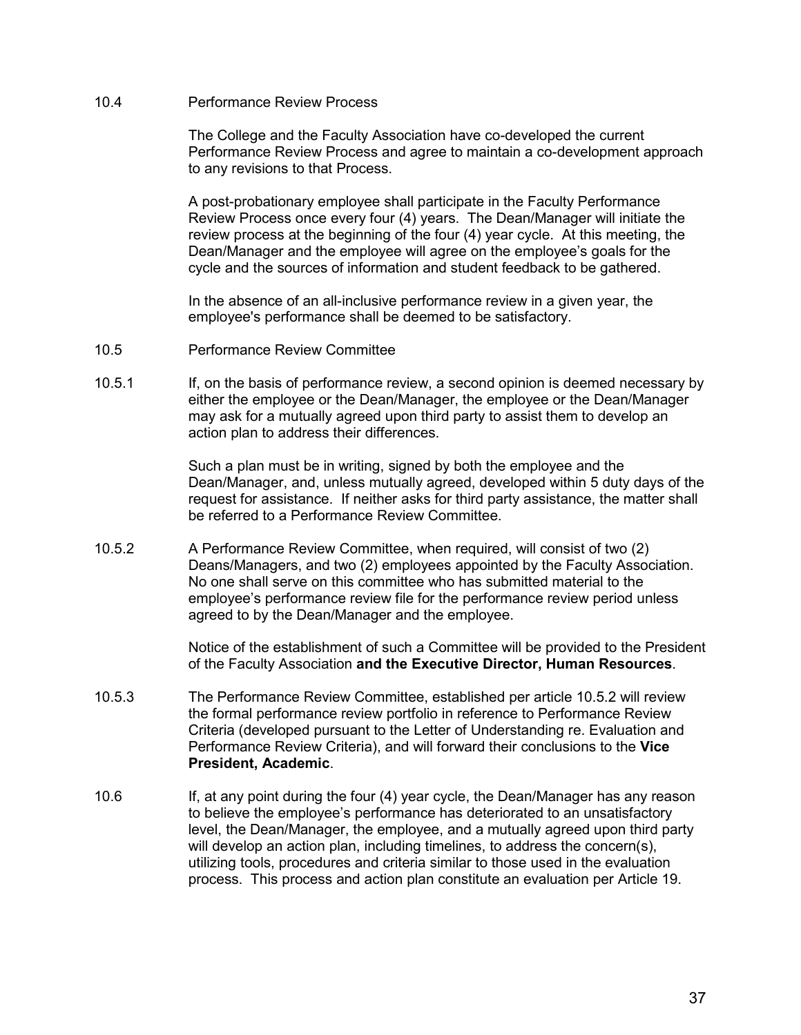10.4 Performance Review Process

The College and the Faculty Association have co-developed the current Performance Review Process and agree to maintain a co-development approach to any revisions to that Process.

A post-probationary employee shall participate in the Faculty Performance Review Process once every four (4) years. The Dean/Manager will initiate the review process at the beginning of the four (4) year cycle. At this meeting, the Dean/Manager and the employee will agree on the employee's goals for the cycle and the sources of information and student feedback to be gathered.

In the absence of an all-inclusive performance review in a given year, the employee's performance shall be deemed to be satisfactory.

10.5 Performance Review Committee

10.5.1 If, on the basis of performance review, a second opinion is deemed necessary by either the employee or the Dean/Manager, the employee or the Dean/Manager may ask for a mutually agreed upon third party to assist them to develop an action plan to address their differences.

Such a plan must be in writing, signed by both the employee and the Dean/Manager, and, unless mutually agreed, developed within 5 duty days of the request for assistance. If neither asks for third party assistance, the matter shall be referred to a Performance Review Committee.

10.5.2 A Performance Review Committee, when required, will consist of two (2) Deans/Managers, and two (2) employees appointed by the Faculty Association. No one shall serve on this committee who has submitted material to the employee's performance review file for the performance review period unless agreed to by the Dean/Manager and the employee.

Notice of the establishment of such a Committee will be provided to the President of the Faculty Association **and the Executive Director, Human Resources**.

10.5.3 The Performance Review Committee, established per article 10.5.2 will review the formal performance review portfolio in reference to Performance Review Criteria (developed pursuant to the Letter of Understanding re. Evaluation and Performance Review Criteria), and will forward their conclusions to the **Vice President, Academic**.

10.6 If, at any point during the four (4) year cycle, the Dean/Manager has any reason to believe the employee's performance has deteriorated to an unsatisfactory level, the Dean/Manager, the employee, and a mutually agreed upon third party will develop an action plan, including timelines, to address the concern(s), utilizing tools, procedures and criteria similar to those used in the evaluation process. This process and action plan constitute an evaluation per Article 19.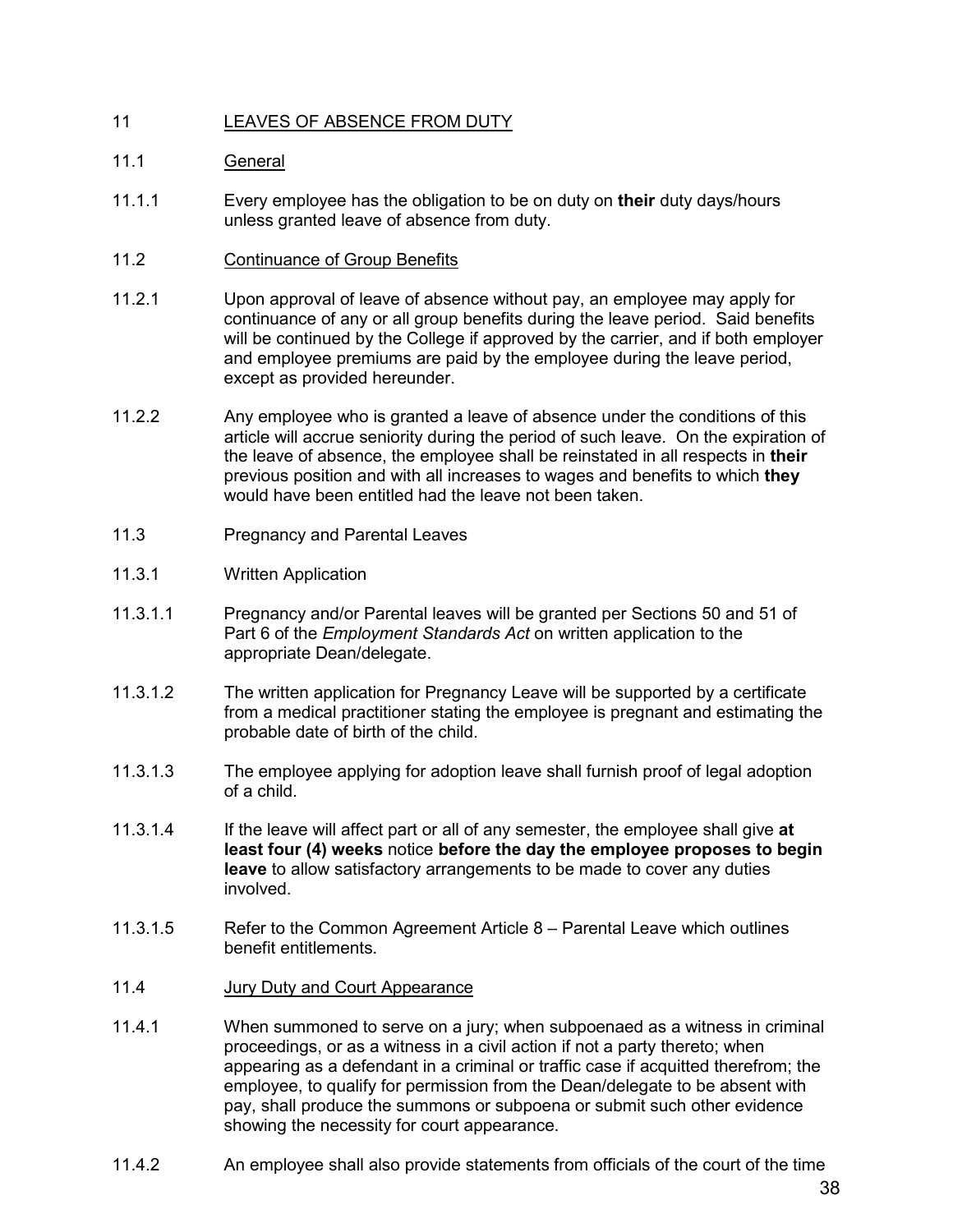## 11 LEAVES OF ABSENCE FROM DUTY

### 11.1 General

11.1.1 Every employee has the obligation to be on duty on **their** duty days/hours unless granted leave of absence from duty.

### 11.2 Continuance of Group Benefits

11.2.1 Upon approval of leave of absence without pay, an employee may apply for continuance of any or all group benefits during the leave period. Said benefits will be continued by the College if approved by the carrier, and if both employer and employee premiums are paid by the employee during the leave period, except as provided hereunder.

11.2.2 Any employee who is granted a leave of absence under the conditions of this article will accrue seniority during the period of such leave. On the expiration of the leave of absence, the employee shall be reinstated in all respects in **their** previous position and with all increases to wages and benefits to which **they** would have been entitled had the leave not been taken.

### 11.3 Pregnancy and Parental Leaves

11.3.1 Written Application

11.3.1.1 Pregnancy and/or Parental leaves will be granted per Sections 50 and 51 of Part 6 of the *Employment Standards Act* on written application to the appropriate Dean/delegate.

11.3.1.2 The written application for Pregnancy Leave will be supported by a certificate from a medical practitioner stating the employee is pregnant and estimating the probable date of birth of the child.

11.3.1.3 The employee applying for adoption leave shall furnish proof of legal adoption of a child.

11.3.1.4 If the leave will affect part or all of any semester, the employee shall give **at least four (4) weeks** notice **before the day the employee proposes to begin leave** to allow satisfactory arrangements to be made to cover any duties involved.

11.3.1.5 Refer to the Common Agreement Article 8 – Parental Leave which outlines benefit entitlements.

### 11.4 Jury Duty and Court Appearance

11.4.1 When summoned to serve on a jury; when subpoenaed as a witness in criminal proceedings, or as a witness in a civil action if not a party thereto; when appearing as a defendant in a criminal or traffic case if acquitted therefrom; the employee, to qualify for permission from the Dean/delegate to be absent with pay, shall produce the summons or subpoena or submit such other evidence showing the necessity for court appearance.

11.4.2 An employee shall also provide statements from officials of the court of the time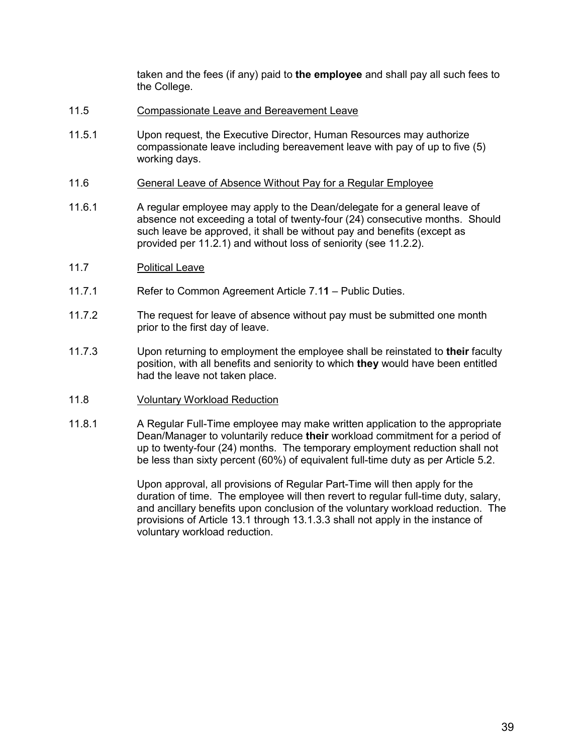taken and the fees (if any) paid to **the employee** and shall pay all such fees to the College.

11.5 Compassionate Leave and Bereavement Leave

11.5.1 Upon request, the Executive Director, Human Resources may authorize compassionate leave including bereavement leave with pay of up to five (5) working days.

11.6 General Leave of Absence Without Pay for a Regular Employee

11.6.1 A regular employee may apply to the Dean/delegate for a general leave of absence not exceeding a total of twenty-four (24) consecutive months. Should such leave be approved, it shall be without pay and benefits (except as provided per 11.2.1) and without loss of seniority (see 11.2.2).

11.7 Political Leave

11.7.1 Refer to Common Agreement Article 7.1**1** – Public Duties.

11.7.2 The request for leave of absence without pay must be submitted one month prior to the first day of leave.

11.7.3 Upon returning to employment the employee shall be reinstated to **their** faculty position, with all benefits and seniority to which **they** would have been entitled had the leave not taken place.

11.8 Voluntary Workload Reduction

11.8.1 A Regular Full-Time employee may make written application to the appropriate Dean/Manager to voluntarily reduce **their** workload commitment for a period of up to twenty-four (24) months. The temporary employment reduction shall not be less than sixty percent (60%) of equivalent full-time duty as per Article 5.2.

Upon approval, all provisions of Regular Part-Time will then apply for the duration of time. The employee will then revert to regular full-time duty, salary, and ancillary benefits upon conclusion of the voluntary workload reduction. The provisions of Article 13.1 through 13.1.3.3 shall not apply in the instance of voluntary workload reduction.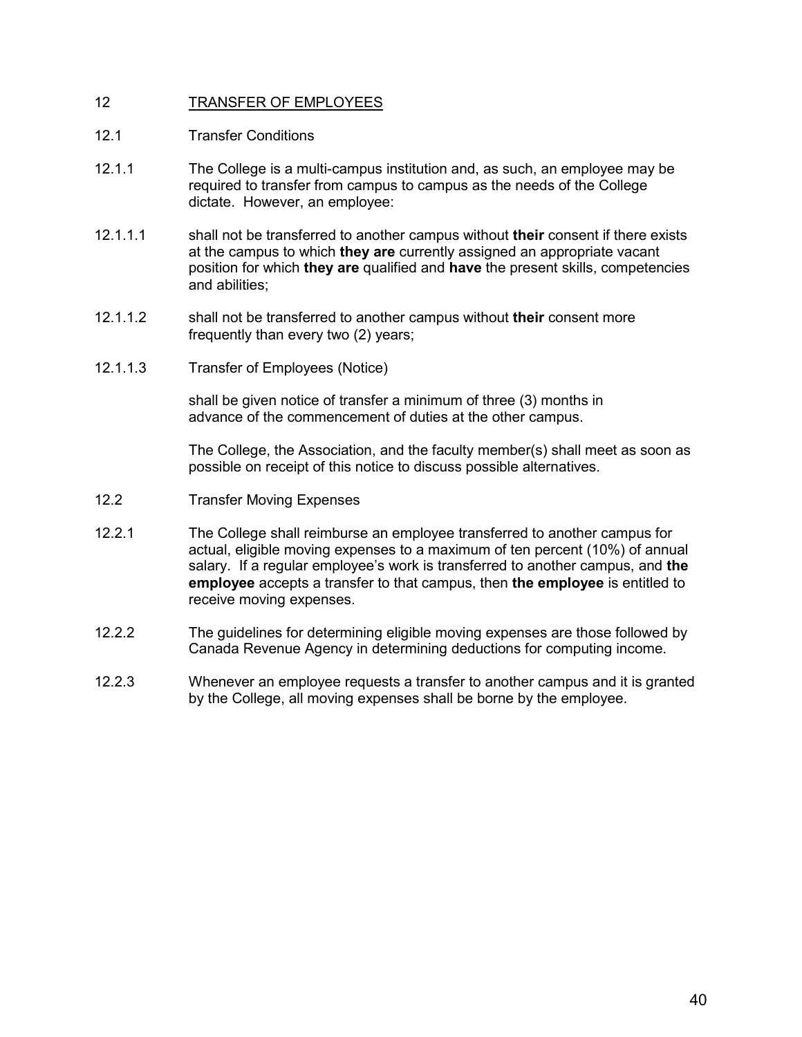## 12 TRANSFER OF EMPLOYEES

### 12.1 Transfer Conditions

12.1.1 The College is a multi-campus institution and, as such, an employee may be required to transfer from campus to campus as the needs of the College dictate. However, an employee:

12.1.1.1 shall not be transferred to another campus without **their** consent if there exists at the campus to which **they are** currently assigned an appropriate vacant position for which **they are** qualified and **have** the present skills, competencies and abilities;

12.1.1.2 shall not be transferred to another campus without **their** consent more frequently than every two (2) years;

12.1.1.3 Transfer of Employees (Notice)

shall be given notice of transfer a minimum of three (3) months in advance of the commencement of duties at the other campus.

The College, the Association, and the faculty member(s) shall meet as soon as possible on receipt of this notice to discuss possible alternatives.

### 12.2 Transfer Moving Expenses

12.2.1 The College shall reimburse an employee transferred to another campus for actual, eligible moving expenses to a maximum of ten percent (10%) of annual salary. If a regular employee's work is transferred to another campus, and **the employee** accepts a transfer to that campus, then **the employee** is entitled to receive moving expenses.

12.2.2 The guidelines for determining eligible moving expenses are those followed by Canada Revenue Agency in determining deductions for computing income.

12.2.3 Whenever an employee requests a transfer to another campus and it is granted by the College, all moving expenses shall be borne by the employee.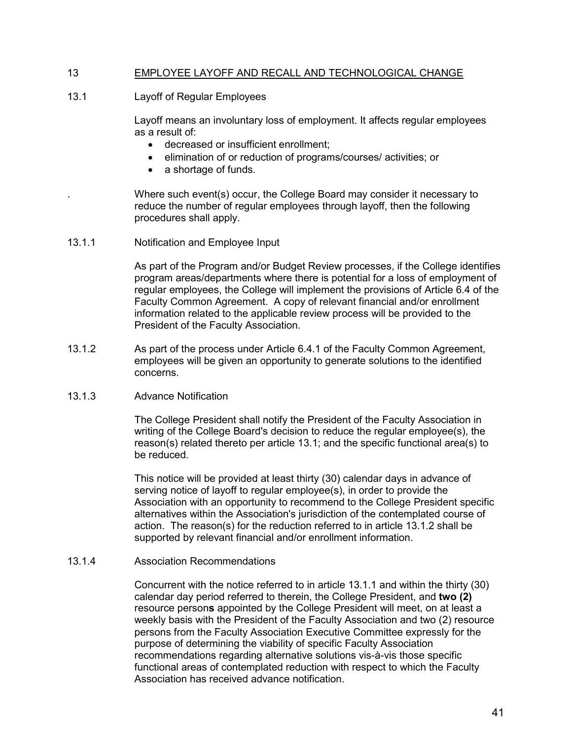## 13 EMPLOYEE LAYOFF AND RECALL AND TECHNOLOGICAL CHANGE

### 13.1 Layoff of Regular Employees

Layoff means an involuntary loss of employment. It affects regular employees as a result of:

- decreased or insufficient enrollment;
- elimination of or reduction of programs/courses/ activities; or
- a shortage of funds.

. Where such event(s) occur, the College Board may consider it necessary to reduce the number of regular employees through layoff, then the following procedures shall apply.

#### 13.1.1 Notification and Employee Input

As part of the Program and/or Budget Review processes, if the College identifies program areas/departments where there is potential for a loss of employment of regular employees, the College will implement the provisions of Article 6.4 of the Faculty Common Agreement. A copy of relevant financial and/or enrollment information related to the applicable review process will be provided to the President of the Faculty Association.

#### 13.1.2

As part of the process under Article 6.4.1 of the Faculty Common Agreement, employees will be given an opportunity to generate solutions to the identified concerns.

#### 13.1.3 Advance Notification

The College President shall notify the President of the Faculty Association in writing of the College Board's decision to reduce the regular employee(s), the reason(s) related thereto per article 13.1; and the specific functional area(s) to be reduced.

This notice will be provided at least thirty (30) calendar days in advance of serving notice of layoff to regular employee(s), in order to provide the Association with an opportunity to recommend to the College President specific alternatives within the Association's jurisdiction of the contemplated course of action. The reason(s) for the reduction referred to in article 13.1.2 shall be supported by relevant financial and/or enrollment information.

#### 13.1.4 Association Recommendations

Concurrent with the notice referred to in article 13.1.1 and within the thirty (30) calendar day period referred to therein, the College President, and **two (2)** resource person**s** appointed by the College President will meet, on at least a weekly basis with the President of the Faculty Association and two (2) resource persons from the Faculty Association Executive Committee expressly for the purpose of determining the viability of specific Faculty Association recommendations regarding alternative solutions vis-à-vis those specific functional areas of contemplated reduction with respect to which the Faculty Association has received advance notification.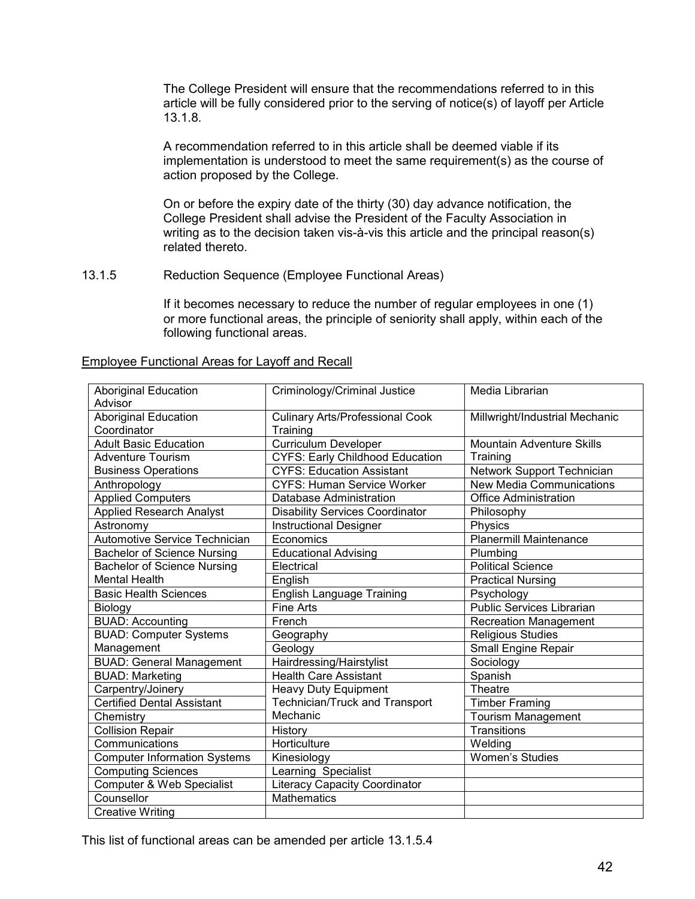The College President will ensure that the recommendations referred to in this article will be fully considered prior to the serving of notice(s) of layoff per Article 13.1.8.

A recommendation referred to in this article shall be deemed viable if its implementation is understood to meet the same requirement(s) as the course of action proposed by the College.

On or before the expiry date of the thirty (30) day advance notification, the College President shall advise the President of the Faculty Association in writing as to the decision taken vis-à-vis this article and the principal reason(s) related thereto.

13.1.5 Reduction Sequence (Employee Functional Areas)

If it becomes necessary to reduce the number of regular employees in one (1) or more functional areas, the principle of seniority shall apply, within each of the following functional areas.

Employee Functional Areas for Layoff and Recall

| | | |
|---|---|---|
| Aboriginal Education Advisor | Criminology/Criminal Justice | Media Librarian |
| Aboriginal Education Coordinator | Culinary Arts/Professional Cook Training | Millwright/Industrial Mechanic |
| Adult Basic Education | Curriculum Developer | Mountain Adventure Skills Training |
| Adventure Tourism Business Operations | CYFS: Early Childhood Education | |
| | CYFS: Education Assistant | Network Support Technician |
| Anthropology | CYFS: Human Service Worker | New Media Communications |
| Applied Computers | Database Administration | Office Administration |
| Applied Research Analyst | Disability Services Coordinator | Philosophy |
| Astronomy | Instructional Designer | Physics |
| Automotive Service Technician | Economics | Planermill Maintenance |
| Bachelor of Science Nursing | Educational Advising | Plumbing |
| Bachelor of Science Nursing Mental Health | Electrical | Political Science |
| | English | Practical Nursing |
| Basic Health Sciences | English Language Training | Psychology |
| Biology | Fine Arts | Public Services Librarian |
| BUAD: Accounting | French | Recreation Management |
| BUAD: Computer Systems Management | Geography | Religious Studies |
| | Geology | Small Engine Repair |
| BUAD: General Management | Hairdressing/Hairstylist | Sociology |
| BUAD: Marketing | Health Care Assistant | Spanish |
| Carpentry/Joinery | Heavy Duty Equipment Technician/Truck and Transport Mechanic | Theatre |
| Certified Dental Assistant | | Timber Framing |
| Chemistry | | Tourism Management |
| Collision Repair | History | Transitions |
| Communications | Horticulture | Welding |
| Computer Information Systems | Kinesiology | Women's Studies |
| Computing Sciences | Learning Specialist | |
| Computer & Web Specialist | Literacy Capacity Coordinator | |
| Counsellor | Mathematics | |
| Creative Writing | | |

This list of functional areas can be amended per article 13.1.5.4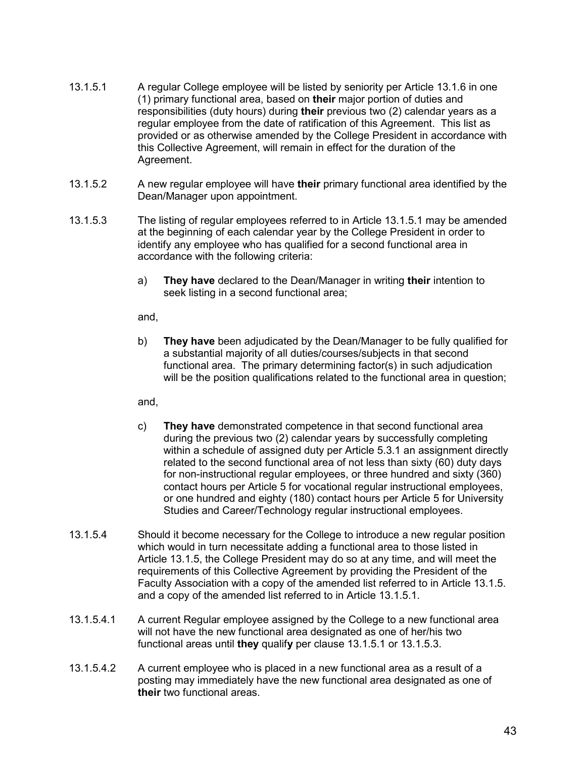13.1.5.1 A regular College employee will be listed by seniority per Article 13.1.6 in one (1) primary functional area, based on **their** major portion of duties and responsibilities (duty hours) during **their** previous two (2) calendar years as a regular employee from the date of ratification of this Agreement. This list as provided or as otherwise amended by the College President in accordance with this Collective Agreement, will remain in effect for the duration of the Agreement.

13.1.5.2 A new regular employee will have **their** primary functional area identified by the Dean/Manager upon appointment.

13.1.5.3 The listing of regular employees referred to in Article 13.1.5.1 may be amended at the beginning of each calendar year by the College President in order to identify any employee who has qualified for a second functional area in accordance with the following criteria:

a) **They have** declared to the Dean/Manager in writing **their** intention to seek listing in a second functional area;

and,

b) **They have** been adjudicated by the Dean/Manager to be fully qualified for a substantial majority of all duties/courses/subjects in that second functional area. The primary determining factor(s) in such adjudication will be the position qualifications related to the functional area in question;

and,

c) **They have** demonstrated competence in that second functional area during the previous two (2) calendar years by successfully completing within a schedule of assigned duty per Article 5.3.1 an assignment directly related to the second functional area of not less than sixty (60) duty days for non-instructional regular employees, or three hundred and sixty (360) contact hours per Article 5 for vocational regular instructional employees, or one hundred and eighty (180) contact hours per Article 5 for University Studies and Career/Technology regular instructional employees.

13.1.5.4 Should it become necessary for the College to introduce a new regular position which would in turn necessitate adding a functional area to those listed in Article 13.1.5, the College President may do so at any time, and will meet the requirements of this Collective Agreement by providing the President of the Faculty Association with a copy of the amended list referred to in Article 13.1.5. and a copy of the amended list referred to in Article 13.1.5.1.

13.1.5.4.1 A current Regular employee assigned by the College to a new functional area will not have the new functional area designated as one of her/his two functional areas until **they** qualif**y** per clause 13.1.5.1 or 13.1.5.3.

13.1.5.4.2 A current employee who is placed in a new functional area as a result of a posting may immediately have the new functional area designated as one of **their** two functional areas.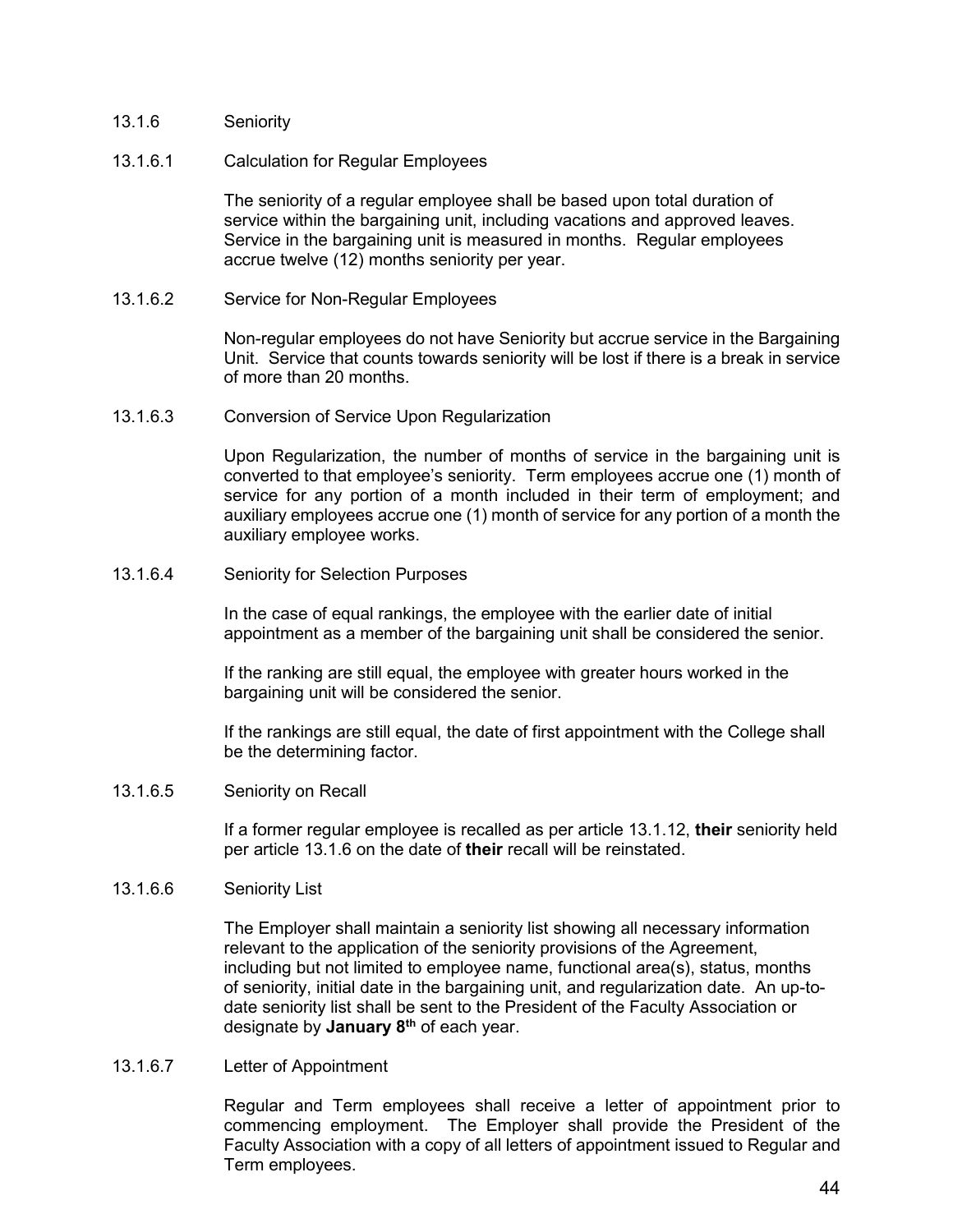### 13.1.6 Seniority

#### 13.1.6.1 Calculation for Regular Employees

The seniority of a regular employee shall be based upon total duration of service within the bargaining unit, including vacations and approved leaves. Service in the bargaining unit is measured in months. Regular employees accrue twelve (12) months seniority per year.

#### 13.1.6.2 Service for Non-Regular Employees

Non-regular employees do not have Seniority but accrue service in the Bargaining Unit. Service that counts towards seniority will be lost if there is a break in service of more than 20 months.

#### 13.1.6.3 Conversion of Service Upon Regularization

Upon Regularization, the number of months of service in the bargaining unit is converted to that employee's seniority. Term employees accrue one (1) month of service for any portion of a month included in their term of employment; and auxiliary employees accrue one (1) month of service for any portion of a month the auxiliary employee works.

#### 13.1.6.4 Seniority for Selection Purposes

In the case of equal rankings, the employee with the earlier date of initial appointment as a member of the bargaining unit shall be considered the senior.

If the ranking are still equal, the employee with greater hours worked in the bargaining unit will be considered the senior.

If the rankings are still equal, the date of first appointment with the College shall be the determining factor.

#### 13.1.6.5 Seniority on Recall

If a former regular employee is recalled as per article 13.1.12, **their** seniority held per article 13.1.6 on the date of **their** recall will be reinstated.

#### 13.1.6.6 Seniority List

The Employer shall maintain a seniority list showing all necessary information relevant to the application of the seniority provisions of the Agreement, including but not limited to employee name, functional area(s), status, months of seniority, initial date in the bargaining unit, and regularization date. An up-to-date seniority list shall be sent to the President of the Faculty Association or designate by **January 8th** of each year.

#### 13.1.6.7 Letter of Appointment

Regular and Term employees shall receive a letter of appointment prior to commencing employment. The Employer shall provide the President of the Faculty Association with a copy of all letters of appointment issued to Regular and Term employees.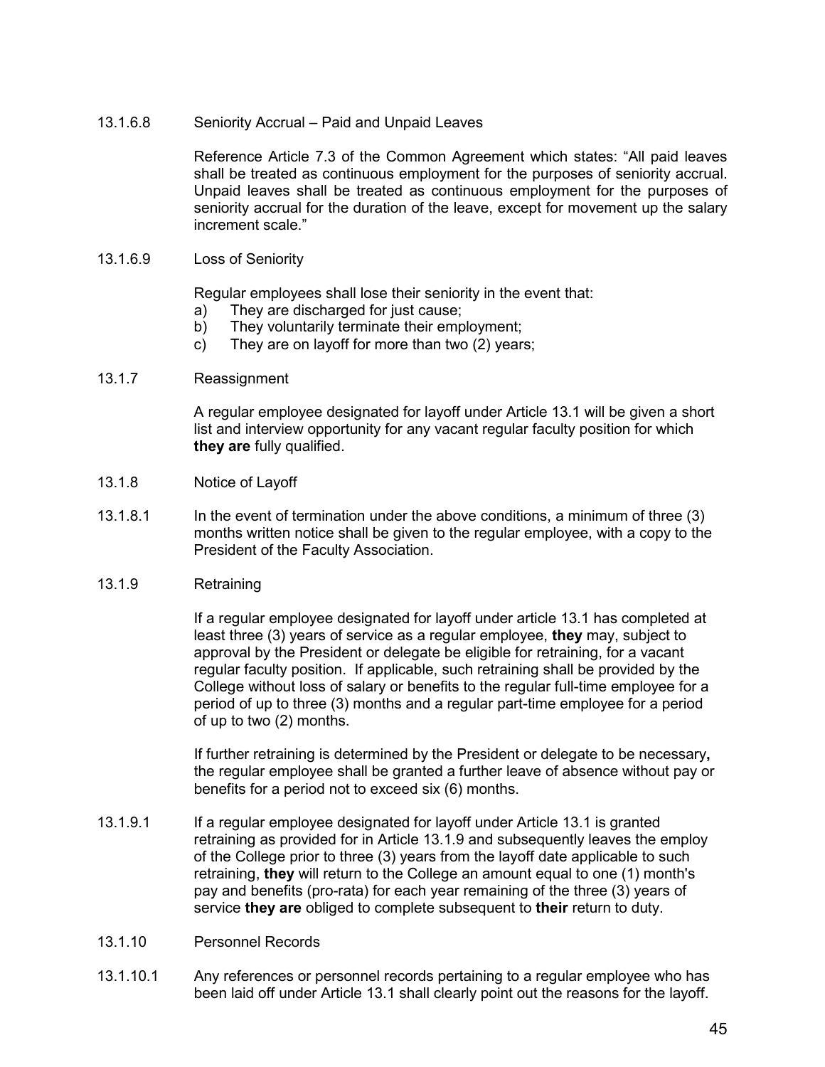13.1.6.8 Seniority Accrual – Paid and Unpaid Leaves

Reference Article 7.3 of the Common Agreement which states: "All paid leaves shall be treated as continuous employment for the purposes of seniority accrual. Unpaid leaves shall be treated as continuous employment for the purposes of seniority accrual for the duration of the leave, except for movement up the salary increment scale."

13.1.6.9 Loss of Seniority

Regular employees shall lose their seniority in the event that:

a) They are discharged for just cause;
b) They voluntarily terminate their employment;
c) They are on layoff for more than two (2) years;

13.1.7 Reassignment

A regular employee designated for layoff under Article 13.1 will be given a short list and interview opportunity for any vacant regular faculty position for which **they are** fully qualified.

13.1.8 Notice of Layoff

13.1.8.1 In the event of termination under the above conditions, a minimum of three (3) months written notice shall be given to the regular employee, with a copy to the President of the Faculty Association.

13.1.9 Retraining

If a regular employee designated for layoff under article 13.1 has completed at least three (3) years of service as a regular employee, **they** may, subject to approval by the President or delegate be eligible for retraining, for a vacant regular faculty position. If applicable, such retraining shall be provided by the College without loss of salary or benefits to the regular full-time employee for a period of up to three (3) months and a regular part-time employee for a period of up to two (2) months.

If further retraining is determined by the President or delegate to be necessary**,** the regular employee shall be granted a further leave of absence without pay or benefits for a period not to exceed six (6) months.

13.1.9.1 If a regular employee designated for layoff under Article 13.1 is granted retraining as provided for in Article 13.1.9 and subsequently leaves the employ of the College prior to three (3) years from the layoff date applicable to such retraining, **they** will return to the College an amount equal to one (1) month's pay and benefits (pro-rata) for each year remaining of the three (3) years of service **they are** obliged to complete subsequent to **their** return to duty.

13.1.10 Personnel Records

13.1.10.1 Any references or personnel records pertaining to a regular employee who has been laid off under Article 13.1 shall clearly point out the reasons for the layoff.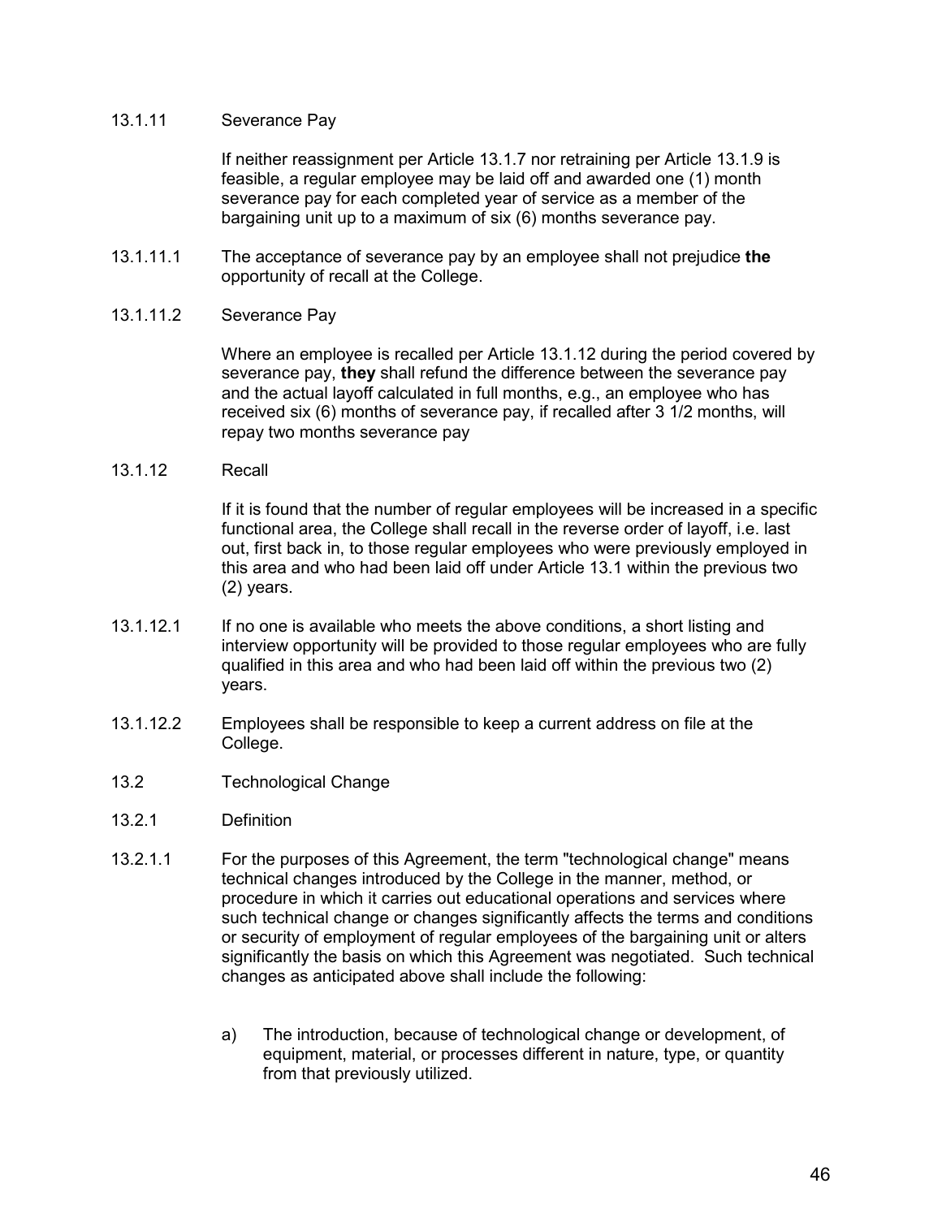13.1.11 Severance Pay

If neither reassignment per Article 13.1.7 nor retraining per Article 13.1.9 is feasible, a regular employee may be laid off and awarded one (1) month severance pay for each completed year of service as a member of the bargaining unit up to a maximum of six (6) months severance pay.

13.1.11.1 The acceptance of severance pay by an employee shall not prejudice **the** opportunity of recall at the College.

13.1.11.2 Severance Pay

Where an employee is recalled per Article 13.1.12 during the period covered by severance pay, **they** shall refund the difference between the severance pay and the actual layoff calculated in full months, e.g., an employee who has received six (6) months of severance pay, if recalled after 3 1/2 months, will repay two months severance pay

13.1.12 Recall

If it is found that the number of regular employees will be increased in a specific functional area, the College shall recall in the reverse order of layoff, i.e. last out, first back in, to those regular employees who were previously employed in this area and who had been laid off under Article 13.1 within the previous two (2) years.

13.1.12.1 If no one is available who meets the above conditions, a short listing and interview opportunity will be provided to those regular employees who are fully qualified in this area and who had been laid off within the previous two (2) years.

13.1.12.2 Employees shall be responsible to keep a current address on file at the College.

13.2 Technological Change

13.2.1 Definition

13.2.1.1 For the purposes of this Agreement, the term "technological change" means technical changes introduced by the College in the manner, method, or procedure in which it carries out educational operations and services where such technical change or changes significantly affects the terms and conditions or security of employment of regular employees of the bargaining unit or alters significantly the basis on which this Agreement was negotiated. Such technical changes as anticipated above shall include the following:

a) The introduction, because of technological change or development, of equipment, material, or processes different in nature, type, or quantity from that previously utilized.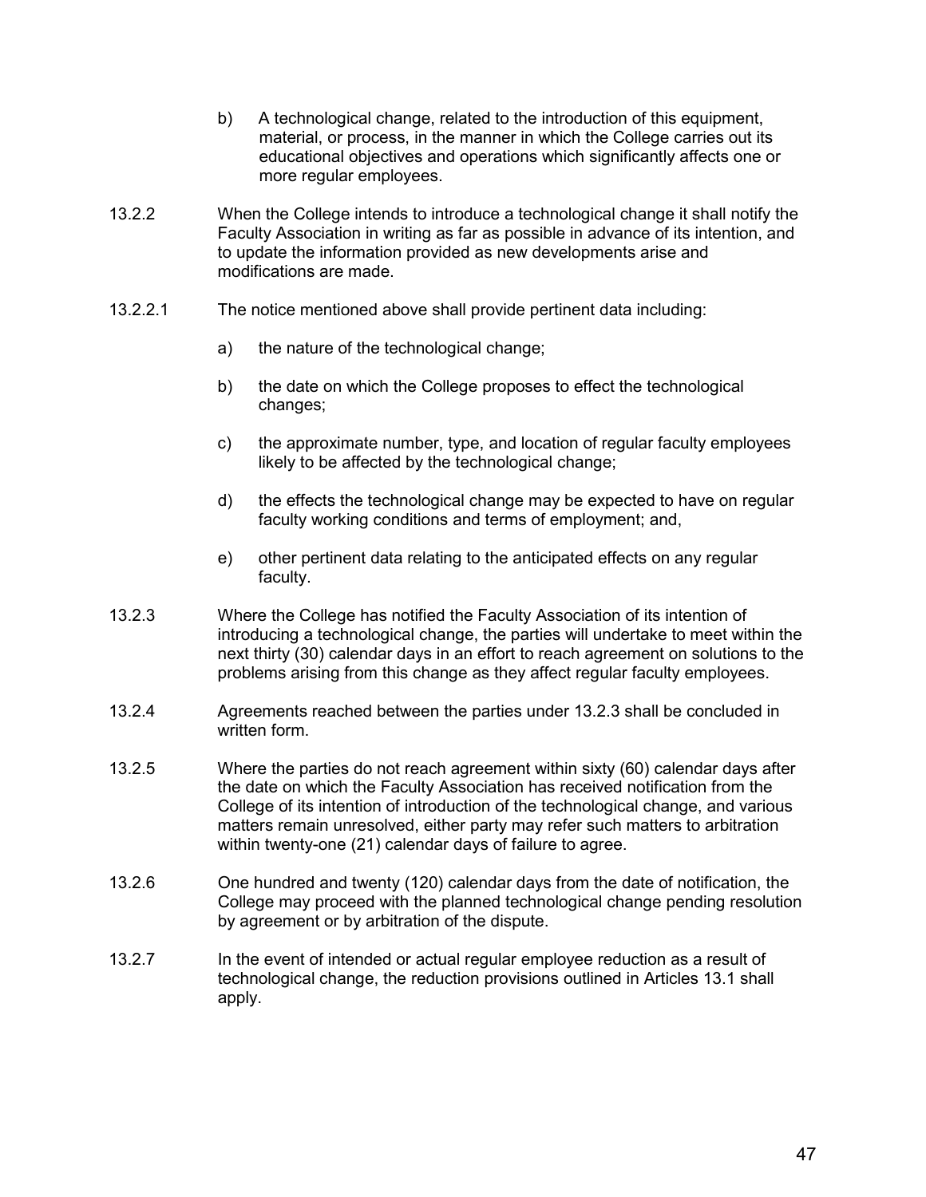b) A technological change, related to the introduction of this equipment, material, or process, in the manner in which the College carries out its educational objectives and operations which significantly affects one or more regular employees.

13.2.2 When the College intends to introduce a technological change it shall notify the Faculty Association in writing as far as possible in advance of its intention, and to update the information provided as new developments arise and modifications are made.

13.2.2.1 The notice mentioned above shall provide pertinent data including:

a) the nature of the technological change;

b) the date on which the College proposes to effect the technological changes;

c) the approximate number, type, and location of regular faculty employees likely to be affected by the technological change;

d) the effects the technological change may be expected to have on regular faculty working conditions and terms of employment; and,

e) other pertinent data relating to the anticipated effects on any regular faculty.

13.2.3 Where the College has notified the Faculty Association of its intention of introducing a technological change, the parties will undertake to meet within the next thirty (30) calendar days in an effort to reach agreement on solutions to the problems arising from this change as they affect regular faculty employees.

13.2.4 Agreements reached between the parties under 13.2.3 shall be concluded in written form.

13.2.5 Where the parties do not reach agreement within sixty (60) calendar days after the date on which the Faculty Association has received notification from the College of its intention of introduction of the technological change, and various matters remain unresolved, either party may refer such matters to arbitration within twenty-one (21) calendar days of failure to agree.

13.2.6 One hundred and twenty (120) calendar days from the date of notification, the College may proceed with the planned technological change pending resolution by agreement or by arbitration of the dispute.

13.2.7 In the event of intended or actual regular employee reduction as a result of technological change, the reduction provisions outlined in Articles 13.1 shall apply.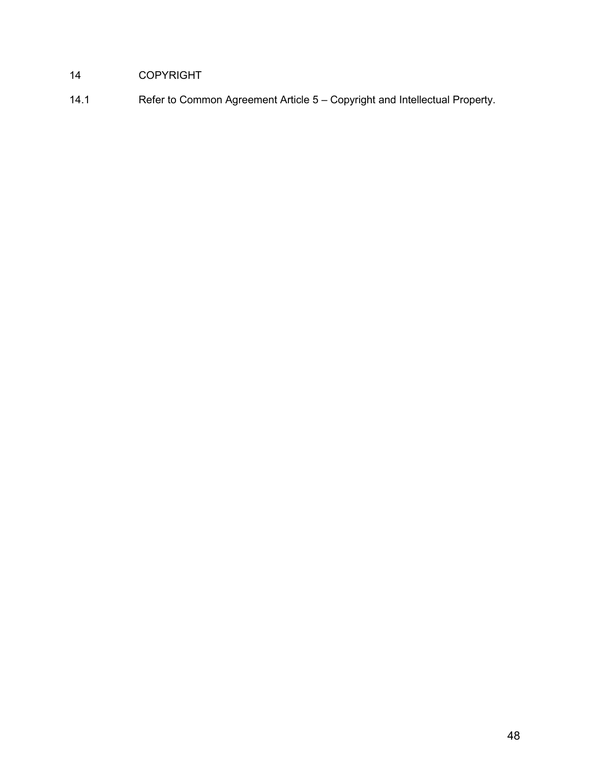## 14 COPYRIGHT

14.1 Refer to Common Agreement Article 5 – Copyright and Intellectual Property.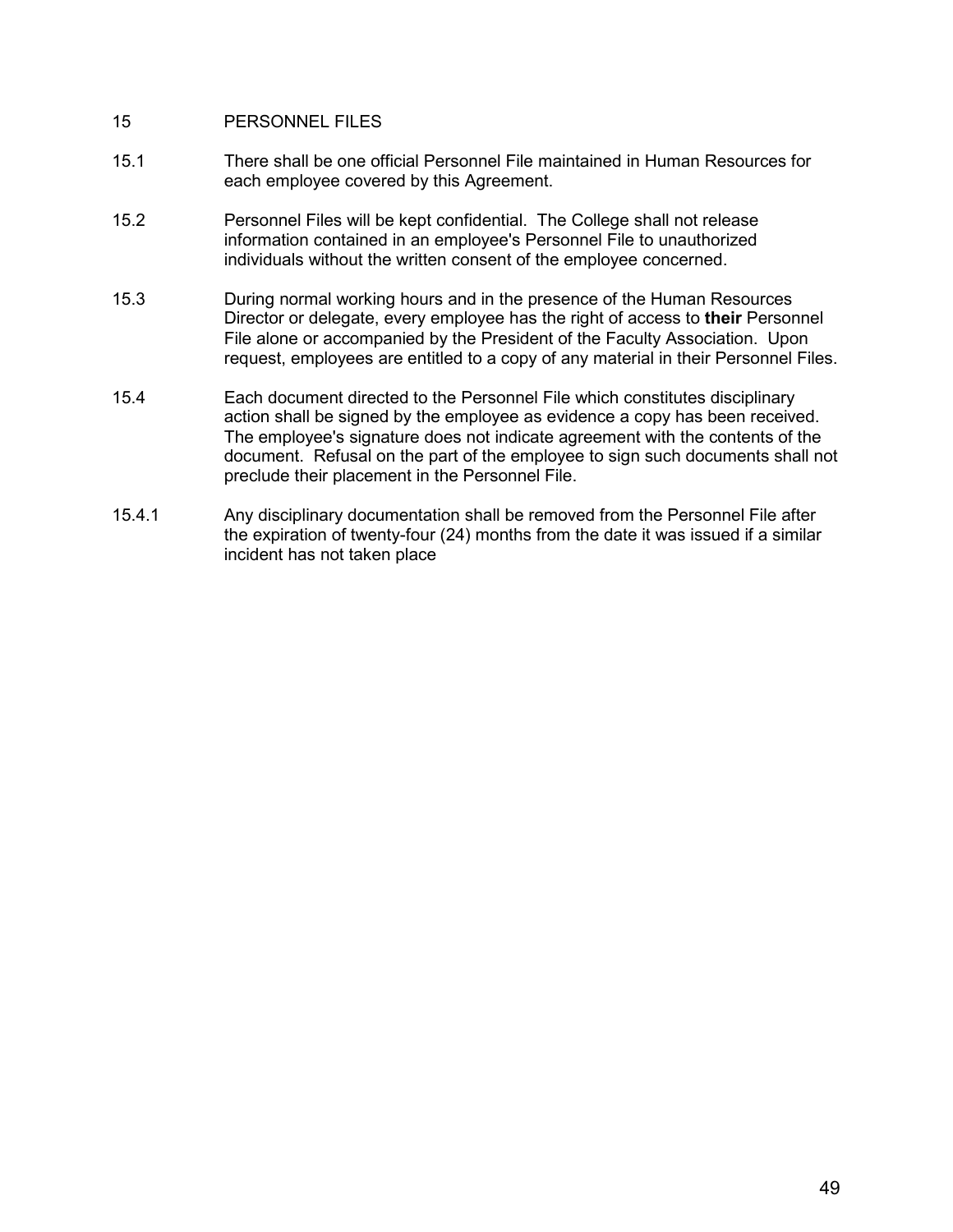## 15 PERSONNEL FILES

15.1 There shall be one official Personnel File maintained in Human Resources for each employee covered by this Agreement.

15.2 Personnel Files will be kept confidential. The College shall not release information contained in an employee's Personnel File to unauthorized individuals without the written consent of the employee concerned.

15.3 During normal working hours and in the presence of the Human Resources Director or delegate, every employee has the right of access to **their** Personnel File alone or accompanied by the President of the Faculty Association. Upon request, employees are entitled to a copy of any material in their Personnel Files.

15.4 Each document directed to the Personnel File which constitutes disciplinary action shall be signed by the employee as evidence a copy has been received. The employee's signature does not indicate agreement with the contents of the document. Refusal on the part of the employee to sign such documents shall not preclude their placement in the Personnel File.

15.4.1 Any disciplinary documentation shall be removed from the Personnel File after the expiration of twenty-four (24) months from the date it was issued if a similar incident has not taken place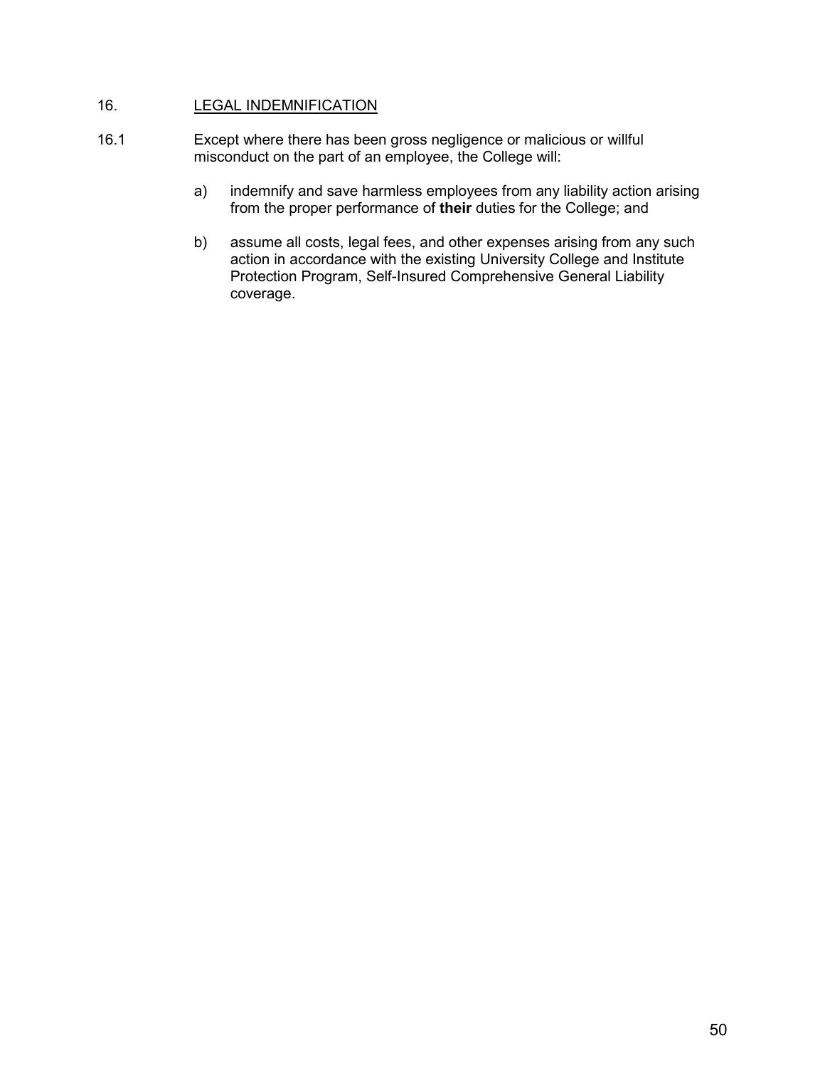## 16. <u>LEGAL INDEMNIFICATION</u>

16.1 Except where there has been gross negligence or malicious or willful misconduct on the part of an employee, the College will:

a) indemnify and save harmless employees from any liability action arising from the proper performance of **their** duties for the College; and

b) assume all costs, legal fees, and other expenses arising from any such action in accordance with the existing University College and Institute Protection Program, Self-Insured Comprehensive General Liability coverage.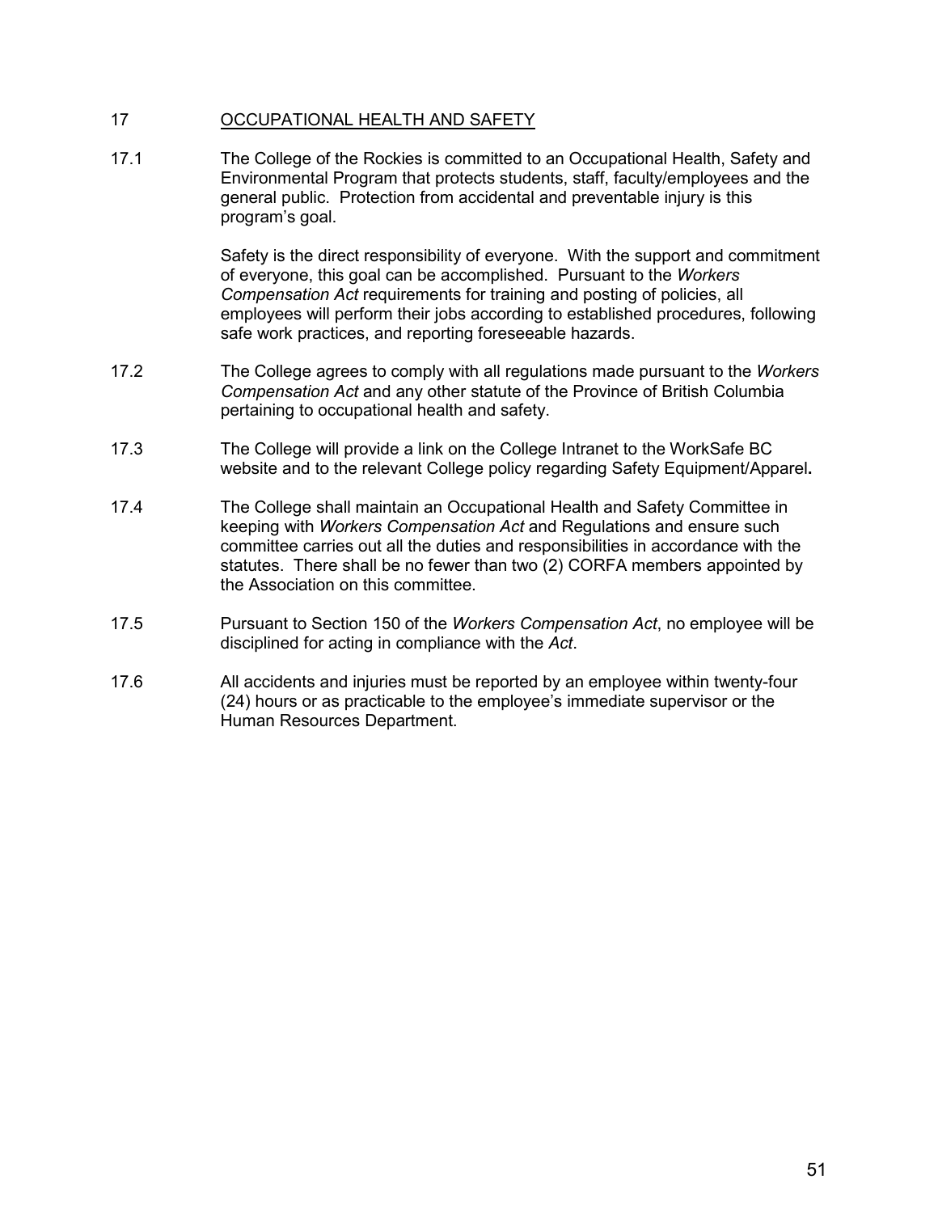## 17 OCCUPATIONAL HEALTH AND SAFETY

17.1 The College of the Rockies is committed to an Occupational Health, Safety and Environmental Program that protects students, staff, faculty/employees and the general public. Protection from accidental and preventable injury is this program's goal.

Safety is the direct responsibility of everyone. With the support and commitment of everyone, this goal can be accomplished. Pursuant to the *Workers Compensation Act* requirements for training and posting of policies, all employees will perform their jobs according to established procedures, following safe work practices, and reporting foreseeable hazards.

17.2 The College agrees to comply with all regulations made pursuant to the *Workers Compensation Act* and any other statute of the Province of British Columbia pertaining to occupational health and safety.

17.3 The College will provide a link on the College Intranet to the WorkSafe BC website and to the relevant College policy regarding Safety Equipment/Apparel**.**

17.4 The College shall maintain an Occupational Health and Safety Committee in keeping with *Workers Compensation Act* and Regulations and ensure such committee carries out all the duties and responsibilities in accordance with the statutes. There shall be no fewer than two (2) CORFA members appointed by the Association on this committee.

17.5 Pursuant to Section 150 of the *Workers Compensation Act*, no employee will be disciplined for acting in compliance with the *Act*.

17.6 All accidents and injuries must be reported by an employee within twenty-four (24) hours or as practicable to the employee's immediate supervisor or the Human Resources Department.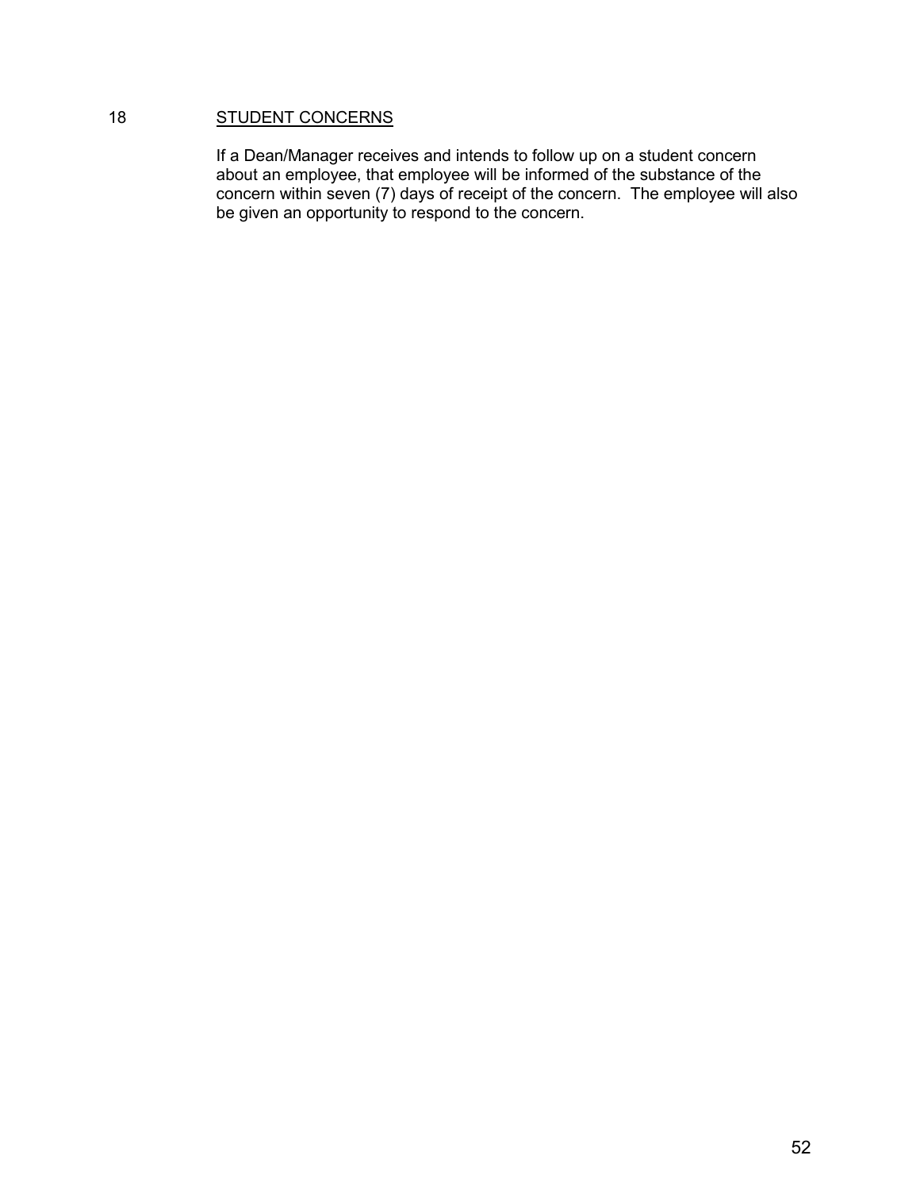## 18 STUDENT CONCERNS

If a Dean/Manager receives and intends to follow up on a student concern about an employee, that employee will be informed of the substance of the concern within seven (7) days of receipt of the concern. The employee will also be given an opportunity to respond to the concern.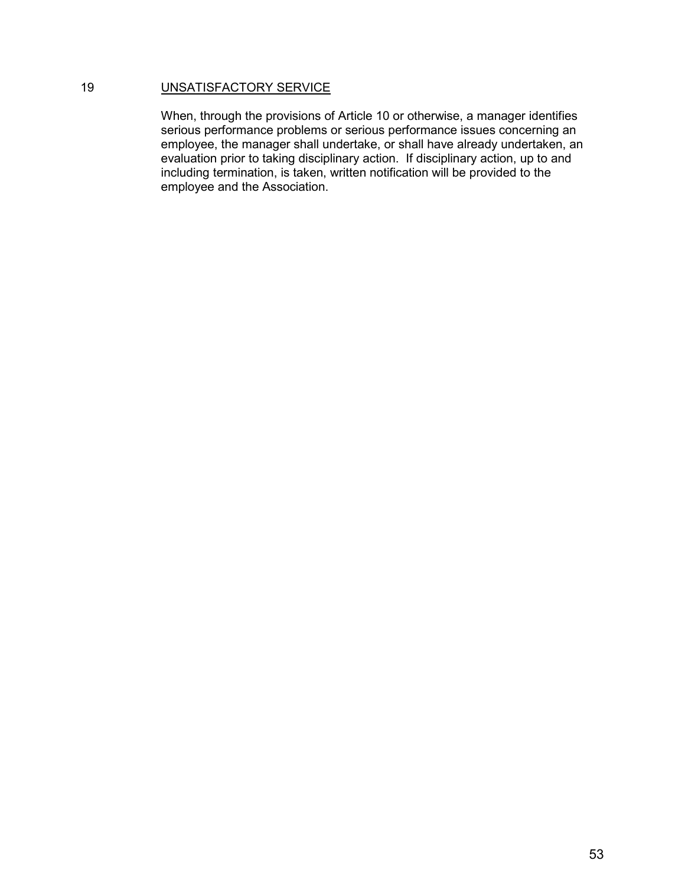## 19 UNSATISFACTORY SERVICE

When, through the provisions of Article 10 or otherwise, a manager identifies serious performance problems or serious performance issues concerning an employee, the manager shall undertake, or shall have already undertaken, an evaluation prior to taking disciplinary action. If disciplinary action, up to and including termination, is taken, written notification will be provided to the employee and the Association.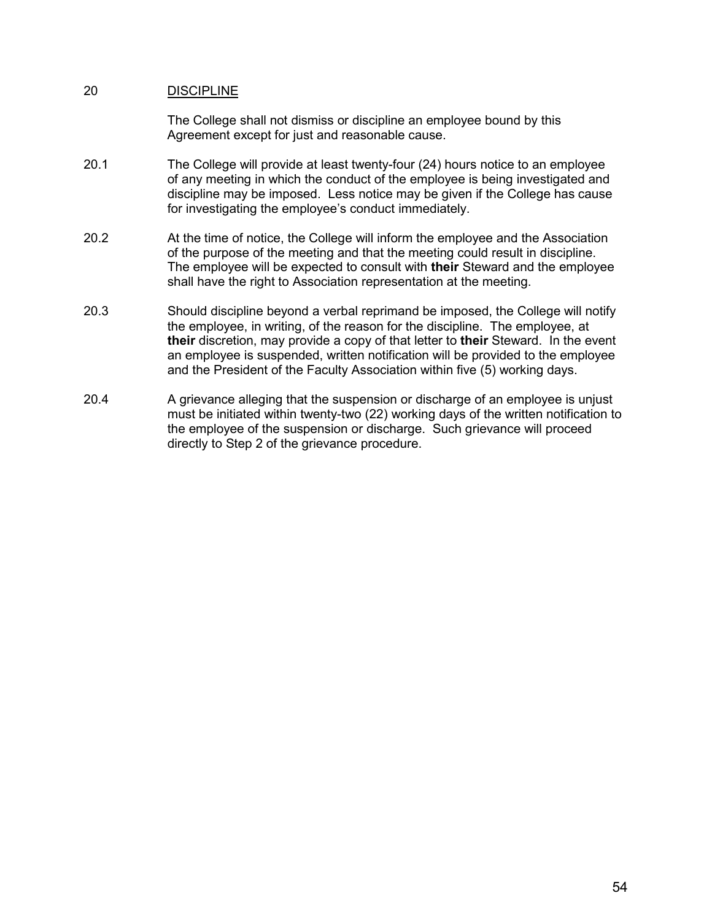## 20 <u>DISCIPLINE</u>

The College shall not dismiss or discipline an employee bound by this Agreement except for just and reasonable cause.

20.1 The College will provide at least twenty-four (24) hours notice to an employee of any meeting in which the conduct of the employee is being investigated and discipline may be imposed. Less notice may be given if the College has cause for investigating the employee's conduct immediately.

20.2 At the time of notice, the College will inform the employee and the Association of the purpose of the meeting and that the meeting could result in discipline. The employee will be expected to consult with **their** Steward and the employee shall have the right to Association representation at the meeting.

20.3 Should discipline beyond a verbal reprimand be imposed, the College will notify the employee, in writing, of the reason for the discipline. The employee, at **their** discretion, may provide a copy of that letter to **their** Steward. In the event an employee is suspended, written notification will be provided to the employee and the President of the Faculty Association within five (5) working days.

20.4 A grievance alleging that the suspension or discharge of an employee is unjust must be initiated within twenty-two (22) working days of the written notification to the employee of the suspension or discharge. Such grievance will proceed directly to Step 2 of the grievance procedure.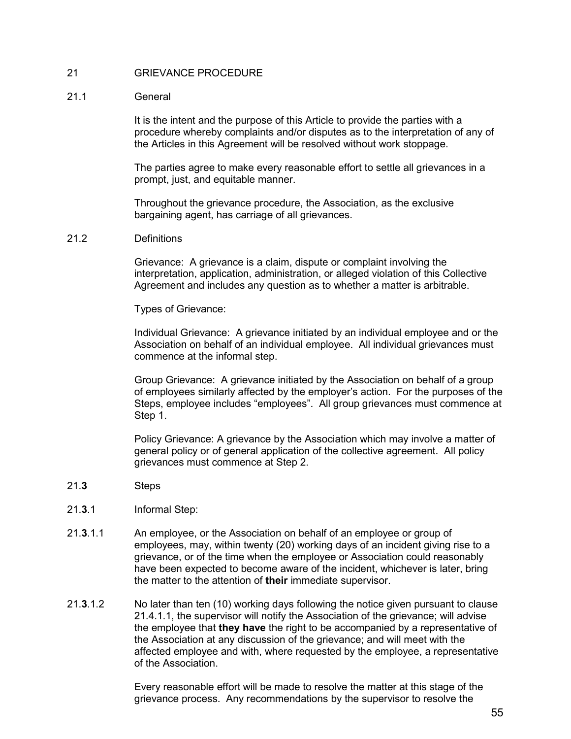# 21 GRIEVANCE PROCEDURE

## 21.1 General

It is the intent and the purpose of this Article to provide the parties with a procedure whereby complaints and/or disputes as to the interpretation of any of the Articles in this Agreement will be resolved without work stoppage.

The parties agree to make every reasonable effort to settle all grievances in a prompt, just, and equitable manner.

Throughout the grievance procedure, the Association, as the exclusive bargaining agent, has carriage of all grievances.

## 21.2 Definitions

Grievance: A grievance is a claim, dispute or complaint involving the interpretation, application, administration, or alleged violation of this Collective Agreement and includes any question as to whether a matter is arbitrable.

Types of Grievance:

Individual Grievance: A grievance initiated by an individual employee and or the Association on behalf of an individual employee. All individual grievances must commence at the informal step.

Group Grievance: A grievance initiated by the Association on behalf of a group of employees similarly affected by the employer's action. For the purposes of the Steps, employee includes "employees". All group grievances must commence at Step 1.

Policy Grievance: A grievance by the Association which may involve a matter of general policy or of general application of the collective agreement. All policy grievances must commence at Step 2.

## 21.**3** Steps

### 21.**3**.1 Informal Step:

21.**3**.1.1 An employee, or the Association on behalf of an employee or group of employees, may, within twenty (20) working days of an incident giving rise to a grievance, or of the time when the employee or Association could reasonably have been expected to become aware of the incident, whichever is later, bring the matter to the attention of **their** immediate supervisor.

21.**3**.1.2 No later than ten (10) working days following the notice given pursuant to clause 21.4.1.1, the supervisor will notify the Association of the grievance; will advise the employee that **they have** the right to be accompanied by a representative of the Association at any discussion of the grievance; and will meet with the affected employee and with, where requested by the employee, a representative of the Association.

Every reasonable effort will be made to resolve the matter at this stage of the grievance process. Any recommendations by the supervisor to resolve the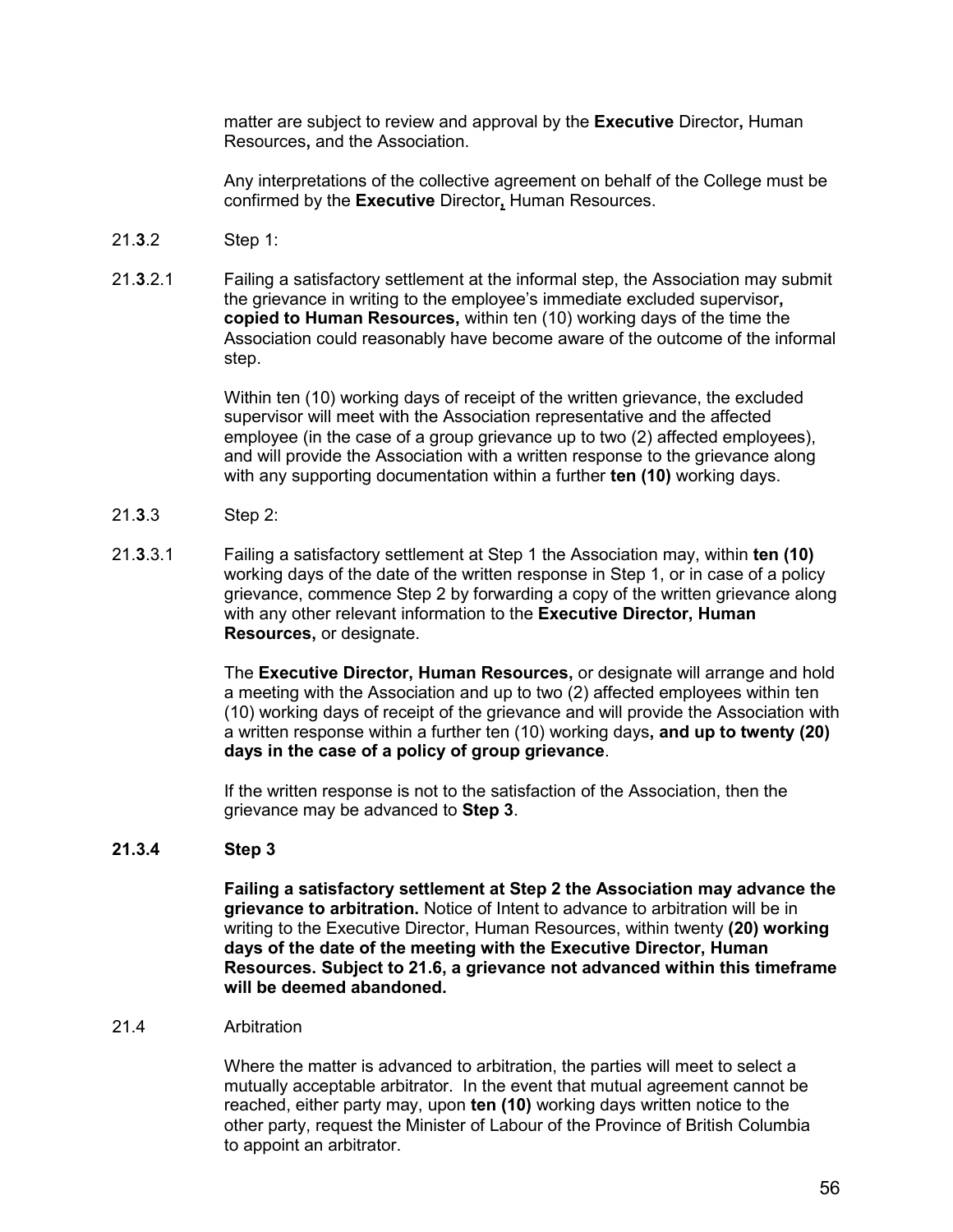matter are subject to review and approval by the **Executive** Director**,** Human Resources**,** and the Association.

Any interpretations of the collective agreement on behalf of the College must be confirmed by the **Executive** Director**,** Human Resources.

21.**3**.2 Step 1:

21.**3**.2.1 Failing a satisfactory settlement at the informal step, the Association may submit the grievance in writing to the employee's immediate excluded supervisor**, copied to Human Resources,** within ten (10) working days of the time the Association could reasonably have become aware of the outcome of the informal step.

Within ten (10) working days of receipt of the written grievance, the excluded supervisor will meet with the Association representative and the affected employee (in the case of a group grievance up to two (2) affected employees), and will provide the Association with a written response to the grievance along with any supporting documentation within a further **ten (10)** working days.

21.**3**.3 Step 2:

21.**3**.3.1 Failing a satisfactory settlement at Step 1 the Association may, within **ten (10)** working days of the date of the written response in Step 1, or in case of a policy grievance, commence Step 2 by forwarding a copy of the written grievance along with any other relevant information to the **Executive Director, Human Resources,** or designate.

The **Executive Director, Human Resources,** or designate will arrange and hold a meeting with the Association and up to two (2) affected employees within ten (10) working days of receipt of the grievance and will provide the Association with a written response within a further ten (10) working days**, and up to twenty (20) days in the case of a policy of group grievance**.

If the written response is not to the satisfaction of the Association, then the grievance may be advanced to **Step 3**.

**21.3.4 Step 3**

**Failing a satisfactory settlement at Step 2 the Association may advance the grievance to arbitration.** Notice of Intent to advance to arbitration will be in writing to the Executive Director, Human Resources, within twenty **(20) working days of the date of the meeting with the Executive Director, Human Resources. Subject to 21.6, a grievance not advanced within this timeframe will be deemed abandoned.**

21.4 Arbitration

Where the matter is advanced to arbitration, the parties will meet to select a mutually acceptable arbitrator. In the event that mutual agreement cannot be reached, either party may, upon **ten (10)** working days written notice to the other party, request the Minister of Labour of the Province of British Columbia to appoint an arbitrator.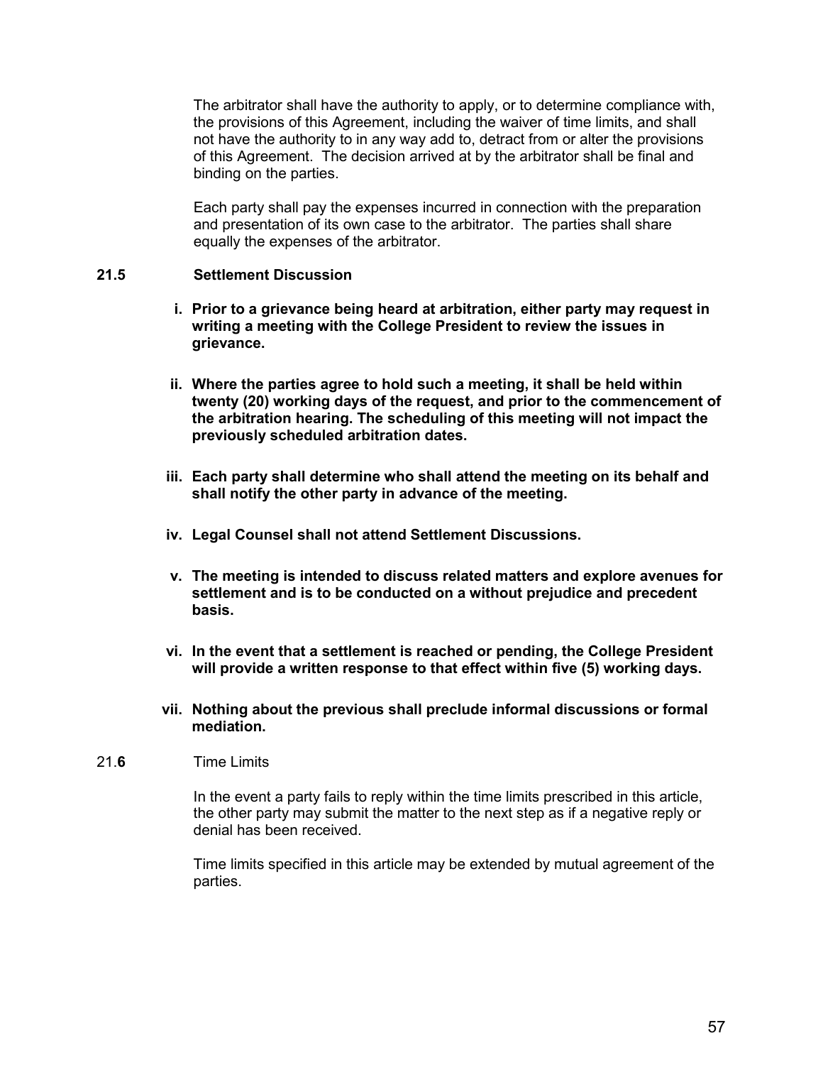The arbitrator shall have the authority to apply, or to determine compliance with, the provisions of this Agreement, including the waiver of time limits, and shall not have the authority to in any way add to, detract from or alter the provisions of this Agreement. The decision arrived at by the arbitrator shall be final and binding on the parties.

Each party shall pay the expenses incurred in connection with the preparation and presentation of its own case to the arbitrator. The parties shall share equally the expenses of the arbitrator.

**21.5 Settlement Discussion**

- **i. Prior to a grievance being heard at arbitration, either party may request in writing a meeting with the College President to review the issues in grievance.**
- **ii. Where the parties agree to hold such a meeting, it shall be held within twenty (20) working days of the request, and prior to the commencement of the arbitration hearing. The scheduling of this meeting will not impact the previously scheduled arbitration dates.**
- **iii. Each party shall determine who shall attend the meeting on its behalf and shall notify the other party in advance of the meeting.**
- **iv. Legal Counsel shall not attend Settlement Discussions.**
- **v. The meeting is intended to discuss related matters and explore avenues for settlement and is to be conducted on a without prejudice and precedent basis.**
- **vi. In the event that a settlement is reached or pending, the College President will provide a written response to that effect within five (5) working days.**
- **vii. Nothing about the previous shall preclude informal discussions or formal mediation.**

21.**6** Time Limits

In the event a party fails to reply within the time limits prescribed in this article, the other party may submit the matter to the next step as if a negative reply or denial has been received.

Time limits specified in this article may be extended by mutual agreement of the parties.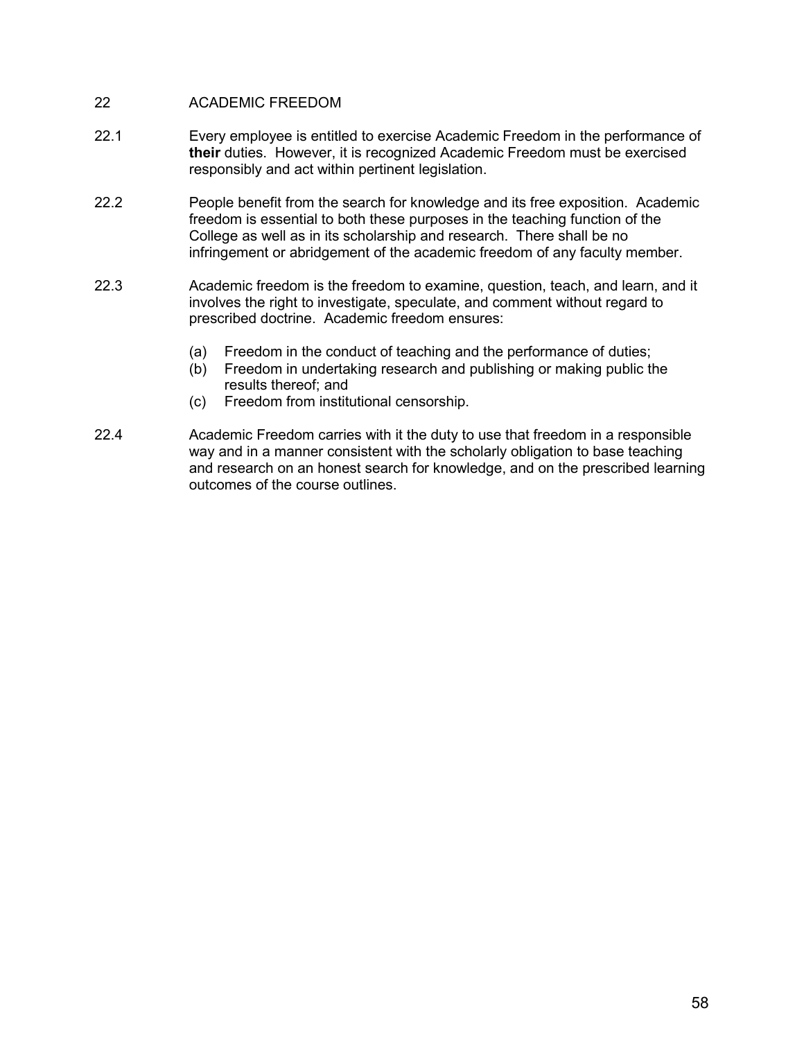## 22 ACADEMIC FREEDOM

22.1 Every employee is entitled to exercise Academic Freedom in the performance of **their** duties. However, it is recognized Academic Freedom must be exercised responsibly and act within pertinent legislation.

22.2 People benefit from the search for knowledge and its free exposition. Academic freedom is essential to both these purposes in the teaching function of the College as well as in its scholarship and research. There shall be no infringement or abridgement of the academic freedom of any faculty member.

22.3 Academic freedom is the freedom to examine, question, teach, and learn, and it involves the right to investigate, speculate, and comment without regard to prescribed doctrine. Academic freedom ensures:

(a) Freedom in the conduct of teaching and the performance of duties;
(b) Freedom in undertaking research and publishing or making public the results thereof; and
(c) Freedom from institutional censorship.

22.4 Academic Freedom carries with it the duty to use that freedom in a responsible way and in a manner consistent with the scholarly obligation to base teaching and research on an honest search for knowledge, and on the prescribed learning outcomes of the course outlines.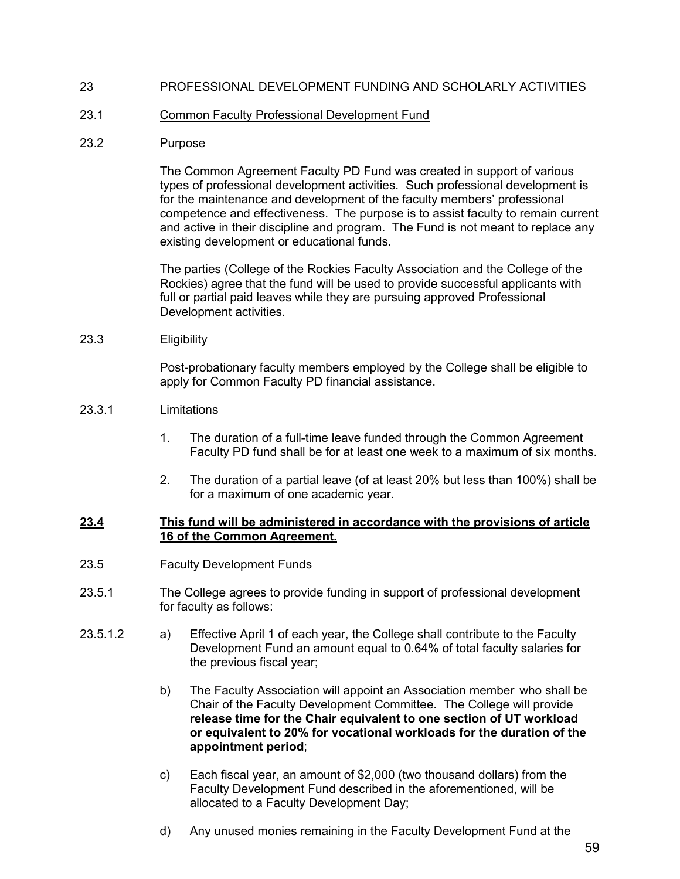## 23 PROFESSIONAL DEVELOPMENT FUNDING AND SCHOLARLY ACTIVITIES

23.1 Common Faculty Professional Development Fund

23.2 Purpose

The Common Agreement Faculty PD Fund was created in support of various types of professional development activities. Such professional development is for the maintenance and development of the faculty members' professional competence and effectiveness. The purpose is to assist faculty to remain current and active in their discipline and program. The Fund is not meant to replace any existing development or educational funds.

The parties (College of the Rockies Faculty Association and the College of the Rockies) agree that the fund will be used to provide successful applicants with full or partial paid leaves while they are pursuing approved Professional Development activities.

23.3 Eligibility

Post-probationary faculty members employed by the College shall be eligible to apply for Common Faculty PD financial assistance.

23.3.1 Limitations

1. The duration of a full-time leave funded through the Common Agreement Faculty PD fund shall be for at least one week to a maximum of six months.
2. The duration of a partial leave (of at least 20% but less than 100%) shall be for a maximum of one academic year.

**23.4 This fund will be administered in accordance with the provisions of article 16 of the Common Agreement.**

23.5 Faculty Development Funds

23.5.1 The College agrees to provide funding in support of professional development for faculty as follows:

23.5.1.2

a) Effective April 1 of each year, the College shall contribute to the Faculty Development Fund an amount equal to 0.64% of total faculty salaries for the previous fiscal year;

b) The Faculty Association will appoint an Association member who shall be Chair of the Faculty Development Committee. The College will provide **release time for the Chair equivalent to one section of UT workload or equivalent to 20% for vocational workloads for the duration of the appointment period**;

c) Each fiscal year, an amount of $2,000 (two thousand dollars) from the Faculty Development Fund described in the aforementioned, will be allocated to a Faculty Development Day;

d) Any unused monies remaining in the Faculty Development Fund at the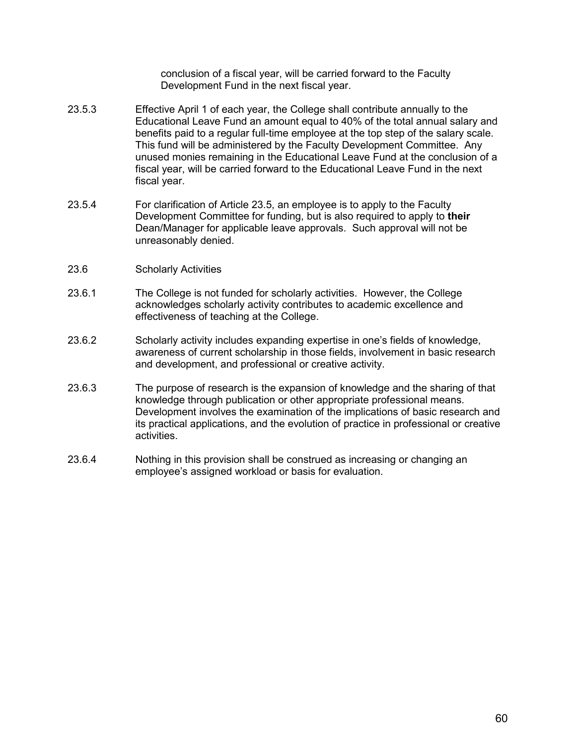conclusion of a fiscal year, will be carried forward to the Faculty Development Fund in the next fiscal year.

23.5.3 Effective April 1 of each year, the College shall contribute annually to the Educational Leave Fund an amount equal to 40% of the total annual salary and benefits paid to a regular full-time employee at the top step of the salary scale. This fund will be administered by the Faculty Development Committee. Any unused monies remaining in the Educational Leave Fund at the conclusion of a fiscal year, will be carried forward to the Educational Leave Fund in the next fiscal year.

23.5.4 For clarification of Article 23.5, an employee is to apply to the Faculty Development Committee for funding, but is also required to apply to **their** Dean/Manager for applicable leave approvals. Such approval will not be unreasonably denied.

23.6 Scholarly Activities

23.6.1 The College is not funded for scholarly activities. However, the College acknowledges scholarly activity contributes to academic excellence and effectiveness of teaching at the College.

23.6.2 Scholarly activity includes expanding expertise in one's fields of knowledge, awareness of current scholarship in those fields, involvement in basic research and development, and professional or creative activity.

23.6.3 The purpose of research is the expansion of knowledge and the sharing of that knowledge through publication or other appropriate professional means. Development involves the examination of the implications of basic research and its practical applications, and the evolution of practice in professional or creative activities.

23.6.4 Nothing in this provision shall be construed as increasing or changing an employee's assigned workload or basis for evaluation.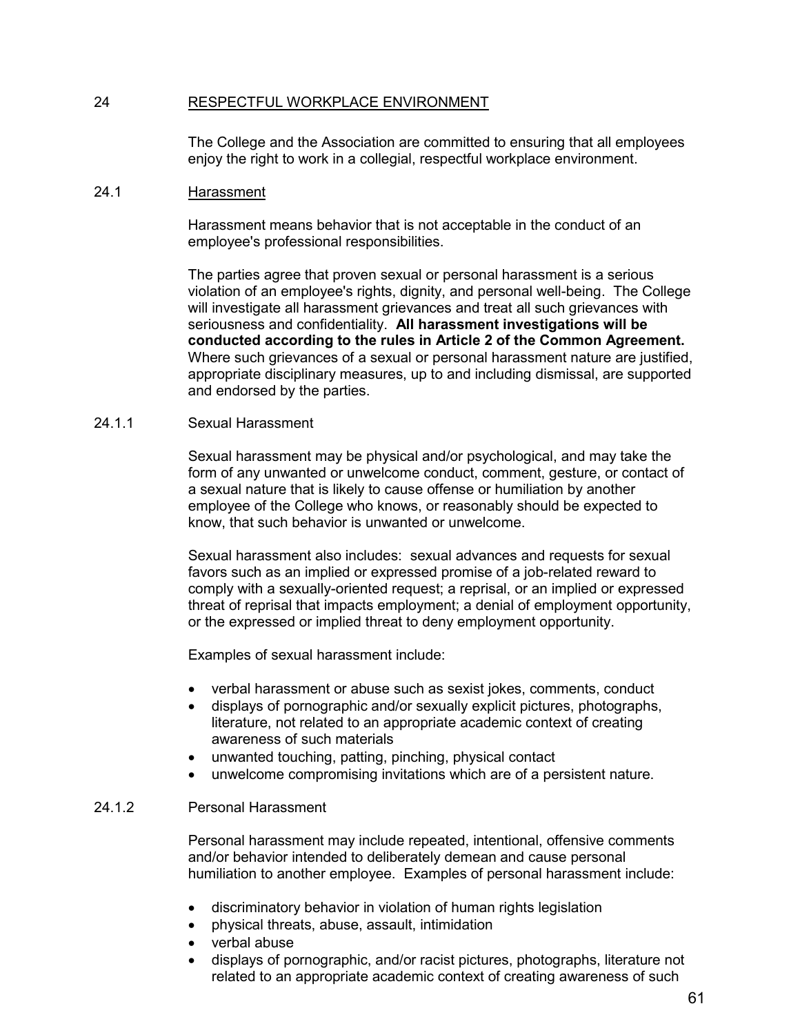## 24 RESPECTFUL WORKPLACE ENVIRONMENT

The College and the Association are committed to ensuring that all employees enjoy the right to work in a collegial, respectful workplace environment.

### 24.1 Harassment

Harassment means behavior that is not acceptable in the conduct of an employee's professional responsibilities.

The parties agree that proven sexual or personal harassment is a serious violation of an employee's rights, dignity, and personal well-being. The College will investigate all harassment grievances and treat all such grievances with seriousness and confidentiality. **All harassment investigations will be conducted according to the rules in Article 2 of the Common Agreement.** Where such grievances of a sexual or personal harassment nature are justified, appropriate disciplinary measures, up to and including dismissal, are supported and endorsed by the parties.

#### 24.1.1 Sexual Harassment

Sexual harassment may be physical and/or psychological, and may take the form of any unwanted or unwelcome conduct, comment, gesture, or contact of a sexual nature that is likely to cause offense or humiliation by another employee of the College who knows, or reasonably should be expected to know, that such behavior is unwanted or unwelcome.

Sexual harassment also includes: sexual advances and requests for sexual favors such as an implied or expressed promise of a job-related reward to comply with a sexually-oriented request; a reprisal, or an implied or expressed threat of reprisal that impacts employment; a denial of employment opportunity, or the expressed or implied threat to deny employment opportunity.

Examples of sexual harassment include:

- verbal harassment or abuse such as sexist jokes, comments, conduct
- displays of pornographic and/or sexually explicit pictures, photographs, literature, not related to an appropriate academic context of creating awareness of such materials
- unwanted touching, patting, pinching, physical contact
- unwelcome compromising invitations which are of a persistent nature.

#### 24.1.2 Personal Harassment

Personal harassment may include repeated, intentional, offensive comments and/or behavior intended to deliberately demean and cause personal humiliation to another employee. Examples of personal harassment include:

- discriminatory behavior in violation of human rights legislation
- physical threats, abuse, assault, intimidation
- verbal abuse
- displays of pornographic, and/or racist pictures, photographs, literature not related to an appropriate academic context of creating awareness of such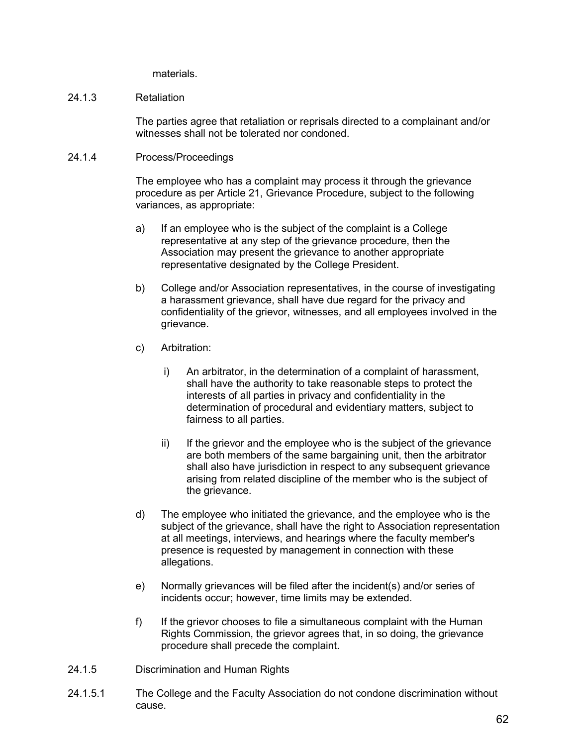materials.

24.1.3 Retaliation

The parties agree that retaliation or reprisals directed to a complainant and/or witnesses shall not be tolerated nor condoned.

24.1.4 Process/Proceedings

The employee who has a complaint may process it through the grievance procedure as per Article 21, Grievance Procedure, subject to the following variances, as appropriate:

a) If an employee who is the subject of the complaint is a College representative at any step of the grievance procedure, then the Association may present the grievance to another appropriate representative designated by the College President.

b) College and/or Association representatives, in the course of investigating a harassment grievance, shall have due regard for the privacy and confidentiality of the grievor, witnesses, and all employees involved in the grievance.

c) Arbitration:

   i) An arbitrator, in the determination of a complaint of harassment, shall have the authority to take reasonable steps to protect the interests of all parties in privacy and confidentiality in the determination of procedural and evidentiary matters, subject to fairness to all parties.

   ii) If the grievor and the employee who is the subject of the grievance are both members of the same bargaining unit, then the arbitrator shall also have jurisdiction in respect to any subsequent grievance arising from related discipline of the member who is the subject of the grievance.

d) The employee who initiated the grievance, and the employee who is the subject of the grievance, shall have the right to Association representation at all meetings, interviews, and hearings where the faculty member's presence is requested by management in connection with these allegations.

e) Normally grievances will be filed after the incident(s) and/or series of incidents occur; however, time limits may be extended.

f) If the grievor chooses to file a simultaneous complaint with the Human Rights Commission, the grievor agrees that, in so doing, the grievance procedure shall precede the complaint.

24.1.5 Discrimination and Human Rights

24.1.5.1 The College and the Faculty Association do not condone discrimination without cause.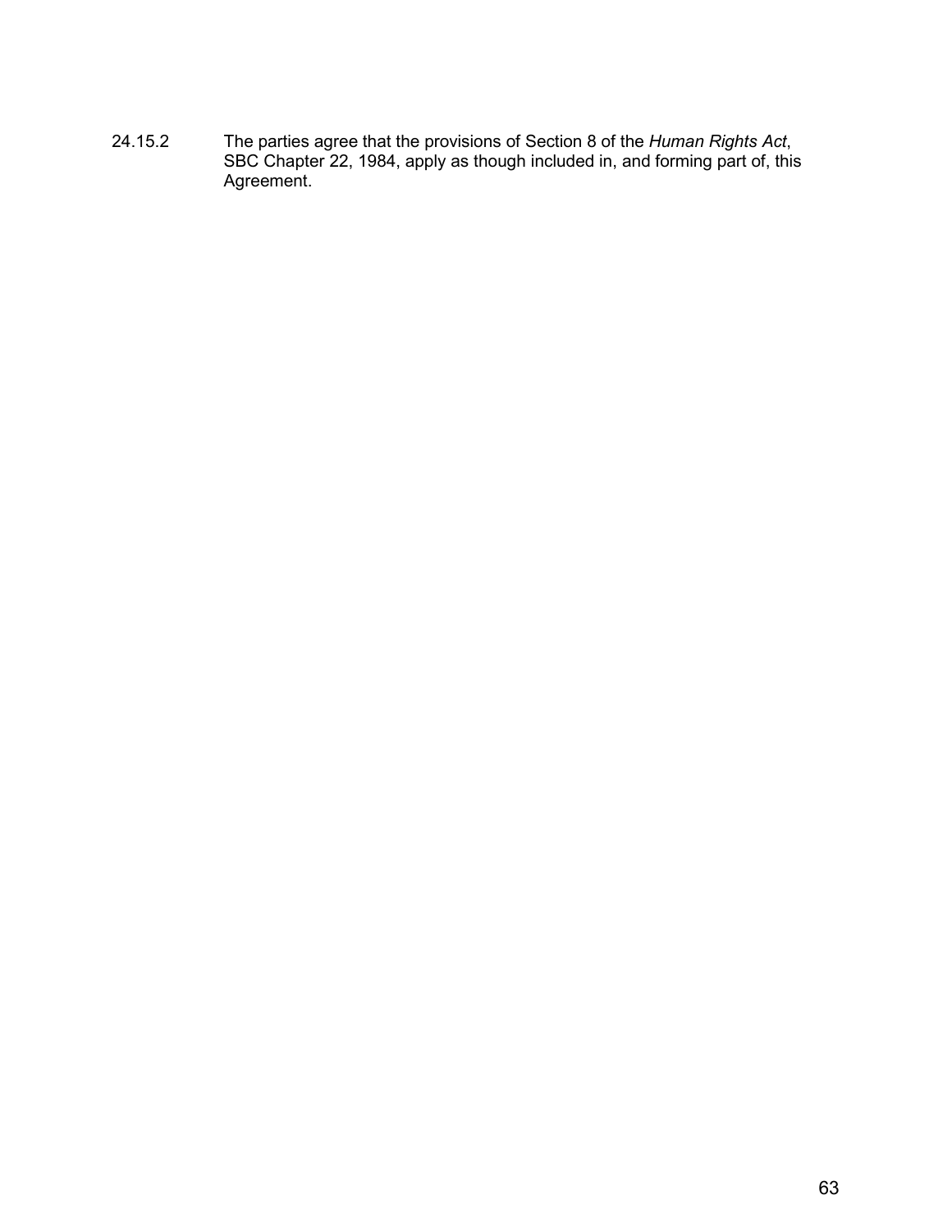24.15.2 The parties agree that the provisions of Section 8 of the *Human Rights Act*, SBC Chapter 22, 1984, apply as though included in, and forming part of, this Agreement.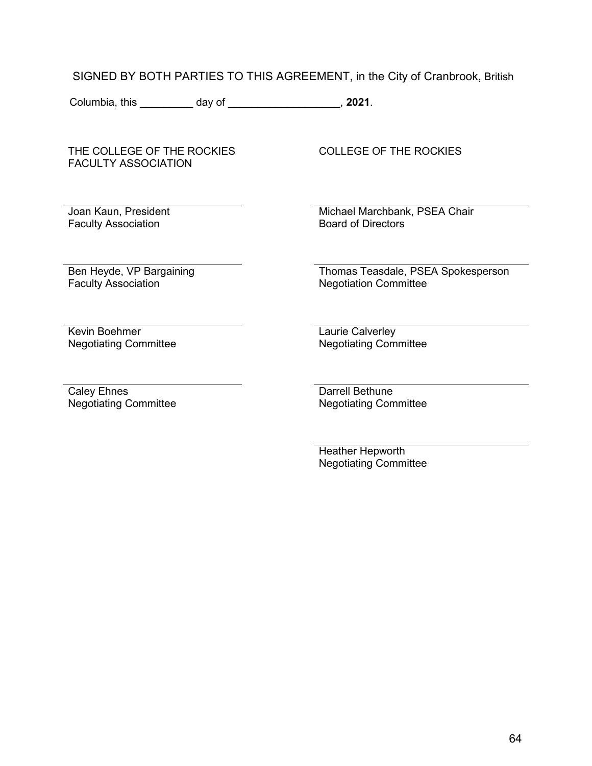SIGNED BY BOTH PARTIES TO THIS AGREEMENT, in the City of Cranbrook, British Columbia, this _________ day of ___________________, **2021**.

| THE COLLEGE OF THE ROCKIES FACULTY ASSOCIATION | COLLEGE OF THE ROCKIES |
| --- | --- |
| Joan Kaun, President<br>Faculty Association | Michael Marchbank, PSEA Chair<br>Board of Directors |
| Ben Heyde, VP Bargaining<br>Faculty Association | Thomas Teasdale, PSEA Spokesperson<br>Negotiation Committee |
| Kevin Boehmer<br>Negotiating Committee | Laurie Calverley<br>Negotiating Committee |
| Caley Ehnes<br>Negotiating Committee | Darrell Bethune<br>Negotiating Committee |
| | Heather Hepworth<br>Negotiating Committee |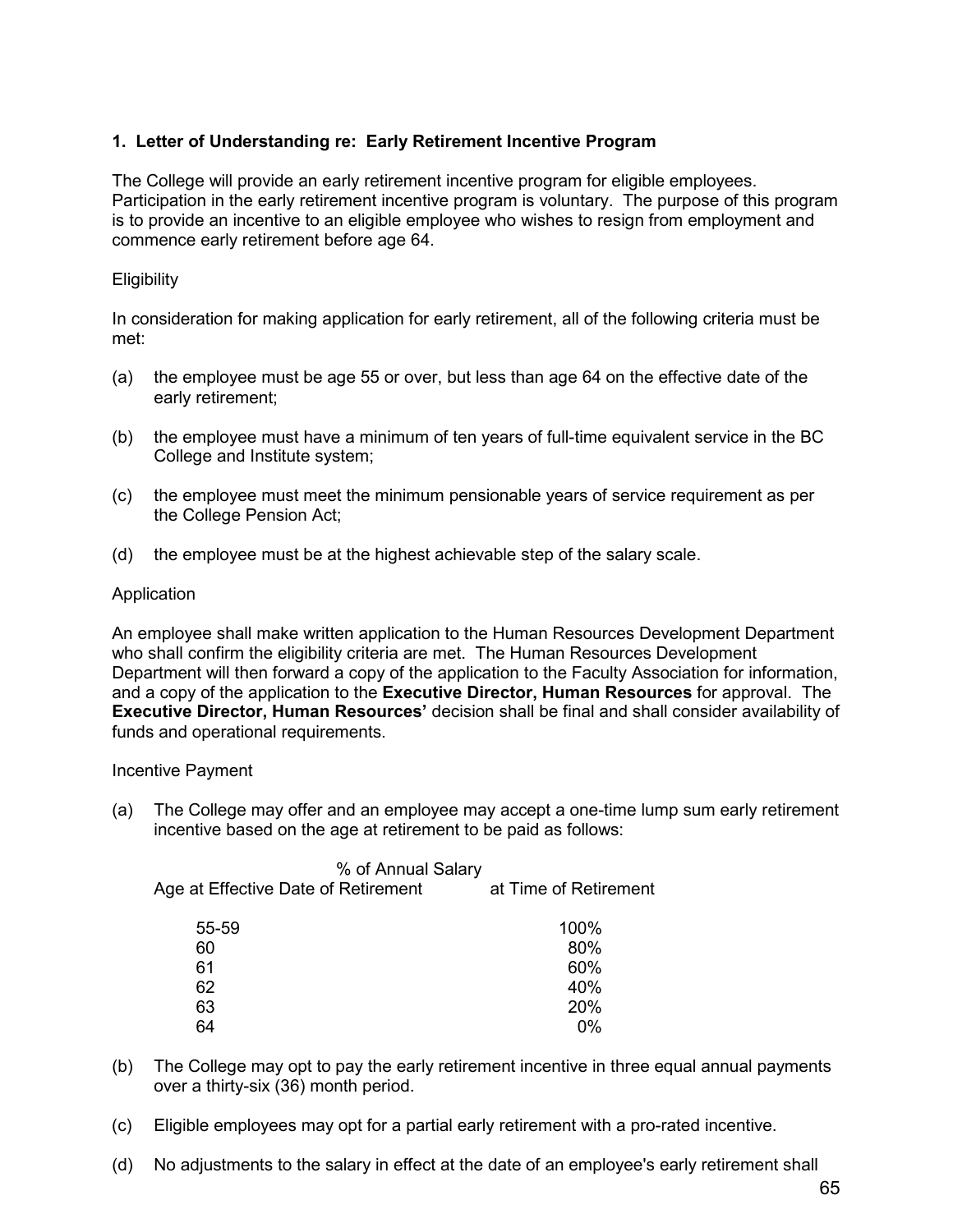### 1. Letter of Understanding re: Early Retirement Incentive Program

The College will provide an early retirement incentive program for eligible employees. Participation in the early retirement incentive program is voluntary. The purpose of this program is to provide an incentive to an eligible employee who wishes to resign from employment and commence early retirement before age 64.

Eligibility

In consideration for making application for early retirement, all of the following criteria must be met:

(a) the employee must be age 55 or over, but less than age 64 on the effective date of the early retirement;

(b) the employee must have a minimum of ten years of full-time equivalent service in the BC College and Institute system;

(c) the employee must meet the minimum pensionable years of service requirement as per the College Pension Act;

(d) the employee must be at the highest achievable step of the salary scale.

Application

An employee shall make written application to the Human Resources Development Department who shall confirm the eligibility criteria are met. The Human Resources Development Department will then forward a copy of the application to the Faculty Association for information, and a copy of the application to the **Executive Director, Human Resources** for approval. The **Executive Director, Human Resources'** decision shall be final and shall consider availability of funds and operational requirements.

Incentive Payment

(a) The College may offer and an employee may accept a one-time lump sum early retirement incentive based on the age at retirement to be paid as follows:

| Age at Effective Date of Retirement | % of Annual Salary at Time of Retirement |
|---|---|
| 55-59 | 100% |
| 60 | 80% |
| 61 | 60% |
| 62 | 40% |
| 63 | 20% |
| 64 | 0% |

(b) The College may opt to pay the early retirement incentive in three equal annual payments over a thirty-six (36) month period.

(c) Eligible employees may opt for a partial early retirement with a pro-rated incentive.

(d) No adjustments to the salary in effect at the date of an employee's early retirement shall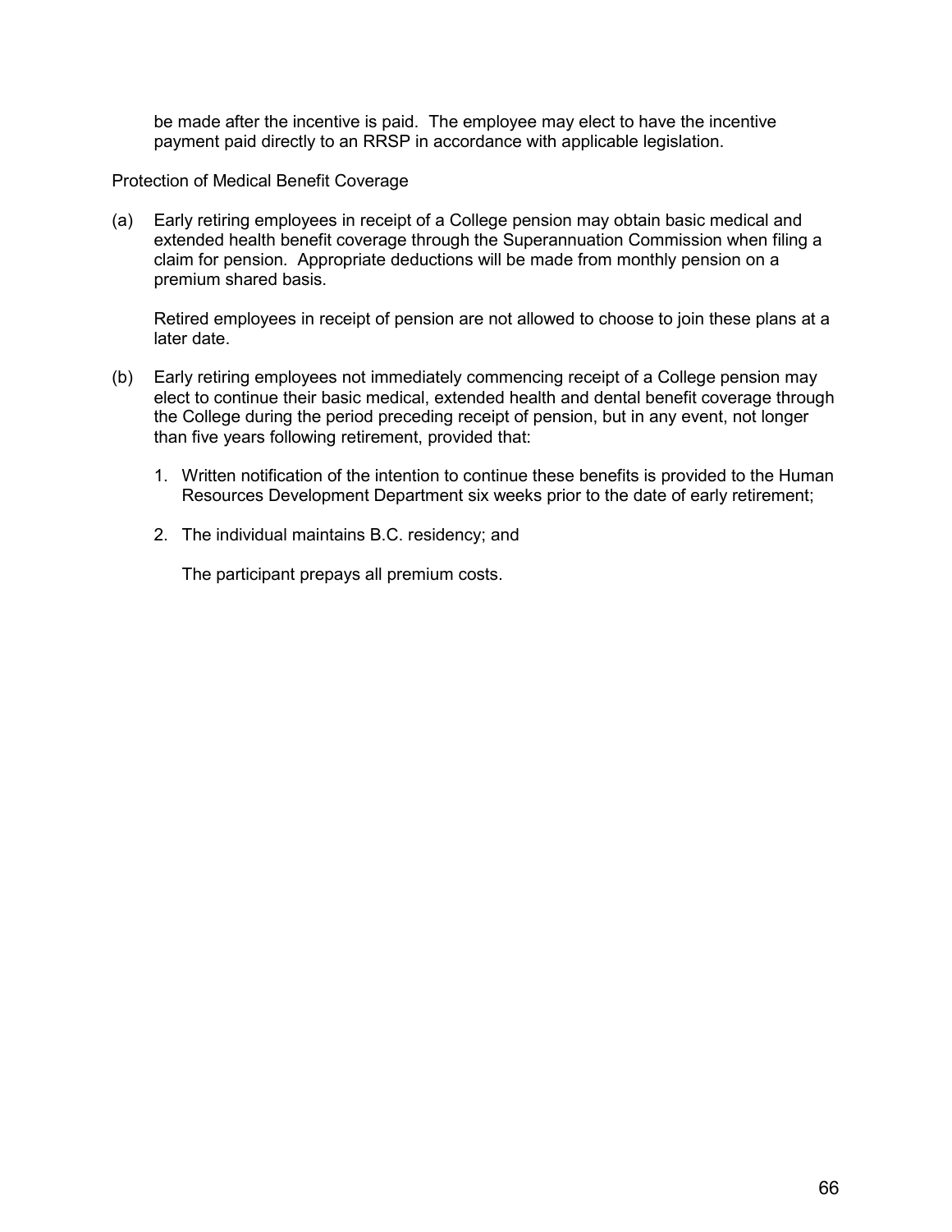be made after the incentive is paid. The employee may elect to have the incentive payment paid directly to an RRSP in accordance with applicable legislation.

Protection of Medical Benefit Coverage

(a) Early retiring employees in receipt of a College pension may obtain basic medical and extended health benefit coverage through the Superannuation Commission when filing a claim for pension. Appropriate deductions will be made from monthly pension on a premium shared basis.

Retired employees in receipt of pension are not allowed to choose to join these plans at a later date.

(b) Early retiring employees not immediately commencing receipt of a College pension may elect to continue their basic medical, extended health and dental benefit coverage through the College during the period preceding receipt of pension, but in any event, not longer than five years following retirement, provided that:

1. Written notification of the intention to continue these benefits is provided to the Human Resources Development Department six weeks prior to the date of early retirement;

2. The individual maintains B.C. residency; and

   The participant prepays all premium costs.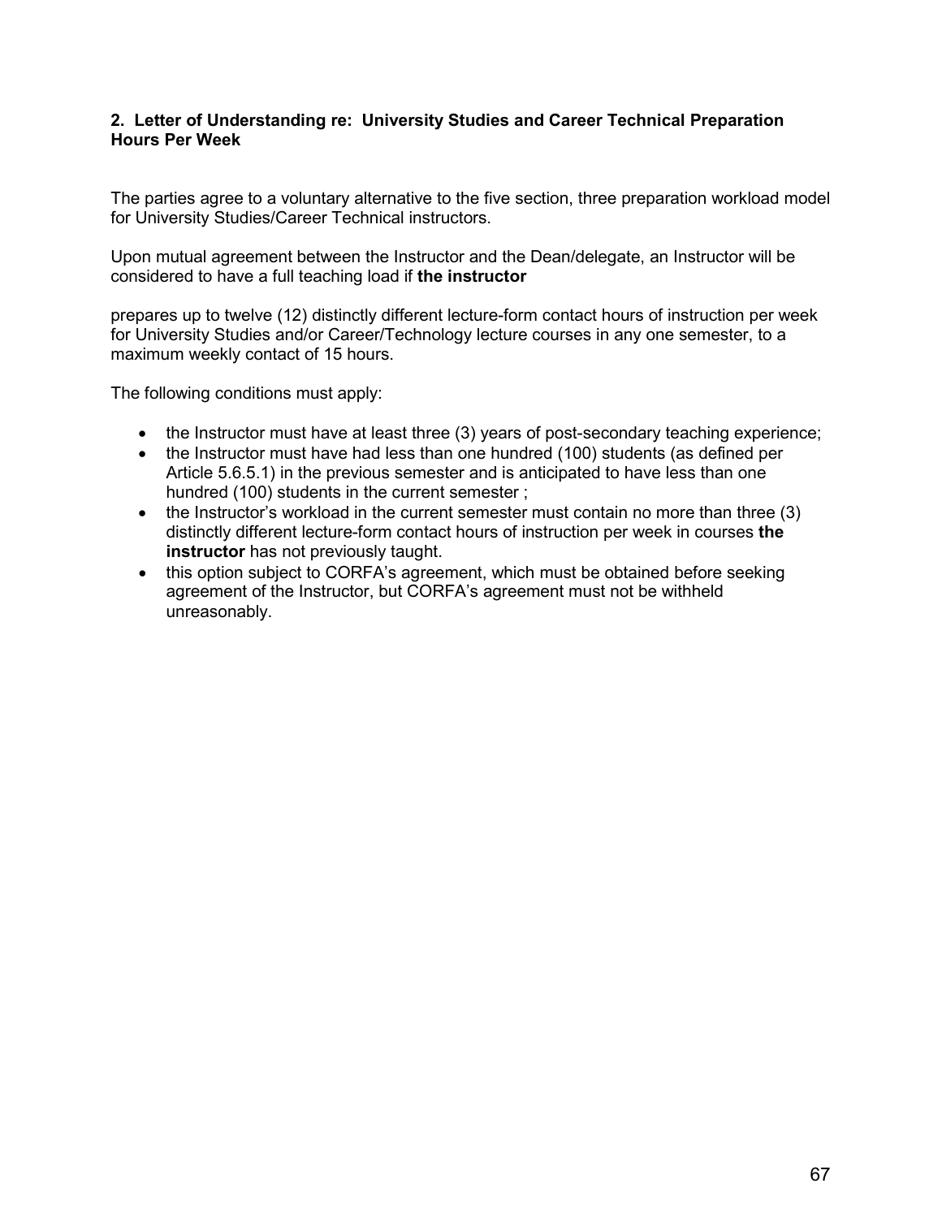**2. Letter of Understanding re: University Studies and Career Technical Preparation Hours Per Week**

The parties agree to a voluntary alternative to the five section, three preparation workload model for University Studies/Career Technical instructors.

Upon mutual agreement between the Instructor and the Dean/delegate, an Instructor will be considered to have a full teaching load if **the instructor**

prepares up to twelve (12) distinctly different lecture-form contact hours of instruction per week for University Studies and/or Career/Technology lecture courses in any one semester, to a maximum weekly contact of 15 hours.

The following conditions must apply:

- the Instructor must have at least three (3) years of post-secondary teaching experience;
- the Instructor must have had less than one hundred (100) students (as defined per Article 5.6.5.1) in the previous semester and is anticipated to have less than one hundred (100) students in the current semester ;
- the Instructor's workload in the current semester must contain no more than three (3) distinctly different lecture-form contact hours of instruction per week in courses **the instructor** has not previously taught.
- this option subject to CORFA's agreement, which must be obtained before seeking agreement of the Instructor, but CORFA's agreement must not be withheld unreasonably.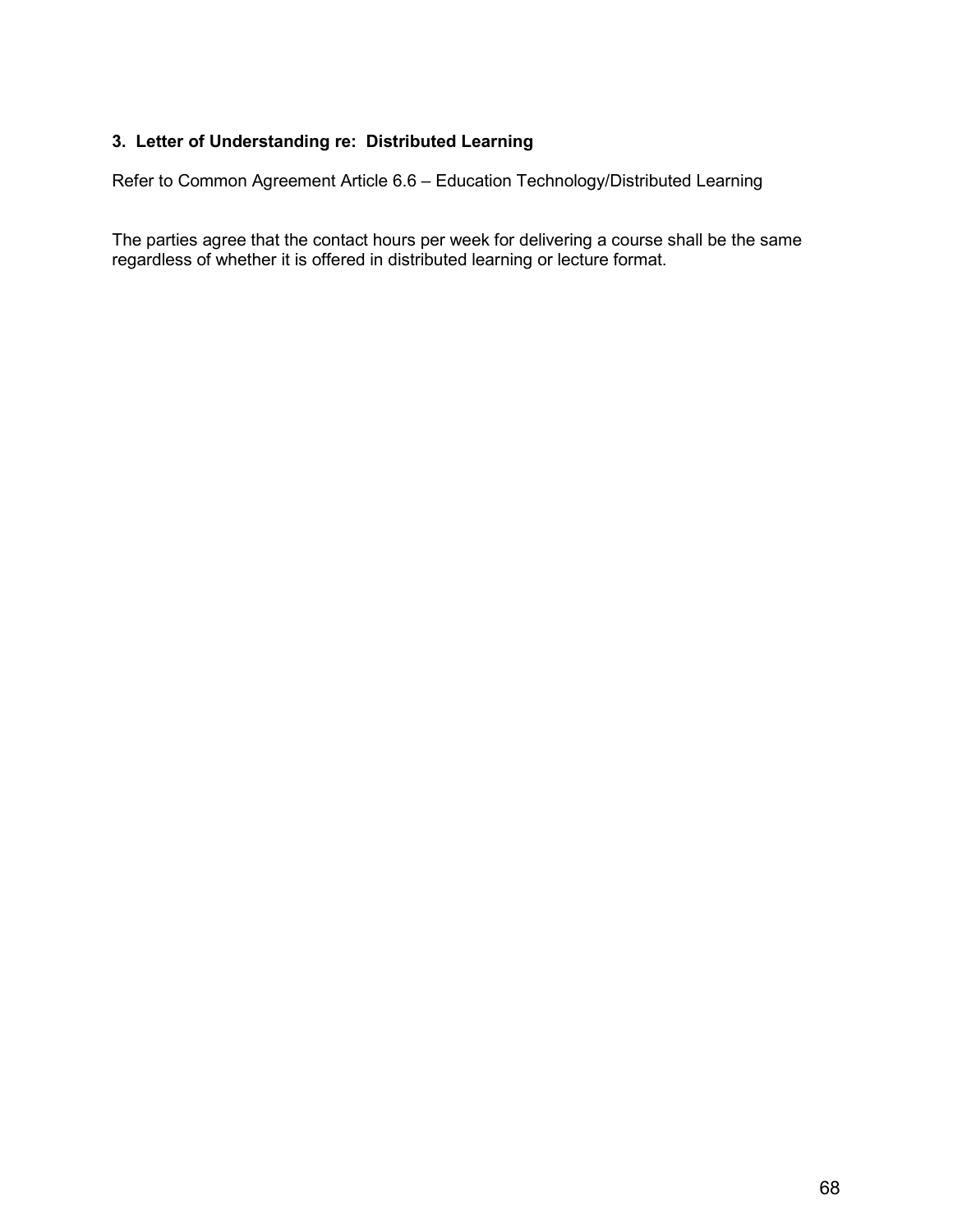### 3. Letter of Understanding re: Distributed Learning

Refer to Common Agreement Article 6.6 – Education Technology/Distributed Learning

The parties agree that the contact hours per week for delivering a course shall be the same regardless of whether it is offered in distributed learning or lecture format.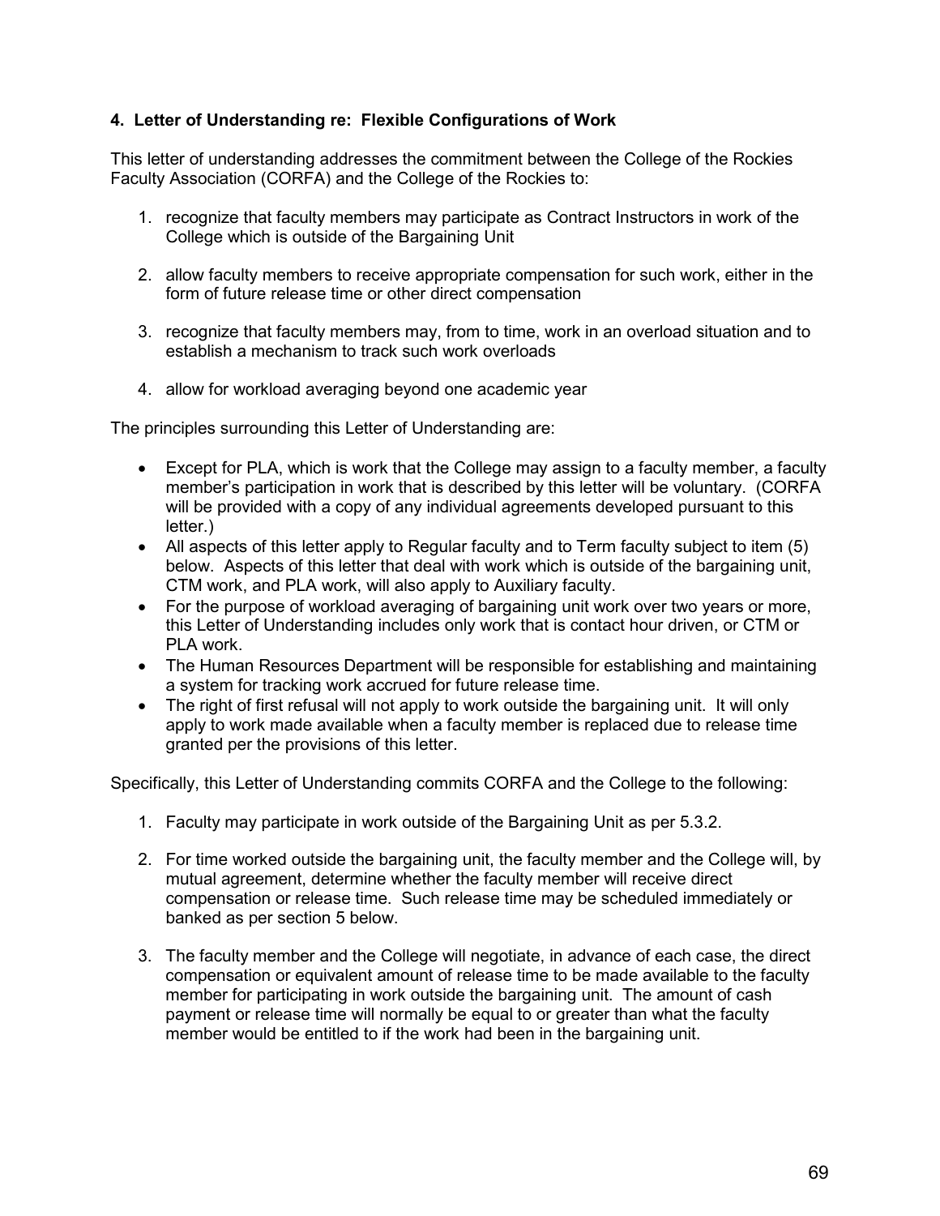#### 4. Letter of Understanding re: Flexible Configurations of Work

This letter of understanding addresses the commitment between the College of the Rockies Faculty Association (CORFA) and the College of the Rockies to:

1. recognize that faculty members may participate as Contract Instructors in work of the College which is outside of the Bargaining Unit

2. allow faculty members to receive appropriate compensation for such work, either in the form of future release time or other direct compensation

3. recognize that faculty members may, from to time, work in an overload situation and to establish a mechanism to track such work overloads

4. allow for workload averaging beyond one academic year

The principles surrounding this Letter of Understanding are:

- Except for PLA, which is work that the College may assign to a faculty member, a faculty member's participation in work that is described by this letter will be voluntary. (CORFA will be provided with a copy of any individual agreements developed pursuant to this letter.)
- All aspects of this letter apply to Regular faculty and to Term faculty subject to item (5) below. Aspects of this letter that deal with work which is outside of the bargaining unit, CTM work, and PLA work, will also apply to Auxiliary faculty.
- For the purpose of workload averaging of bargaining unit work over two years or more, this Letter of Understanding includes only work that is contact hour driven, or CTM or PLA work.
- The Human Resources Department will be responsible for establishing and maintaining a system for tracking work accrued for future release time.
- The right of first refusal will not apply to work outside the bargaining unit. It will only apply to work made available when a faculty member is replaced due to release time granted per the provisions of this letter.

Specifically, this Letter of Understanding commits CORFA and the College to the following:

1. Faculty may participate in work outside of the Bargaining Unit as per 5.3.2.

2. For time worked outside the bargaining unit, the faculty member and the College will, by mutual agreement, determine whether the faculty member will receive direct compensation or release time. Such release time may be scheduled immediately or banked as per section 5 below.

3. The faculty member and the College will negotiate, in advance of each case, the direct compensation or equivalent amount of release time to be made available to the faculty member for participating in work outside the bargaining unit. The amount of cash payment or release time will normally be equal to or greater than what the faculty member would be entitled to if the work had been in the bargaining unit.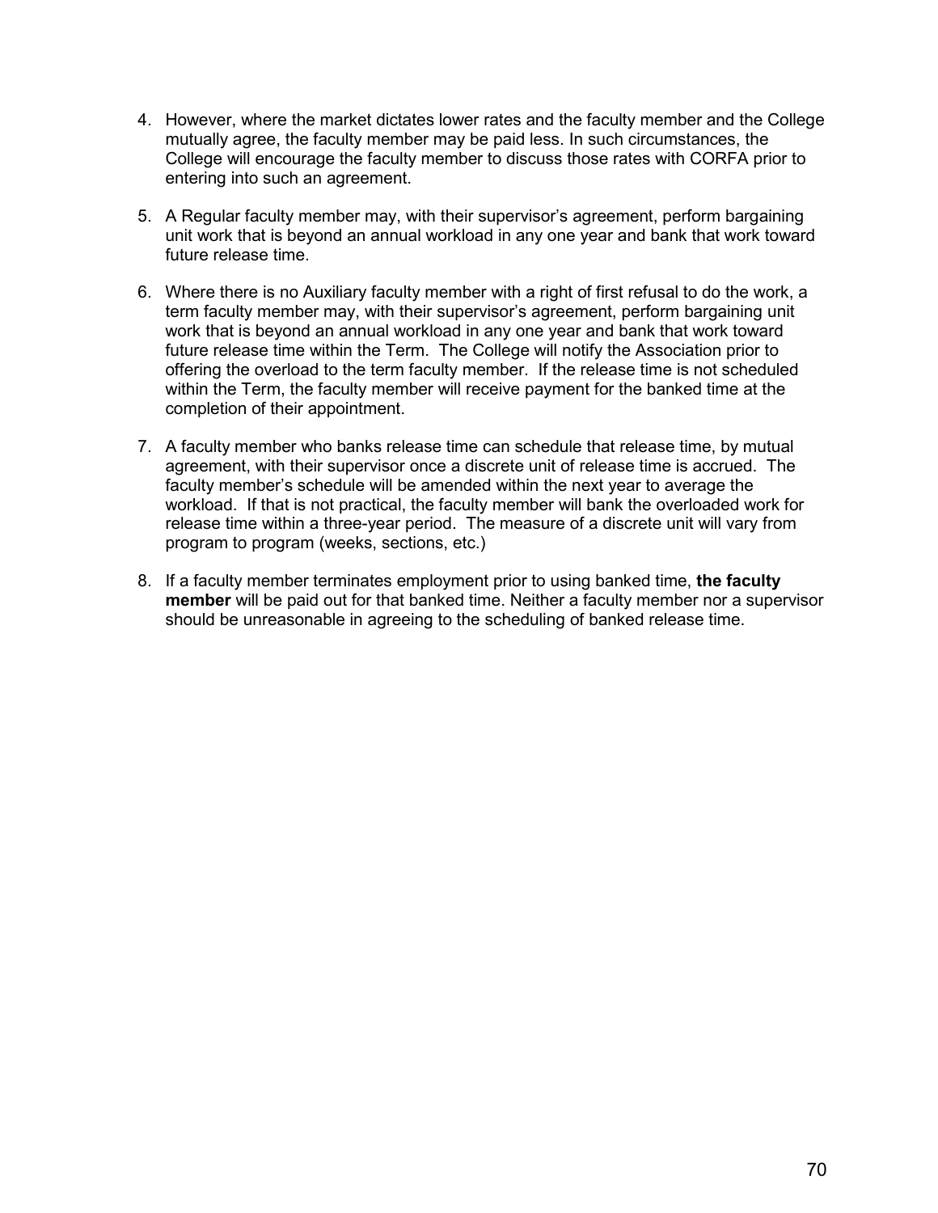4. However, where the market dictates lower rates and the faculty member and the College mutually agree, the faculty member may be paid less. In such circumstances, the College will encourage the faculty member to discuss those rates with CORFA prior to entering into such an agreement.

5. A Regular faculty member may, with their supervisor's agreement, perform bargaining unit work that is beyond an annual workload in any one year and bank that work toward future release time.

6. Where there is no Auxiliary faculty member with a right of first refusal to do the work, a term faculty member may, with their supervisor's agreement, perform bargaining unit work that is beyond an annual workload in any one year and bank that work toward future release time within the Term. The College will notify the Association prior to offering the overload to the term faculty member. If the release time is not scheduled within the Term, the faculty member will receive payment for the banked time at the completion of their appointment.

7. A faculty member who banks release time can schedule that release time, by mutual agreement, with their supervisor once a discrete unit of release time is accrued. The faculty member's schedule will be amended within the next year to average the workload. If that is not practical, the faculty member will bank the overloaded work for release time within a three-year period. The measure of a discrete unit will vary from program to program (weeks, sections, etc.)

8. If a faculty member terminates employment prior to using banked time, **the faculty member** will be paid out for that banked time. Neither a faculty member nor a supervisor should be unreasonable in agreeing to the scheduling of banked release time.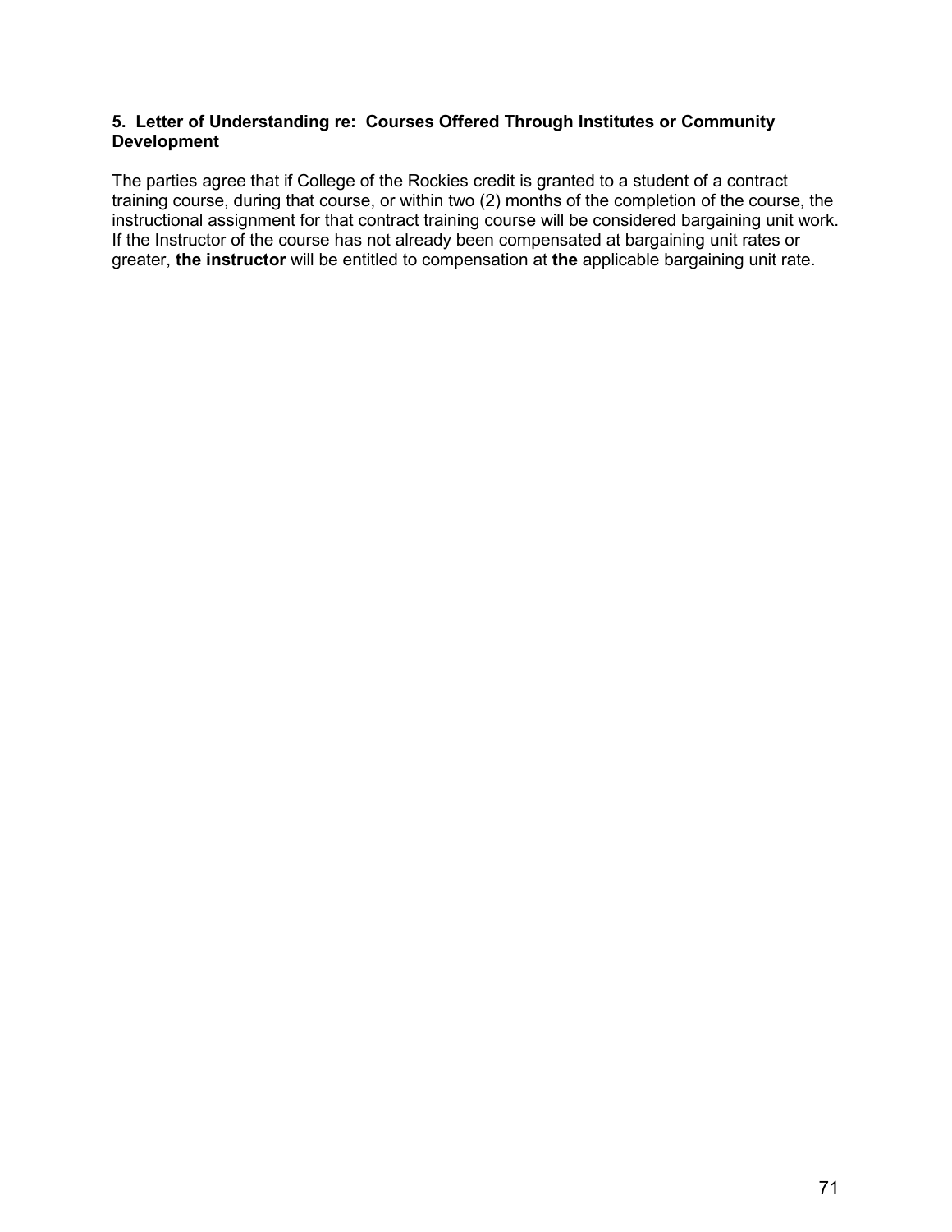**5. Letter of Understanding re: Courses Offered Through Institutes or Community Development**

The parties agree that if College of the Rockies credit is granted to a student of a contract training course, during that course, or within two (2) months of the completion of the course, the instructional assignment for that contract training course will be considered bargaining unit work. If the Instructor of the course has not already been compensated at bargaining unit rates or greater, **the instructor** will be entitled to compensation at **the** applicable bargaining unit rate.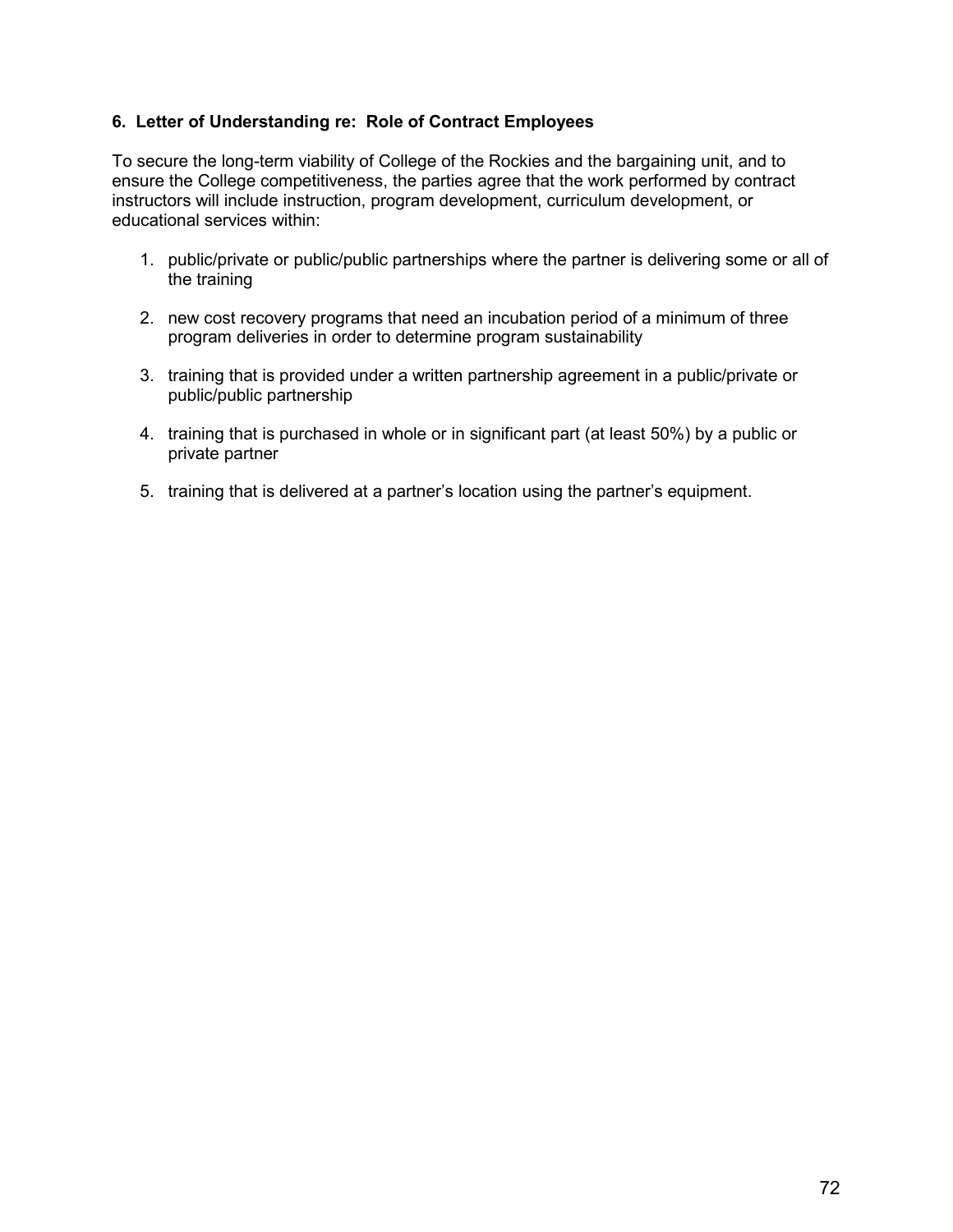### 6. Letter of Understanding re: Role of Contract Employees

To secure the long-term viability of College of the Rockies and the bargaining unit, and to ensure the College competitiveness, the parties agree that the work performed by contract instructors will include instruction, program development, curriculum development, or educational services within:

1. public/private or public/public partnerships where the partner is delivering some or all of the training

2. new cost recovery programs that need an incubation period of a minimum of three program deliveries in order to determine program sustainability

3. training that is provided under a written partnership agreement in a public/private or public/public partnership

4. training that is purchased in whole or in significant part (at least 50%) by a public or private partner

5. training that is delivered at a partner's location using the partner's equipment.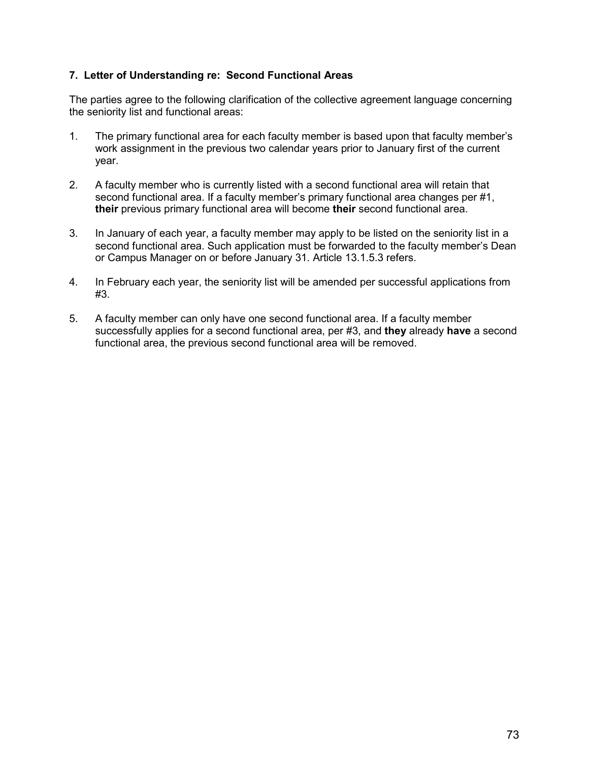### 7. Letter of Understanding re: Second Functional Areas

The parties agree to the following clarification of the collective agreement language concerning the seniority list and functional areas:

1. The primary functional area for each faculty member is based upon that faculty member's work assignment in the previous two calendar years prior to January first of the current year.

2. A faculty member who is currently listed with a second functional area will retain that second functional area. If a faculty member's primary functional area changes per #1, **their** previous primary functional area will become **their** second functional area.

3. In January of each year, a faculty member may apply to be listed on the seniority list in a second functional area. Such application must be forwarded to the faculty member's Dean or Campus Manager on or before January 31. Article 13.1.5.3 refers.

4. In February each year, the seniority list will be amended per successful applications from #3.

5. A faculty member can only have one second functional area. If a faculty member successfully applies for a second functional area, per #3, and **they** already **have** a second functional area, the previous second functional area will be removed.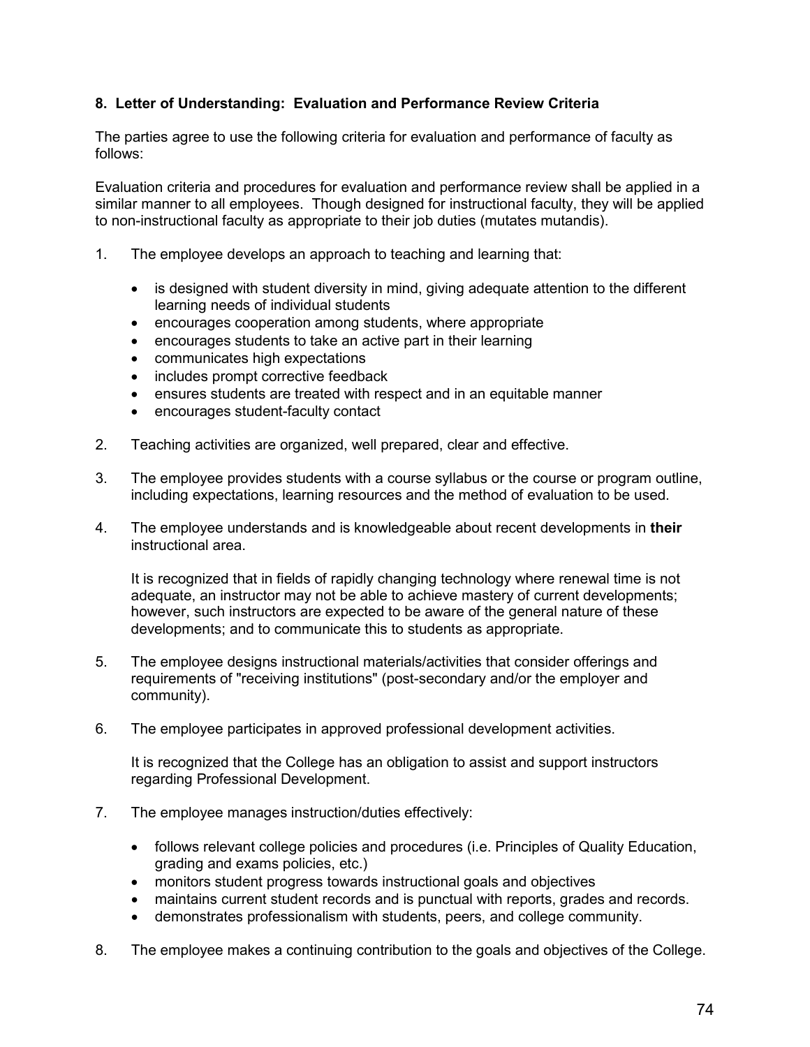### 8. Letter of Understanding: Evaluation and Performance Review Criteria

The parties agree to use the following criteria for evaluation and performance of faculty as follows:

Evaluation criteria and procedures for evaluation and performance review shall be applied in a similar manner to all employees. Though designed for instructional faculty, they will be applied to non-instructional faculty as appropriate to their job duties (mutates mutandis).

1. The employee develops an approach to teaching and learning that:
   - is designed with student diversity in mind, giving adequate attention to the different learning needs of individual students
   - encourages cooperation among students, where appropriate
   - encourages students to take an active part in their learning
   - communicates high expectations
   - includes prompt corrective feedback
   - ensures students are treated with respect and in an equitable manner
   - encourages student-faculty contact

2. Teaching activities are organized, well prepared, clear and effective.

3. The employee provides students with a course syllabus or the course or program outline, including expectations, learning resources and the method of evaluation to be used.

4. The employee understands and is knowledgeable about recent developments in **their** instructional area.

   It is recognized that in fields of rapidly changing technology where renewal time is not adequate, an instructor may not be able to achieve mastery of current developments; however, such instructors are expected to be aware of the general nature of these developments; and to communicate this to students as appropriate.

5. The employee designs instructional materials/activities that consider offerings and requirements of "receiving institutions" (post-secondary and/or the employer and community).

6. The employee participates in approved professional development activities.

   It is recognized that the College has an obligation to assist and support instructors regarding Professional Development.

7. The employee manages instruction/duties effectively:
   - follows relevant college policies and procedures (i.e. Principles of Quality Education, grading and exams policies, etc.)
   - monitors student progress towards instructional goals and objectives
   - maintains current student records and is punctual with reports, grades and records.
   - demonstrates professionalism with students, peers, and college community.

8. The employee makes a continuing contribution to the goals and objectives of the College.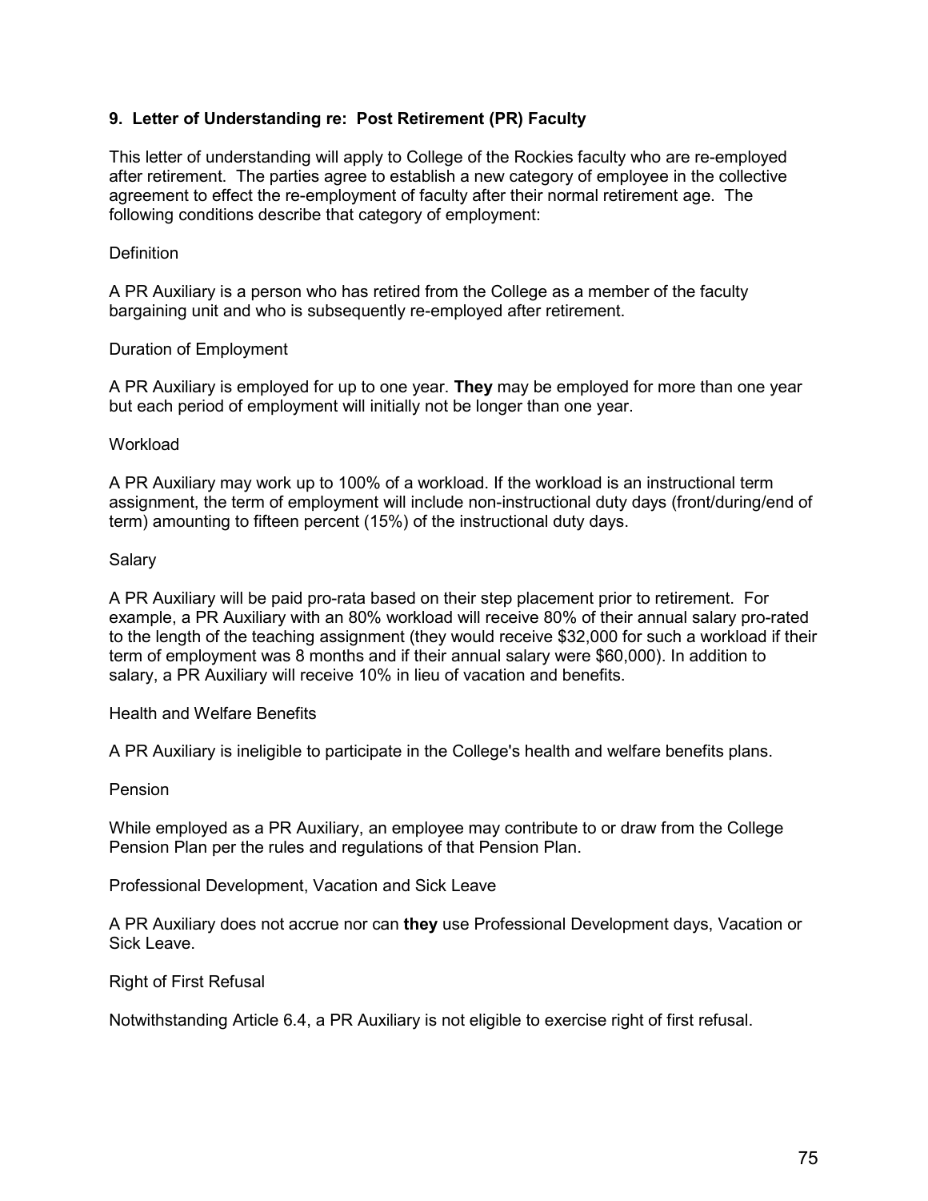### 9. Letter of Understanding re: Post Retirement (PR) Faculty

This letter of understanding will apply to College of the Rockies faculty who are re-employed after retirement. The parties agree to establish a new category of employee in the collective agreement to effect the re-employment of faculty after their normal retirement age. The following conditions describe that category of employment:

Definition

A PR Auxiliary is a person who has retired from the College as a member of the faculty bargaining unit and who is subsequently re-employed after retirement.

Duration of Employment

A PR Auxiliary is employed for up to one year. **They** may be employed for more than one year but each period of employment will initially not be longer than one year.

Workload

A PR Auxiliary may work up to 100% of a workload. If the workload is an instructional term assignment, the term of employment will include non-instructional duty days (front/during/end of term) amounting to fifteen percent (15%) of the instructional duty days.

Salary

A PR Auxiliary will be paid pro-rata based on their step placement prior to retirement. For example, a PR Auxiliary with an 80% workload will receive 80% of their annual salary pro-rated to the length of the teaching assignment (they would receive $32,000 for such a workload if their term of employment was 8 months and if their annual salary were $60,000). In addition to salary, a PR Auxiliary will receive 10% in lieu of vacation and benefits.

Health and Welfare Benefits

A PR Auxiliary is ineligible to participate in the College's health and welfare benefits plans.

Pension

While employed as a PR Auxiliary, an employee may contribute to or draw from the College Pension Plan per the rules and regulations of that Pension Plan.

Professional Development, Vacation and Sick Leave

A PR Auxiliary does not accrue nor can **they** use Professional Development days, Vacation or Sick Leave.

Right of First Refusal

Notwithstanding Article 6.4, a PR Auxiliary is not eligible to exercise right of first refusal.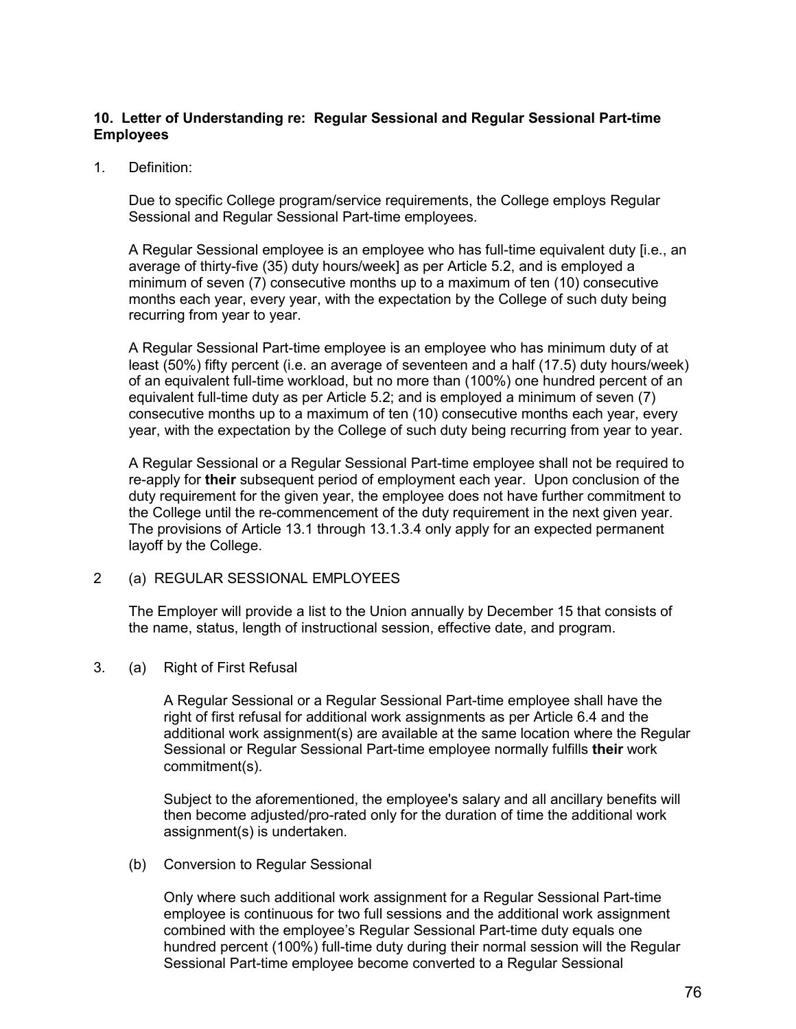### 10. Letter of Understanding re: Regular Sessional and Regular Sessional Part-time Employees

1. Definition:

   Due to specific College program/service requirements, the College employs Regular Sessional and Regular Sessional Part-time employees.

   A Regular Sessional employee is an employee who has full-time equivalent duty [i.e., an average of thirty-five (35) duty hours/week] as per Article 5.2, and is employed a minimum of seven (7) consecutive months up to a maximum of ten (10) consecutive months each year, every year, with the expectation by the College of such duty being recurring from year to year.

   A Regular Sessional Part-time employee is an employee who has minimum duty of at least (50%) fifty percent (i.e. an average of seventeen and a half (17.5) duty hours/week) of an equivalent full-time workload, but no more than (100%) one hundred percent of an equivalent full-time duty as per Article 5.2; and is employed a minimum of seven (7) consecutive months up to a maximum of ten (10) consecutive months each year, every year, with the expectation by the College of such duty being recurring from year to year.

   A Regular Sessional or a Regular Sessional Part-time employee shall not be required to re-apply for **their** subsequent period of employment each year. Upon conclusion of the duty requirement for the given year, the employee does not have further commitment to the College until the re-commencement of the duty requirement in the next given year. The provisions of Article 13.1 through 13.1.3.4 only apply for an expected permanent layoff by the College.

2 (a) REGULAR SESSIONAL EMPLOYEES

   The Employer will provide a list to the Union annually by December 15 that consists of the name, status, length of instructional session, effective date, and program.

3. (a) Right of First Refusal

   A Regular Sessional or a Regular Sessional Part-time employee shall have the right of first refusal for additional work assignments as per Article 6.4 and the additional work assignment(s) are available at the same location where the Regular Sessional or Regular Sessional Part-time employee normally fulfills **their** work commitment(s).

   Subject to the aforementioned, the employee's salary and all ancillary benefits will then become adjusted/pro-rated only for the duration of time the additional work assignment(s) is undertaken.

   (b) Conversion to Regular Sessional

   Only where such additional work assignment for a Regular Sessional Part-time employee is continuous for two full sessions and the additional work assignment combined with the employee's Regular Sessional Part-time duty equals one hundred percent (100%) full-time duty during their normal session will the Regular Sessional Part-time employee become converted to a Regular Sessional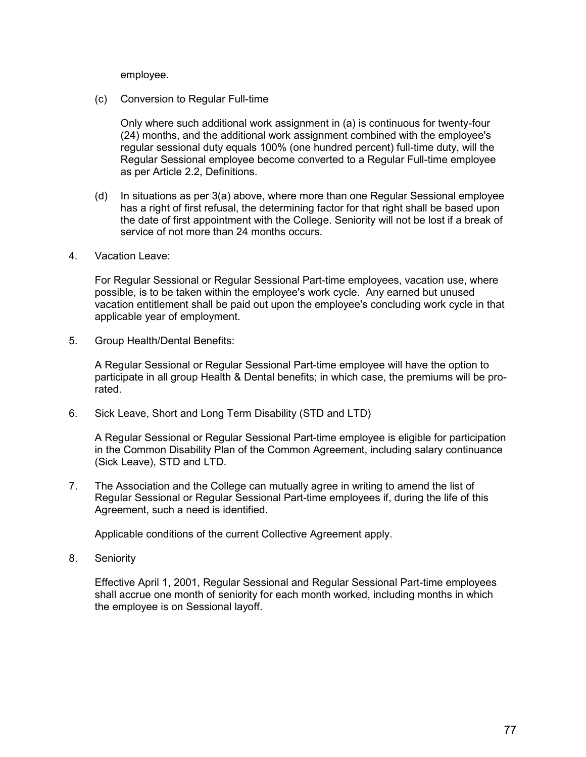employee.

(c) Conversion to Regular Full-time

Only where such additional work assignment in (a) is continuous for twenty-four (24) months, and the additional work assignment combined with the employee's regular sessional duty equals 100% (one hundred percent) full-time duty, will the Regular Sessional employee become converted to a Regular Full-time employee as per Article 2.2, Definitions.

(d) In situations as per 3(a) above, where more than one Regular Sessional employee has a right of first refusal, the determining factor for that right shall be based upon the date of first appointment with the College. Seniority will not be lost if a break of service of not more than 24 months occurs.

4. Vacation Leave:

For Regular Sessional or Regular Sessional Part-time employees, vacation use, where possible, is to be taken within the employee's work cycle. Any earned but unused vacation entitlement shall be paid out upon the employee's concluding work cycle in that applicable year of employment.

5. Group Health/Dental Benefits:

A Regular Sessional or Regular Sessional Part-time employee will have the option to participate in all group Health & Dental benefits; in which case, the premiums will be pro-rated.

6. Sick Leave, Short and Long Term Disability (STD and LTD)

A Regular Sessional or Regular Sessional Part-time employee is eligible for participation in the Common Disability Plan of the Common Agreement, including salary continuance (Sick Leave), STD and LTD.

7. The Association and the College can mutually agree in writing to amend the list of Regular Sessional or Regular Sessional Part-time employees if, during the life of this Agreement, such a need is identified.

Applicable conditions of the current Collective Agreement apply.

8. Seniority

Effective April 1, 2001, Regular Sessional and Regular Sessional Part-time employees shall accrue one month of seniority for each month worked, including months in which the employee is on Sessional layoff.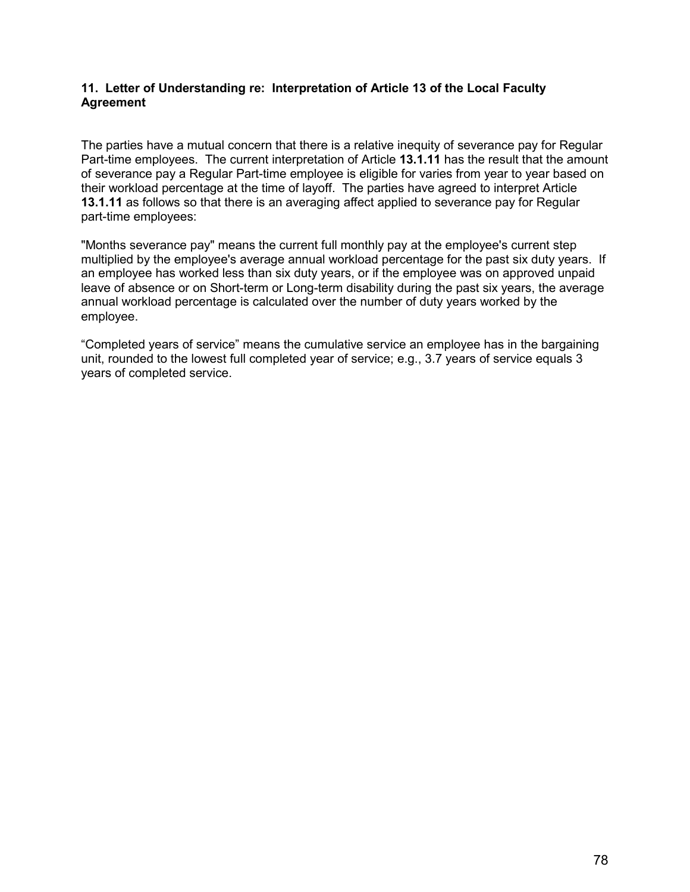## 11. Letter of Understanding re: Interpretation of Article 13 of the Local Faculty Agreement

The parties have a mutual concern that there is a relative inequity of severance pay for Regular Part-time employees. The current interpretation of Article **13.1.11** has the result that the amount of severance pay a Regular Part-time employee is eligible for varies from year to year based on their workload percentage at the time of layoff. The parties have agreed to interpret Article **13.1.11** as follows so that there is an averaging affect applied to severance pay for Regular part-time employees:

"Months severance pay" means the current full monthly pay at the employee's current step multiplied by the employee's average annual workload percentage for the past six duty years. If an employee has worked less than six duty years, or if the employee was on approved unpaid leave of absence or on Short-term or Long-term disability during the past six years, the average annual workload percentage is calculated over the number of duty years worked by the employee.

"Completed years of service" means the cumulative service an employee has in the bargaining unit, rounded to the lowest full completed year of service; e.g., 3.7 years of service equals 3 years of completed service.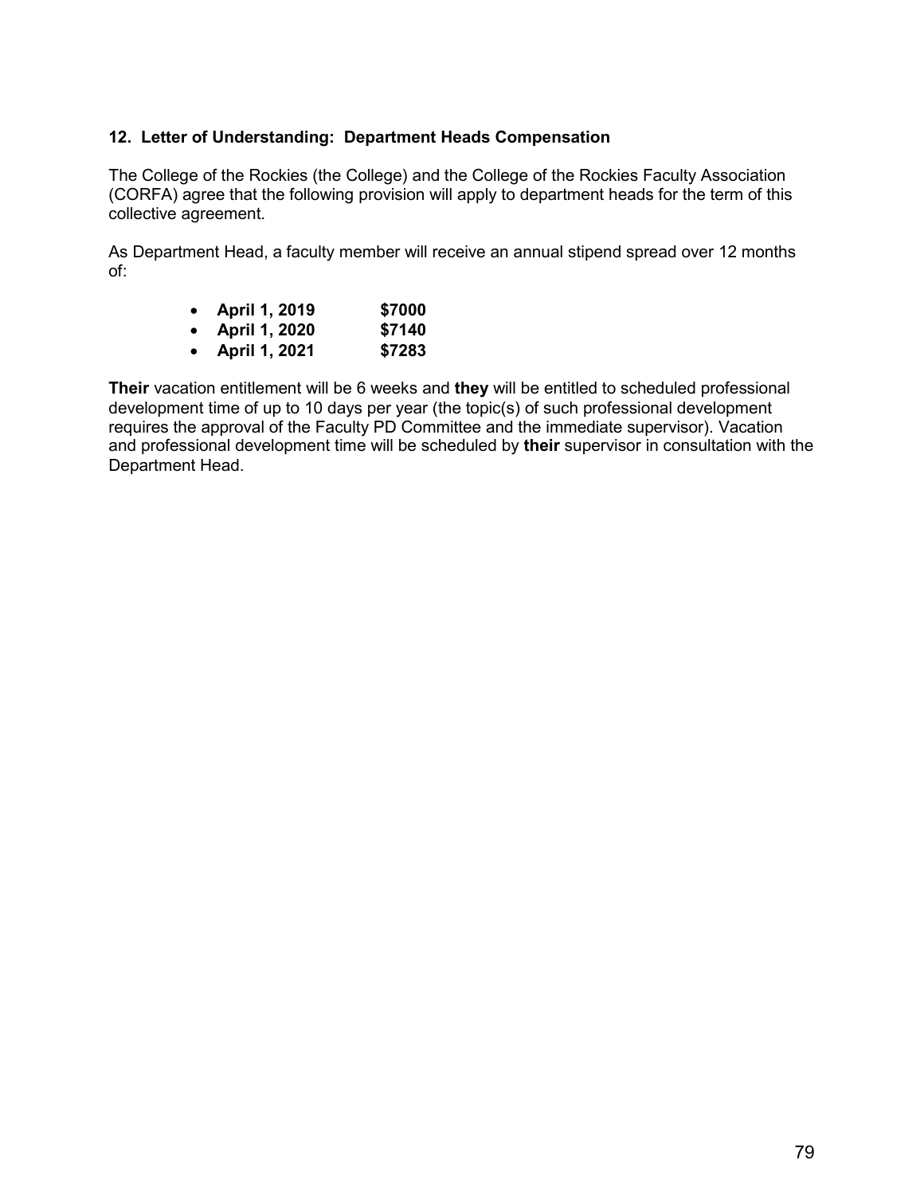## 12. Letter of Understanding: Department Heads Compensation

The College of the Rockies (the College) and the College of the Rockies Faculty Association (CORFA) agree that the following provision will apply to department heads for the term of this collective agreement.

As Department Head, a faculty member will receive an annual stipend spread over 12 months of:

- **April 1, 2019 $7000**
- **April 1, 2020 $7140**
- **April 1, 2021 $7283**

**Their** vacation entitlement will be 6 weeks and **they** will be entitled to scheduled professional development time of up to 10 days per year (the topic(s) of such professional development requires the approval of the Faculty PD Committee and the immediate supervisor). Vacation and professional development time will be scheduled by **their** supervisor in consultation with the Department Head.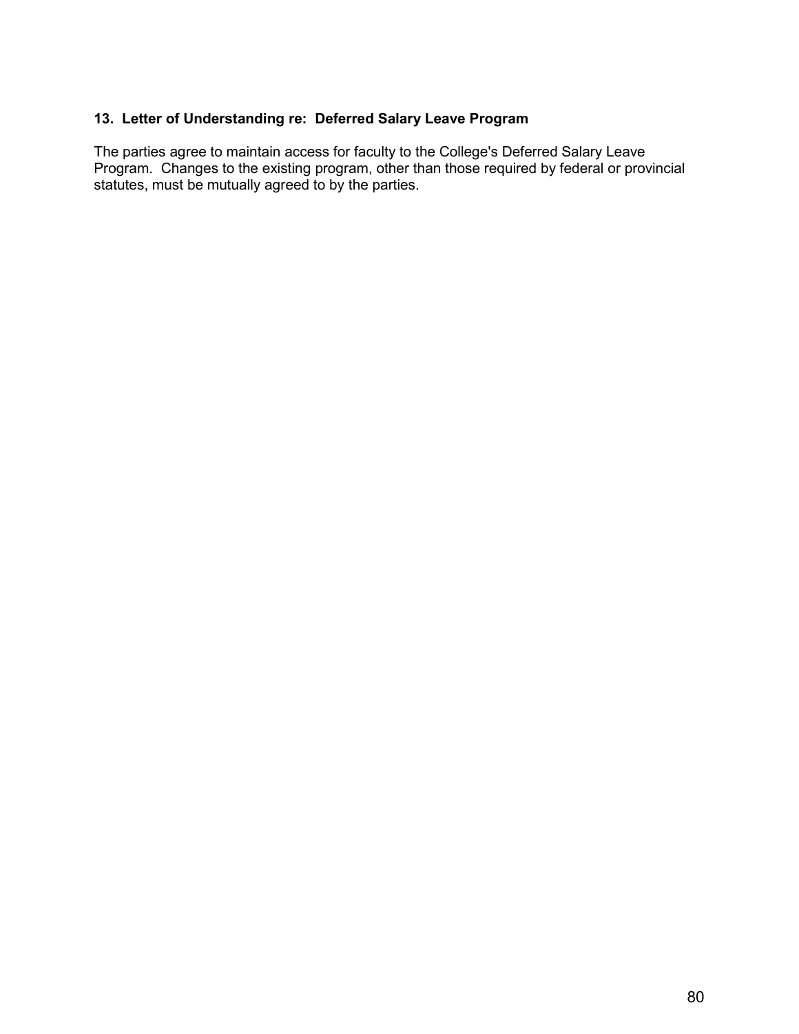### 13. Letter of Understanding re: Deferred Salary Leave Program

The parties agree to maintain access for faculty to the College's Deferred Salary Leave Program. Changes to the existing program, other than those required by federal or provincial statutes, must be mutually agreed to by the parties.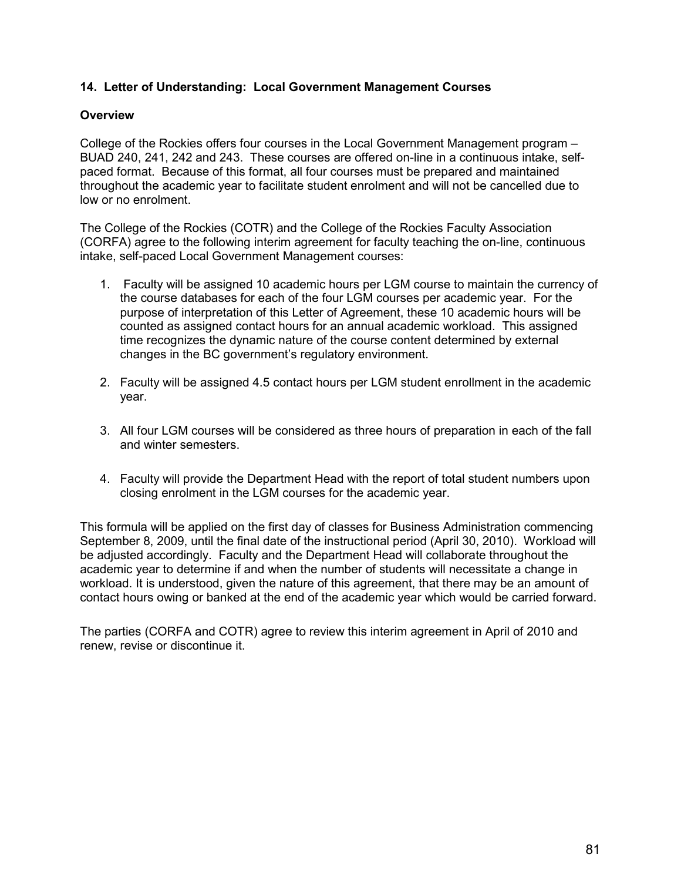## 14. Letter of Understanding: Local Government Management Courses

### Overview

College of the Rockies offers four courses in the Local Government Management program – BUAD 240, 241, 242 and 243. These courses are offered on-line in a continuous intake, self-paced format. Because of this format, all four courses must be prepared and maintained throughout the academic year to facilitate student enrolment and will not be cancelled due to low or no enrolment.

The College of the Rockies (COTR) and the College of the Rockies Faculty Association (CORFA) agree to the following interim agreement for faculty teaching the on-line, continuous intake, self-paced Local Government Management courses:

1. Faculty will be assigned 10 academic hours per LGM course to maintain the currency of the course databases for each of the four LGM courses per academic year. For the purpose of interpretation of this Letter of Agreement, these 10 academic hours will be counted as assigned contact hours for an annual academic workload. This assigned time recognizes the dynamic nature of the course content determined by external changes in the BC government's regulatory environment.

2. Faculty will be assigned 4.5 contact hours per LGM student enrollment in the academic year.

3. All four LGM courses will be considered as three hours of preparation in each of the fall and winter semesters.

4. Faculty will provide the Department Head with the report of total student numbers upon closing enrolment in the LGM courses for the academic year.

This formula will be applied on the first day of classes for Business Administration commencing September 8, 2009, until the final date of the instructional period (April 30, 2010). Workload will be adjusted accordingly. Faculty and the Department Head will collaborate throughout the academic year to determine if and when the number of students will necessitate a change in workload. It is understood, given the nature of this agreement, that there may be an amount of contact hours owing or banked at the end of the academic year which would be carried forward.

The parties (CORFA and COTR) agree to review this interim agreement in April of 2010 and renew, revise or discontinue it.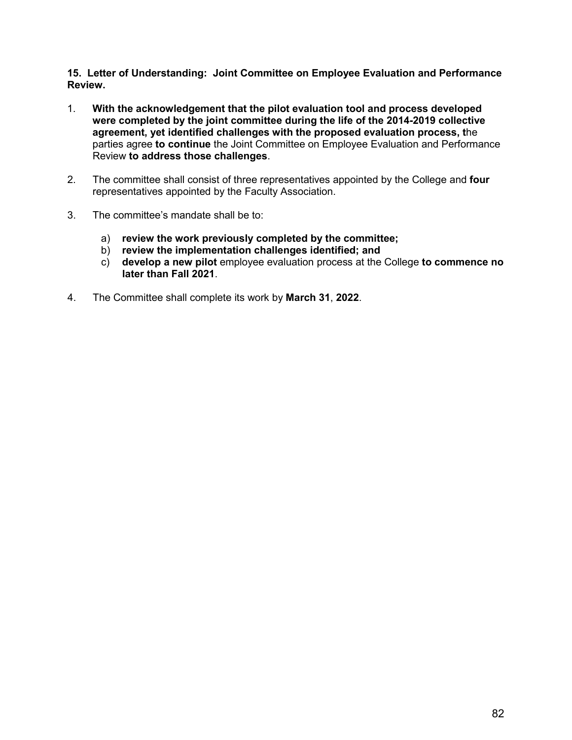**15. Letter of Understanding: Joint Committee on Employee Evaluation and Performance Review.**

1. **With the acknowledgement that the pilot evaluation tool and process developed were completed by the joint committee during the life of the 2014-2019 collective agreement, yet identified challenges with the proposed evaluation process, t**he parties agree **to continue** the Joint Committee on Employee Evaluation and Performance Review **to address those challenges**.

2. The committee shall consist of three representatives appointed by the College and **four** representatives appointed by the Faculty Association.

3. The committee's mandate shall be to:

   a) **review the work previously completed by the committee;**
   b) **review the implementation challenges identified; and**
   c) **develop a new pilot** employee evaluation process at the College **to commence no later than Fall 2021**.

4. The Committee shall complete its work by **March 31**, **2022**.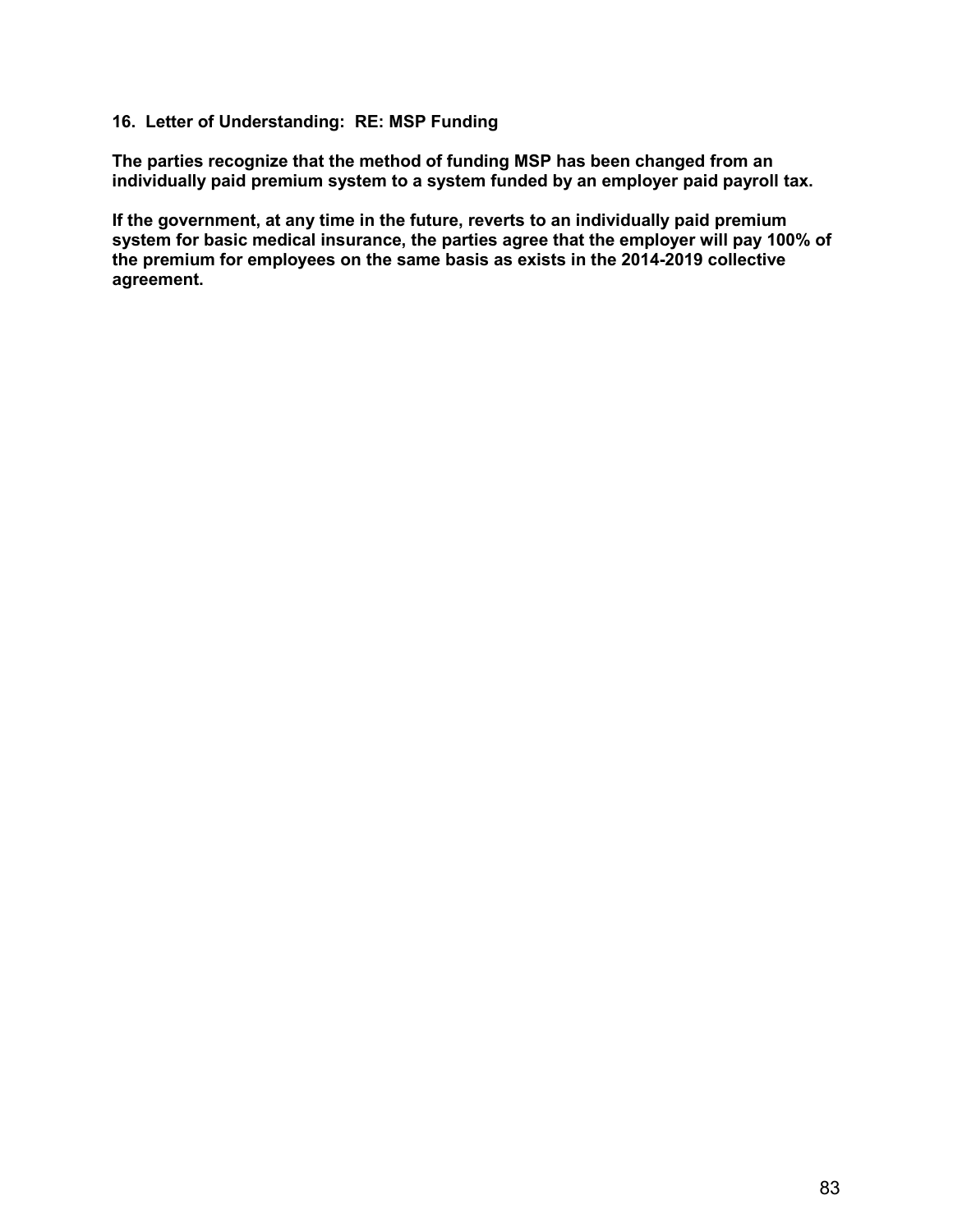## 16. Letter of Understanding: RE: MSP Funding

**The parties recognize that the method of funding MSP has been changed from an individually paid premium system to a system funded by an employer paid payroll tax.**

**If the government, at any time in the future, reverts to an individually paid premium system for basic medical insurance, the parties agree that the employer will pay 100% of the premium for employees on the same basis as exists in the 2014-2019 collective agreement.**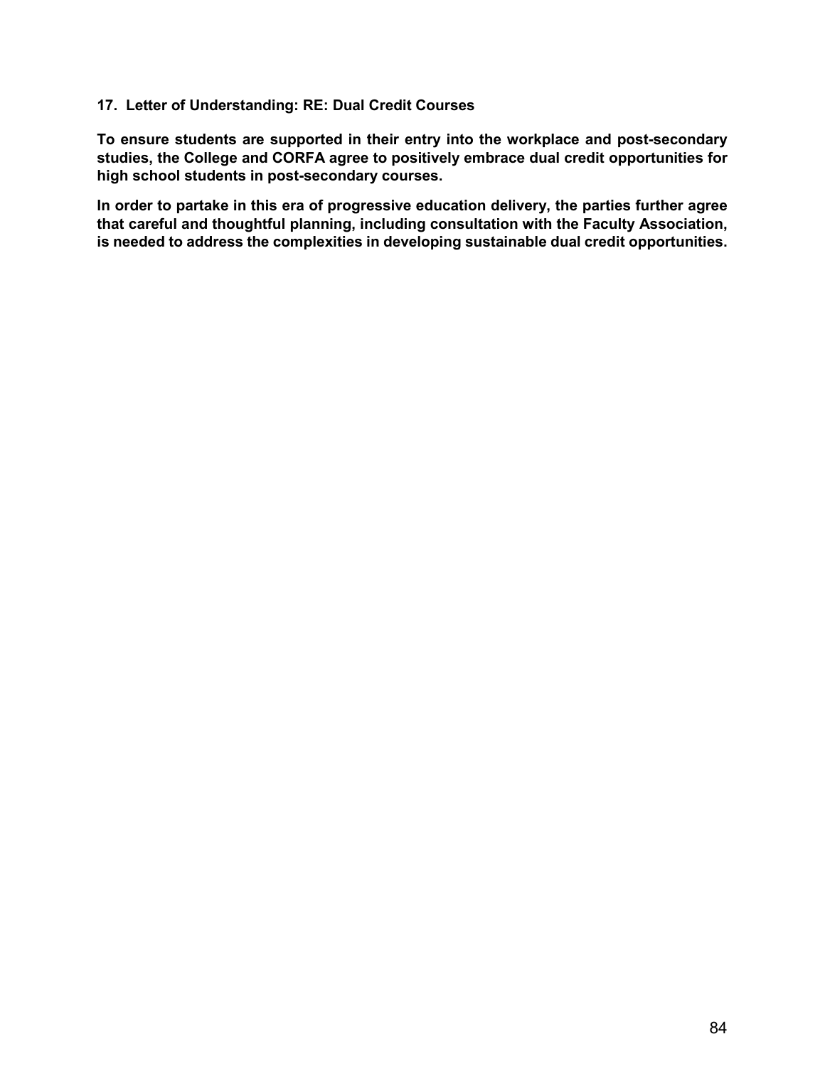### 17. Letter of Understanding: RE: Dual Credit Courses

**To ensure students are supported in their entry into the workplace and post-secondary studies, the College and CORFA agree to positively embrace dual credit opportunities for high school students in post-secondary courses.**

**In order to partake in this era of progressive education delivery, the parties further agree that careful and thoughtful planning, including consultation with the Faculty Association, is needed to address the complexities in developing sustainable dual credit opportunities.**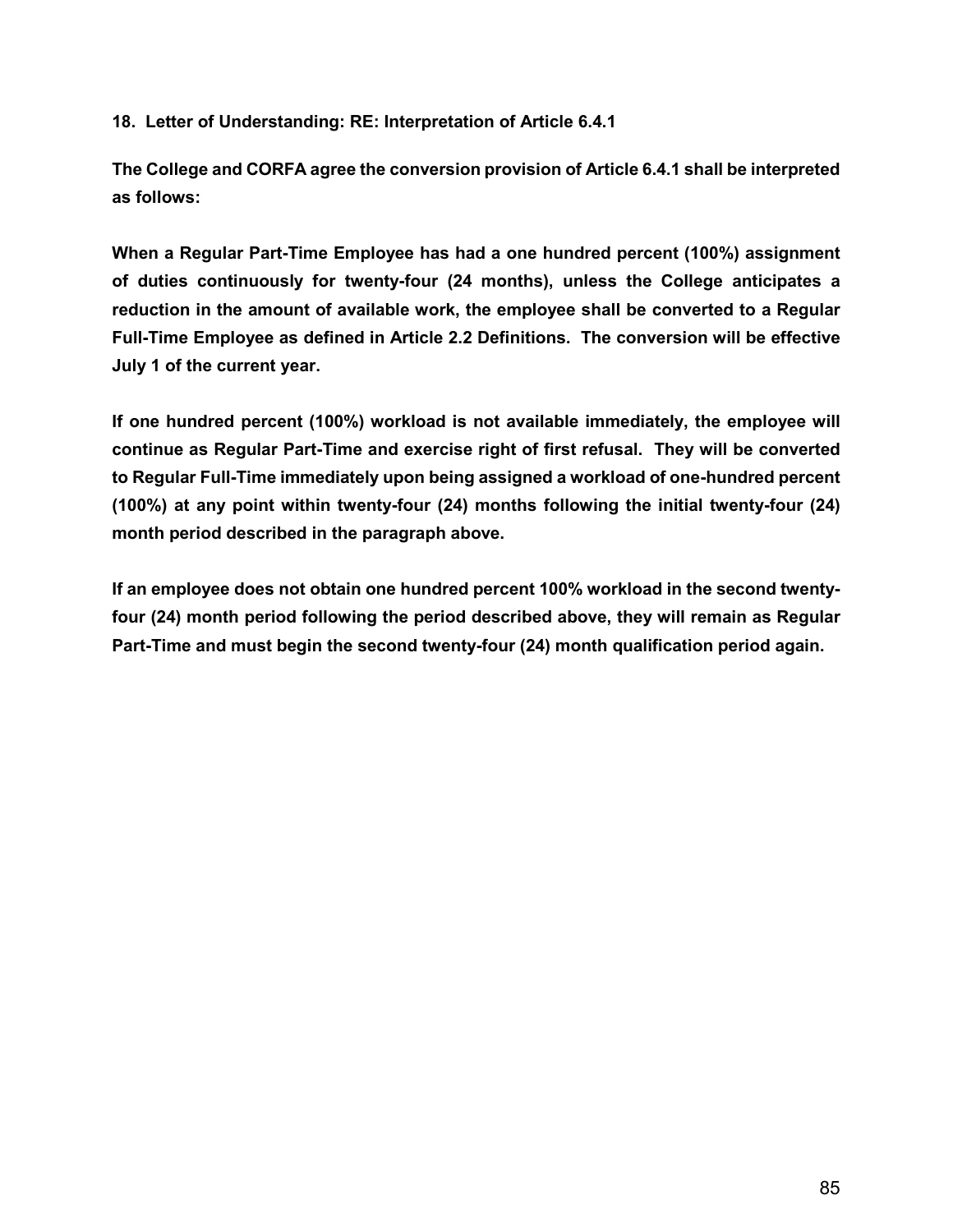### 18. Letter of Understanding: RE: Interpretation of Article 6.4.1

**The College and CORFA agree the conversion provision of Article 6.4.1 shall be interpreted as follows:**

**When a Regular Part-Time Employee has had a one hundred percent (100%) assignment of duties continuously for twenty-four (24 months), unless the College anticipates a reduction in the amount of available work, the employee shall be converted to a Regular Full-Time Employee as defined in Article 2.2 Definitions. The conversion will be effective July 1 of the current year.**

**If one hundred percent (100%) workload is not available immediately, the employee will continue as Regular Part-Time and exercise right of first refusal. They will be converted to Regular Full-Time immediately upon being assigned a workload of one-hundred percent (100%) at any point within twenty-four (24) months following the initial twenty-four (24) month period described in the paragraph above.**

**If an employee does not obtain one hundred percent 100% workload in the second twenty-four (24) month period following the period described above, they will remain as Regular Part-Time and must begin the second twenty-four (24) month qualification period again.**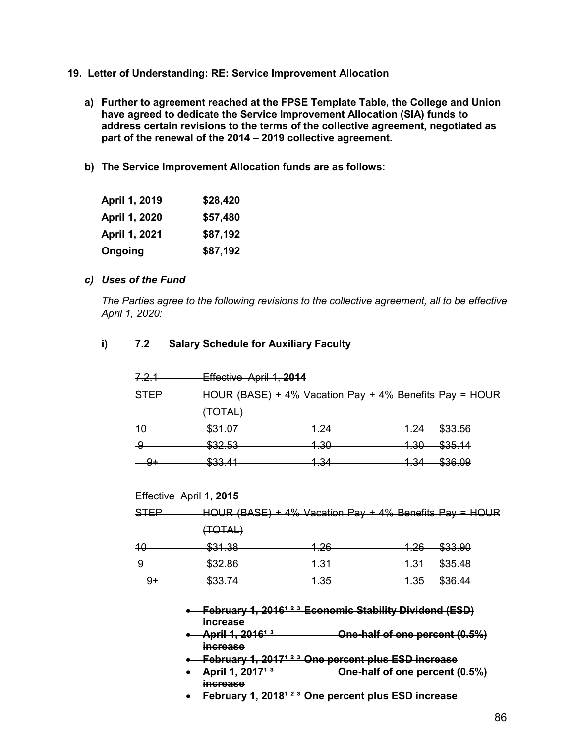## 19. Letter of Understanding: RE: Service Improvement Allocation

**a) Further to agreement reached at the FPSE Template Table, the College and Union have agreed to dedicate the Service Improvement Allocation (SIA) funds to address certain revisions to the terms of the collective agreement, negotiated as part of the renewal of the 2014 – 2019 collective agreement.**

**b) The Service Improvement Allocation funds are as follows:**

| | |
|---|---|
| **April 1, 2019** | **$28,420** |
| **April 1, 2020** | **$57,480** |
| **April 1, 2021** | **$87,192** |
| **Ongoing** | **$87,192** |

***c) Uses of the Fund***

*The Parties agree to the following revisions to the collective agreement, all to be effective April 1, 2020:*

**i)** ~~**7.2 Salary Schedule for Auxiliary Faculty**~~

~~7.2.1 Effective April 1, **2014**~~

| ~~STEP~~ | ~~HOUR (BASE) + 4% Vacation Pay~~ | ~~+ 4% Benefits Pay~~ | ~~= HOUR (TOTAL)~~ | |
|---|---|---|---|---|
| ~~10~~ | ~~$31.07~~ | ~~1.24~~ | ~~1.24~~ | ~~$33.56~~ |
| ~~9~~ | ~~$32.53~~ | ~~1.30~~ | ~~1.30~~ | ~~$35.14~~ |
| ~~9+~~ | ~~$33.41~~ | ~~1.34~~ | ~~1.34~~ | ~~$36.09~~ |

~~Effective April 1, **2015**~~

| ~~STEP~~ | ~~HOUR (BASE) + 4% Vacation Pay~~ | ~~+ 4% Benefits Pay~~ | ~~= HOUR (TOTAL)~~ | |
|---|---|---|---|---|
| ~~10~~ | ~~$31.38~~ | ~~1.26~~ | ~~1.26~~ | ~~$33.90~~ |
| ~~9~~ | ~~$32.86~~ | ~~1.31~~ | ~~1.31~~ | ~~$35.48~~ |
| ~~9+~~ | ~~$33.74~~ | ~~1.35~~ | ~~1.35~~ | ~~$36.44~~ |

- ~~**February 1, 2016[1 2 3] Economic Stability Dividend (ESD) increase**~~
- ~~**April 1, 2016[1 3] One-half of one percent (0.5%) increase**~~
- ~~**February 1, 2017[1 2 3] One percent plus ESD increase**~~
- ~~**April 1, 2017[1 3] One-half of one percent (0.5%) increase**~~
- ~~**February 1, 2018[1 2 3] One percent plus ESD increase**~~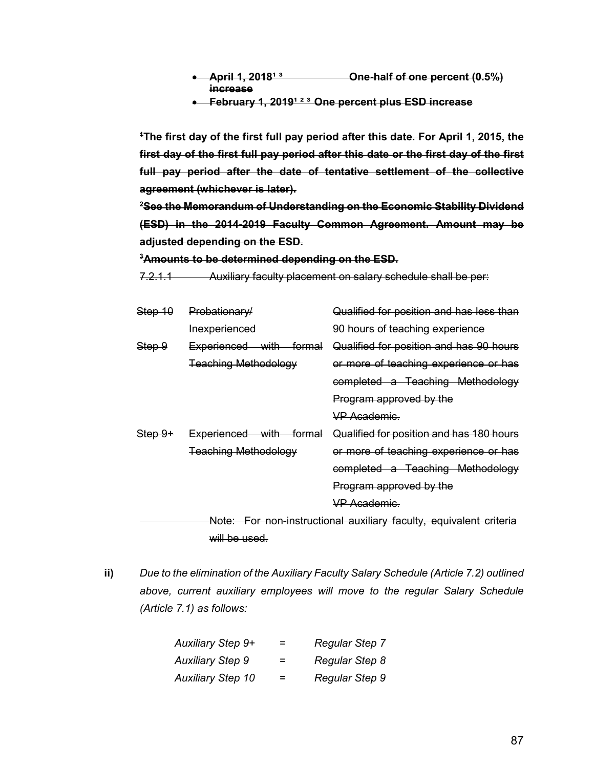- ~~**April 1, 2018[1] [3] One-half of one percent (0.5%) increase**~~
- ~~**February 1, 2019[1] [2] [3] One percent plus ESD increase**~~

~~**[1]The first day of the first full pay period after this date. For April 1, 2015, the first day of the first full pay period after this date or the first day of the first full pay period after the date of tentative settlement of the collective agreement (whichever is later).**~~

~~**[2]See the Memorandum of Understanding on the Economic Stability Dividend (ESD) in the 2014-2019 Faculty Common Agreement. Amount may be adjusted depending on the ESD.**~~

~~**[3]Amounts to be determined depending on the ESD.**~~

~~7.2.1.1 Auxiliary faculty placement on salary schedule shall be per:~~

| | | |
|---|---|---|
| ~~Step 10~~ | ~~Probationary/ Inexperienced~~ | ~~Qualified for position and has less than 90 hours of teaching experience~~ |
| ~~Step 9~~ | ~~Experienced with formal Teaching Methodology~~ | ~~Qualified for position and has 90 hours or more of teaching experience or has completed a Teaching Methodology Program approved by the VP Academic.~~ |
| ~~Step 9+~~ | ~~Experienced with formal Teaching Methodology~~ | ~~Qualified for position and has 180 hours or more of teaching experience or has completed a Teaching Methodology Program approved by the VP Academic.~~ |

~~Note: For non-instructional auxiliary faculty, equivalent criteria will be used.~~

**ii)** *Due to the elimination of the Auxiliary Faculty Salary Schedule (Article 7.2) outlined above, current auxiliary employees will move to the regular Salary Schedule (Article 7.1) as follows:*

| | | |
|---|---|---|
| *Auxiliary Step 9+* | = | *Regular Step 7* |
| *Auxiliary Step 9* | = | *Regular Step 8* |
| *Auxiliary Step 10* | = | *Regular Step 9* |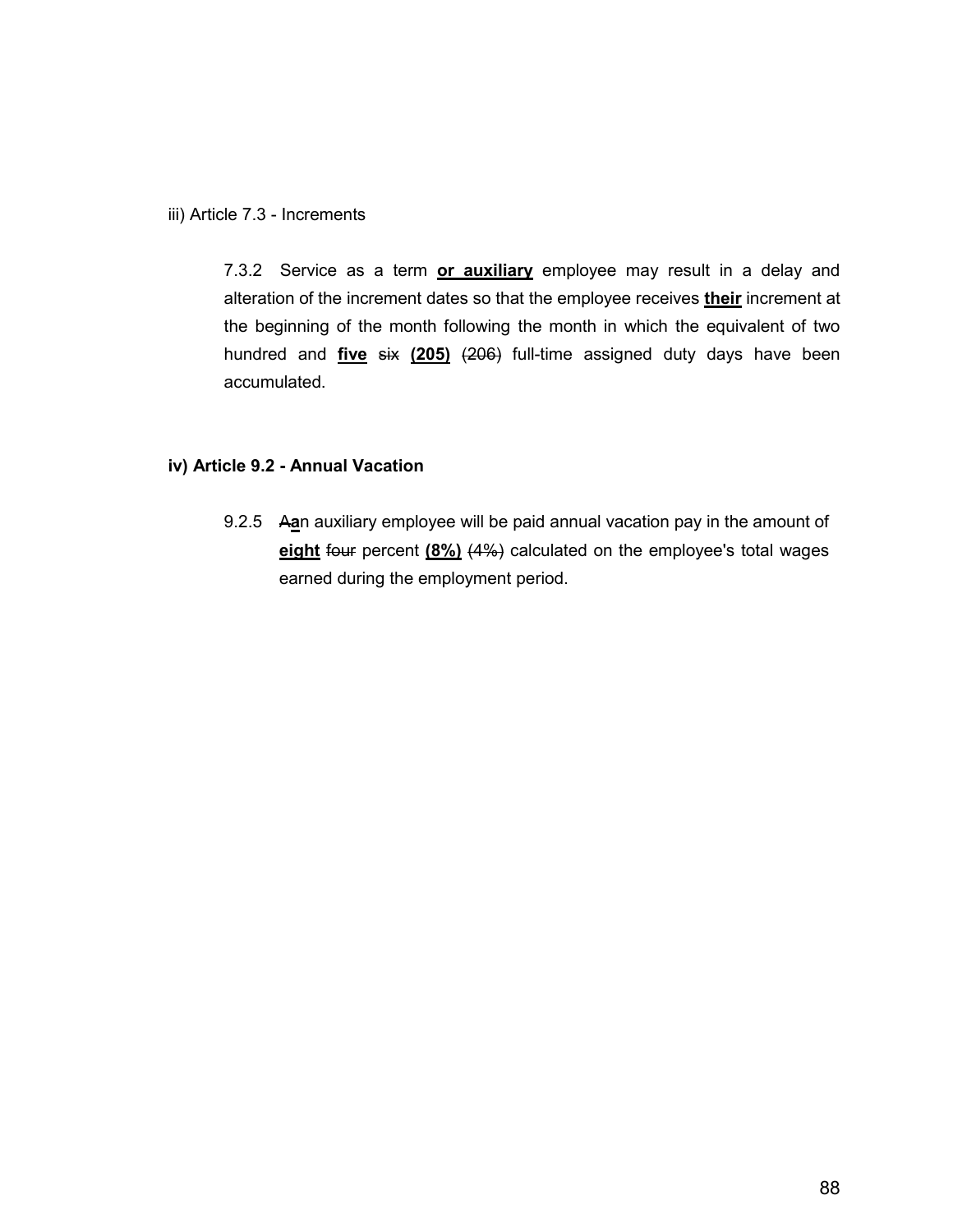iii) Article 7.3 - Increments

7.3.2 Service as a term **or auxiliary** employee may result in a delay and alteration of the increment dates so that the employee receives **their** increment at the beginning of the month following the month in which the equivalent of two hundred and **five** ~~six~~ **(205)** ~~(206)~~ full-time assigned duty days have been accumulated.

**iv) Article 9.2 - Annual Vacation**

9.2.5 ~~A~~**a**n auxiliary employee will be paid annual vacation pay in the amount of **eight** ~~four~~ percent **(8%)** ~~(4%)~~ calculated on the employee's total wages earned during the employment period.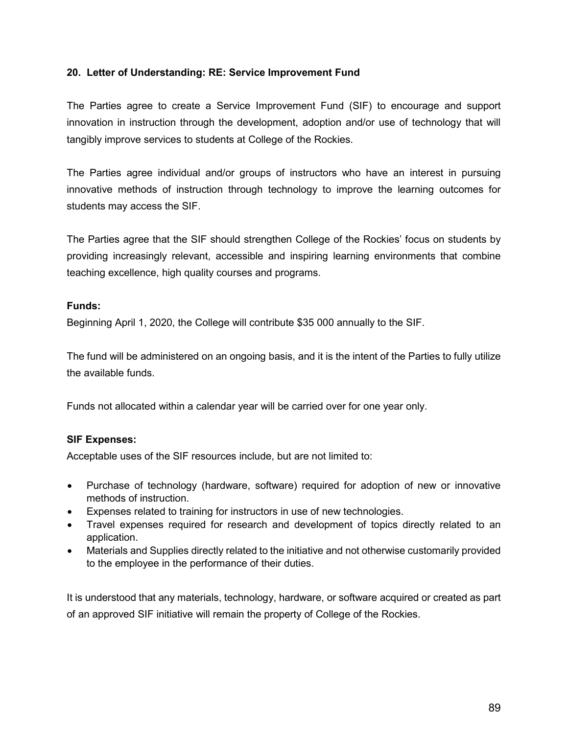## 20. Letter of Understanding: RE: Service Improvement Fund

The Parties agree to create a Service Improvement Fund (SIF) to encourage and support innovation in instruction through the development, adoption and/or use of technology that will tangibly improve services to students at College of the Rockies.

The Parties agree individual and/or groups of instructors who have an interest in pursuing innovative methods of instruction through technology to improve the learning outcomes for students may access the SIF.

The Parties agree that the SIF should strengthen College of the Rockies' focus on students by providing increasingly relevant, accessible and inspiring learning environments that combine teaching excellence, high quality courses and programs.

**Funds:**

Beginning April 1, 2020, the College will contribute $35 000 annually to the SIF.

The fund will be administered on an ongoing basis, and it is the intent of the Parties to fully utilize the available funds.

Funds not allocated within a calendar year will be carried over for one year only.

**SIF Expenses:**

Acceptable uses of the SIF resources include, but are not limited to:

- Purchase of technology (hardware, software) required for adoption of new or innovative methods of instruction.
- Expenses related to training for instructors in use of new technologies.
- Travel expenses required for research and development of topics directly related to an application.
- Materials and Supplies directly related to the initiative and not otherwise customarily provided to the employee in the performance of their duties.

It is understood that any materials, technology, hardware, or software acquired or created as part of an approved SIF initiative will remain the property of College of the Rockies.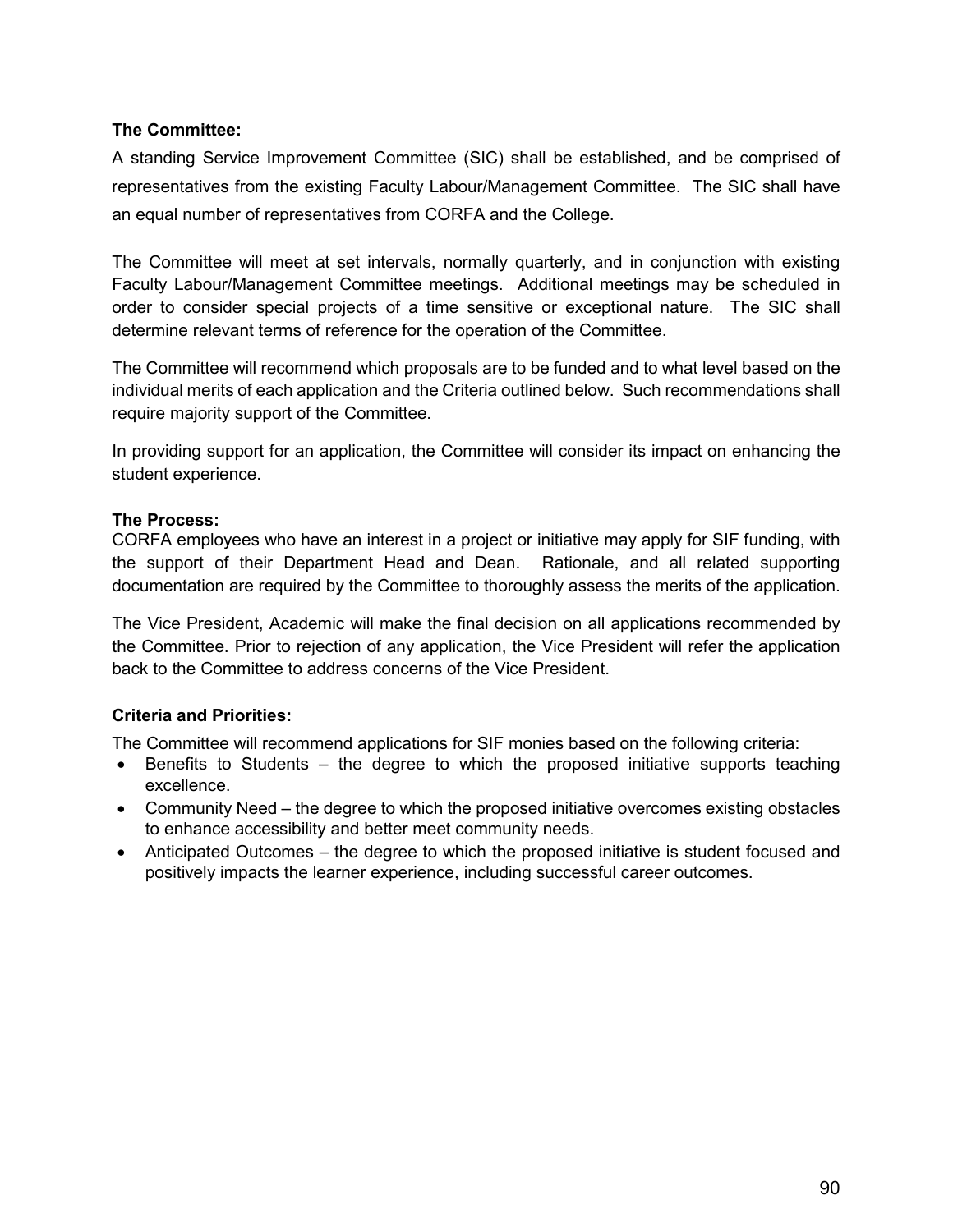**The Committee:**

A standing Service Improvement Committee (SIC) shall be established, and be comprised of representatives from the existing Faculty Labour/Management Committee. The SIC shall have an equal number of representatives from CORFA and the College.

The Committee will meet at set intervals, normally quarterly, and in conjunction with existing Faculty Labour/Management Committee meetings. Additional meetings may be scheduled in order to consider special projects of a time sensitive or exceptional nature. The SIC shall determine relevant terms of reference for the operation of the Committee.

The Committee will recommend which proposals are to be funded and to what level based on the individual merits of each application and the Criteria outlined below. Such recommendations shall require majority support of the Committee.

In providing support for an application, the Committee will consider its impact on enhancing the student experience.

**The Process:**

CORFA employees who have an interest in a project or initiative may apply for SIF funding, with the support of their Department Head and Dean. Rationale, and all related supporting documentation are required by the Committee to thoroughly assess the merits of the application.

The Vice President, Academic will make the final decision on all applications recommended by the Committee. Prior to rejection of any application, the Vice President will refer the application back to the Committee to address concerns of the Vice President.

**Criteria and Priorities:**

The Committee will recommend applications for SIF monies based on the following criteria:

- Benefits to Students – the degree to which the proposed initiative supports teaching excellence.
- Community Need – the degree to which the proposed initiative overcomes existing obstacles to enhance accessibility and better meet community needs.
- Anticipated Outcomes – the degree to which the proposed initiative is student focused and positively impacts the learner experience, including successful career outcomes.